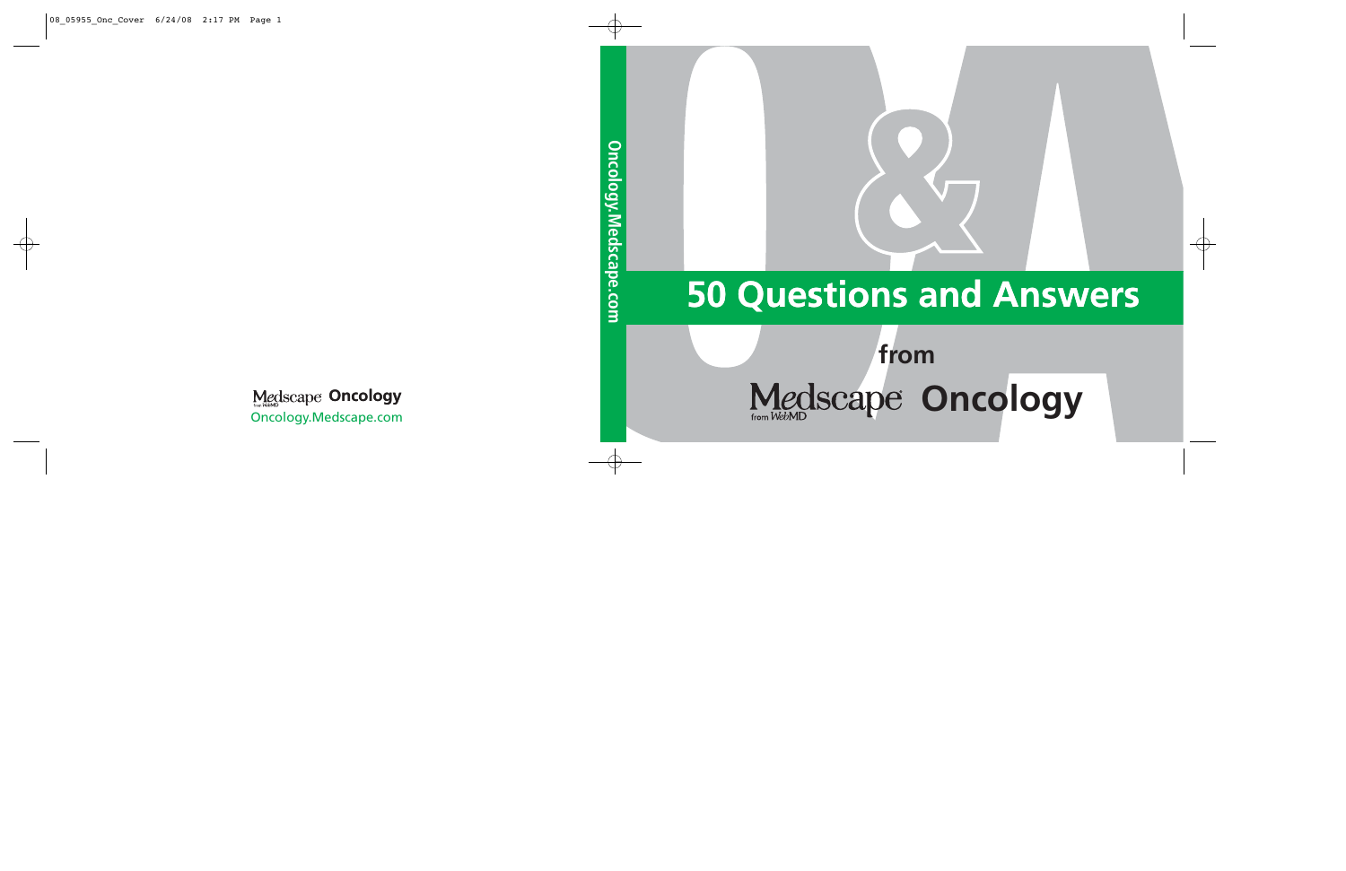Medscape Oncology
Oncology.Medscape.com

Oncology.Medscape.com

# 50 Questions and Answers

from

## Medscape Oncology

from WebMD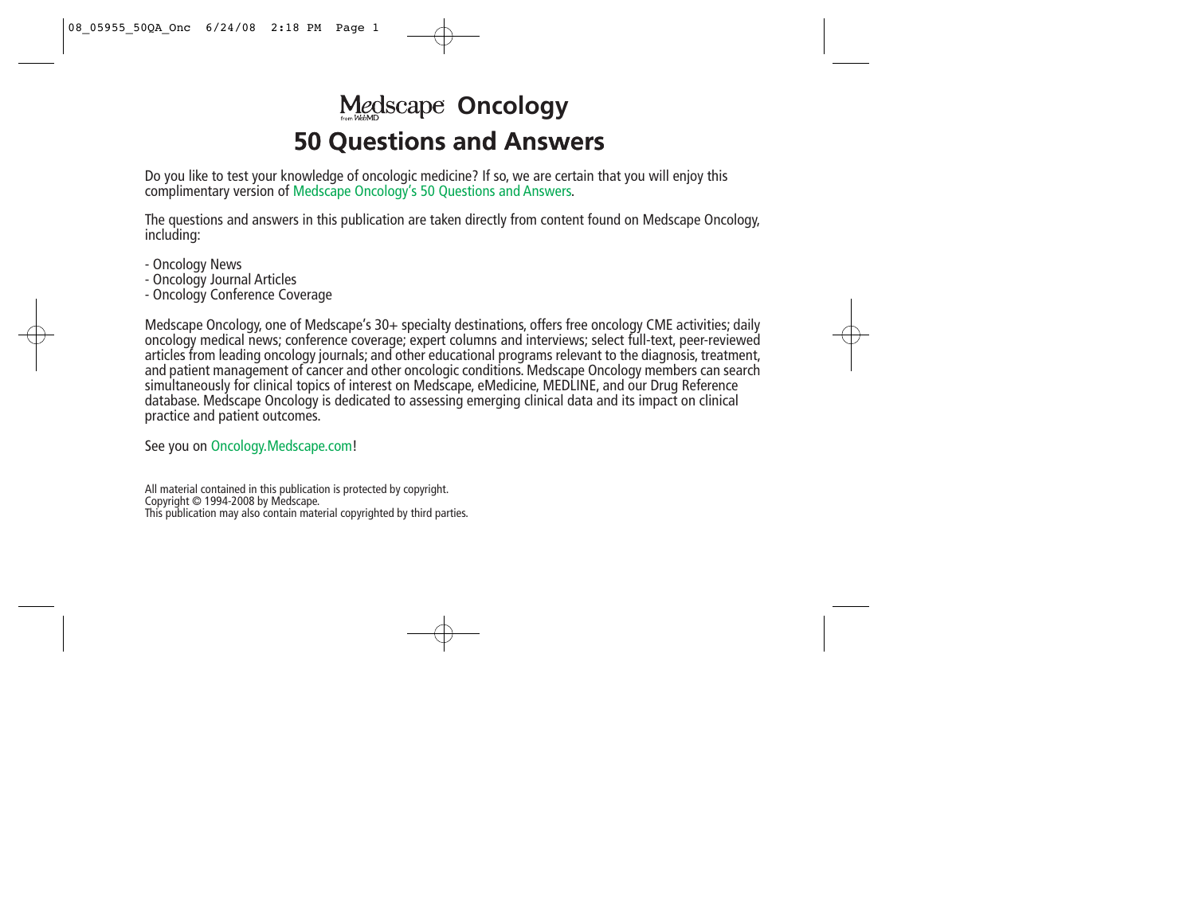# Medscape Oncology
# 50 Questions and Answers

Do you like to test your knowledge of oncologic medicine? If so, we are certain that you will enjoy this complimentary version of Medscape Oncology's 50 Questions and Answers.

The questions and answers in this publication are taken directly from content found on Medscape Oncology, including:

- Oncology News
- Oncology Journal Articles
- Oncology Conference Coverage

Medscape Oncology, one of Medscape's 30+ specialty destinations, offers free oncology CME activities; daily oncology medical news; conference coverage; expert columns and interviews; select full-text, peer-reviewed articles from leading oncology journals; and other educational programs relevant to the diagnosis, treatment, and patient management of cancer and other oncologic conditions. Medscape Oncology members can search simultaneously for clinical topics of interest on Medscape, eMedicine, MEDLINE, and our Drug Reference database. Medscape Oncology is dedicated to assessing emerging clinical data and its impact on clinical practice and patient outcomes.

See you on Oncology.Medscape.com!

All material contained in this publication is protected by copyright.
Copyright © 1994-2008 by Medscape.
This publication may also contain material copyrighted by third parties.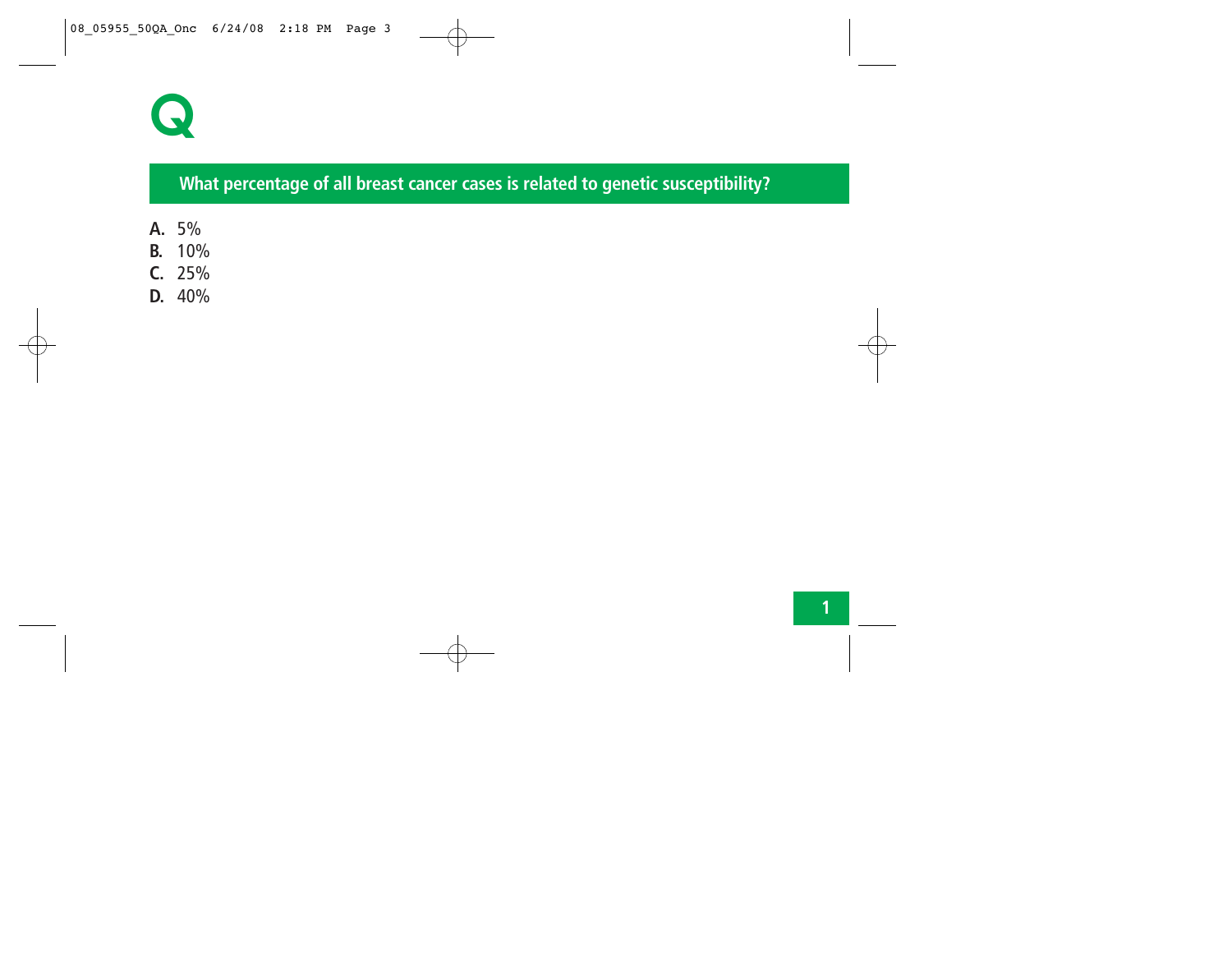# Q

## What percentage of all breast cancer cases is related to genetic susceptibility?

**A.** 5%
**B.** 10%
**C.** 25%
**D.** 40%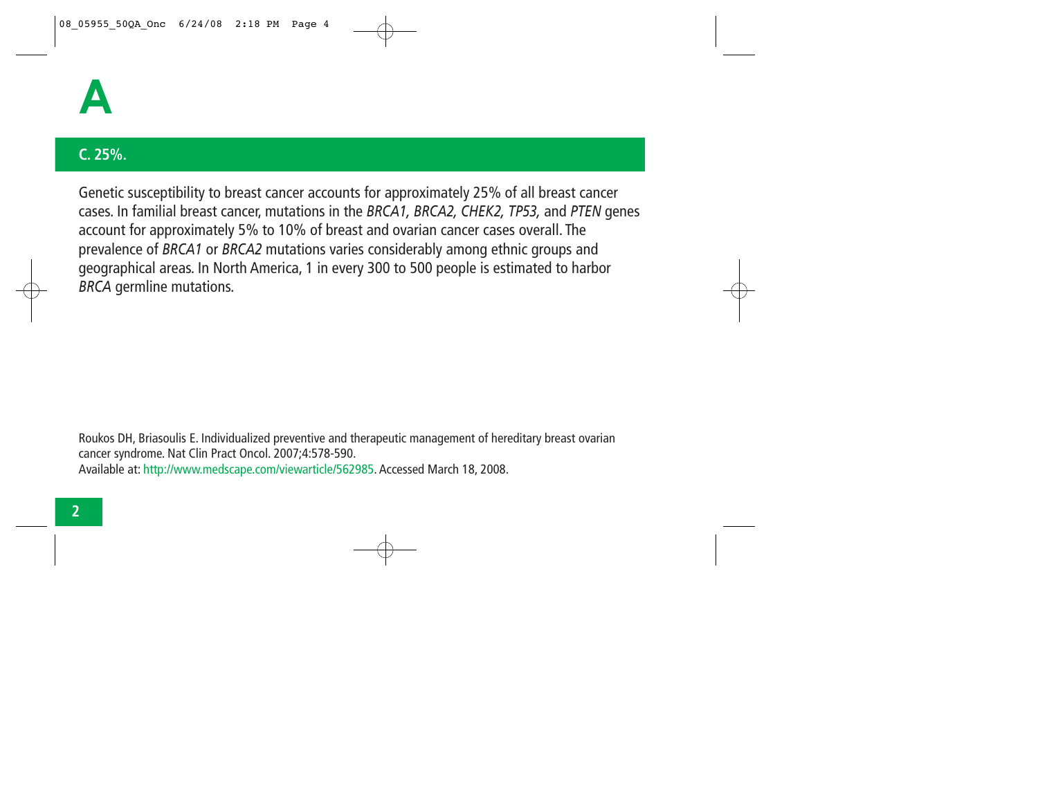# A

## C. 25%.

Genetic susceptibility to breast cancer accounts for approximately 25% of all breast cancer cases. In familial breast cancer, mutations in the *BRCA1, BRCA2, CHEK2, TP53,* and *PTEN* genes account for approximately 5% to 10% of breast and ovarian cancer cases overall. The prevalence of *BRCA1* or *BRCA2* mutations varies considerably among ethnic groups and geographical areas. In North America, 1 in every 300 to 500 people is estimated to harbor *BRCA* germline mutations.

Roukos DH, Briasoulis E. Individualized preventive and therapeutic management of hereditary breast ovarian cancer syndrome. Nat Clin Pract Oncol. 2007;4:578-590.
Available at: http://www.medscape.com/viewarticle/562985. Accessed March 18, 2008.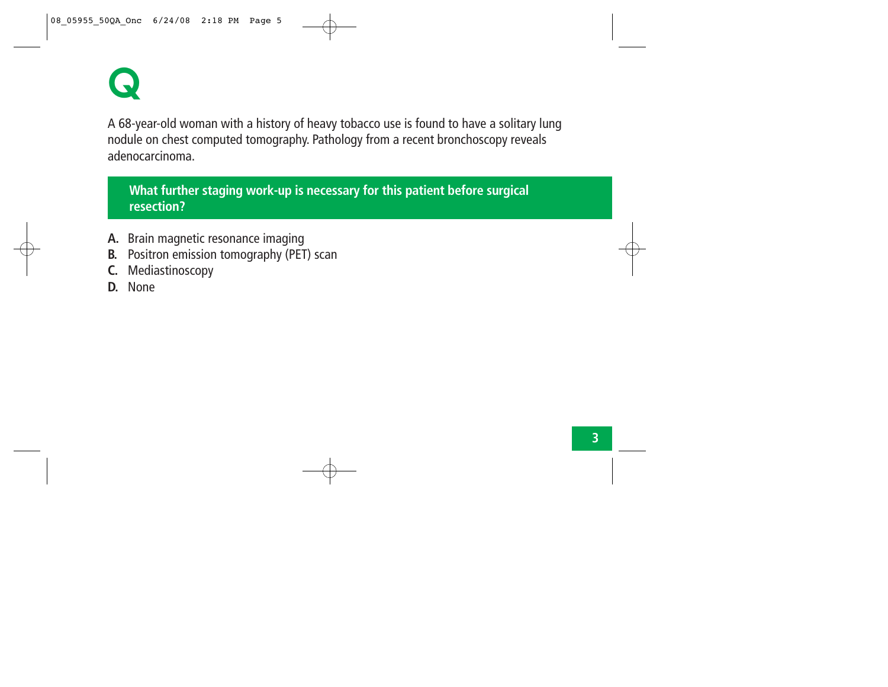# Q

A 68-year-old woman with a history of heavy tobacco use is found to have a solitary lung nodule on chest computed tomography. Pathology from a recent bronchoscopy reveals adenocarcinoma.

**What further staging work-up is necessary for this patient before surgical resection?**

**A.** Brain magnetic resonance imaging
**B.** Positron emission tomography (PET) scan
**C.** Mediastinoscopy
**D.** None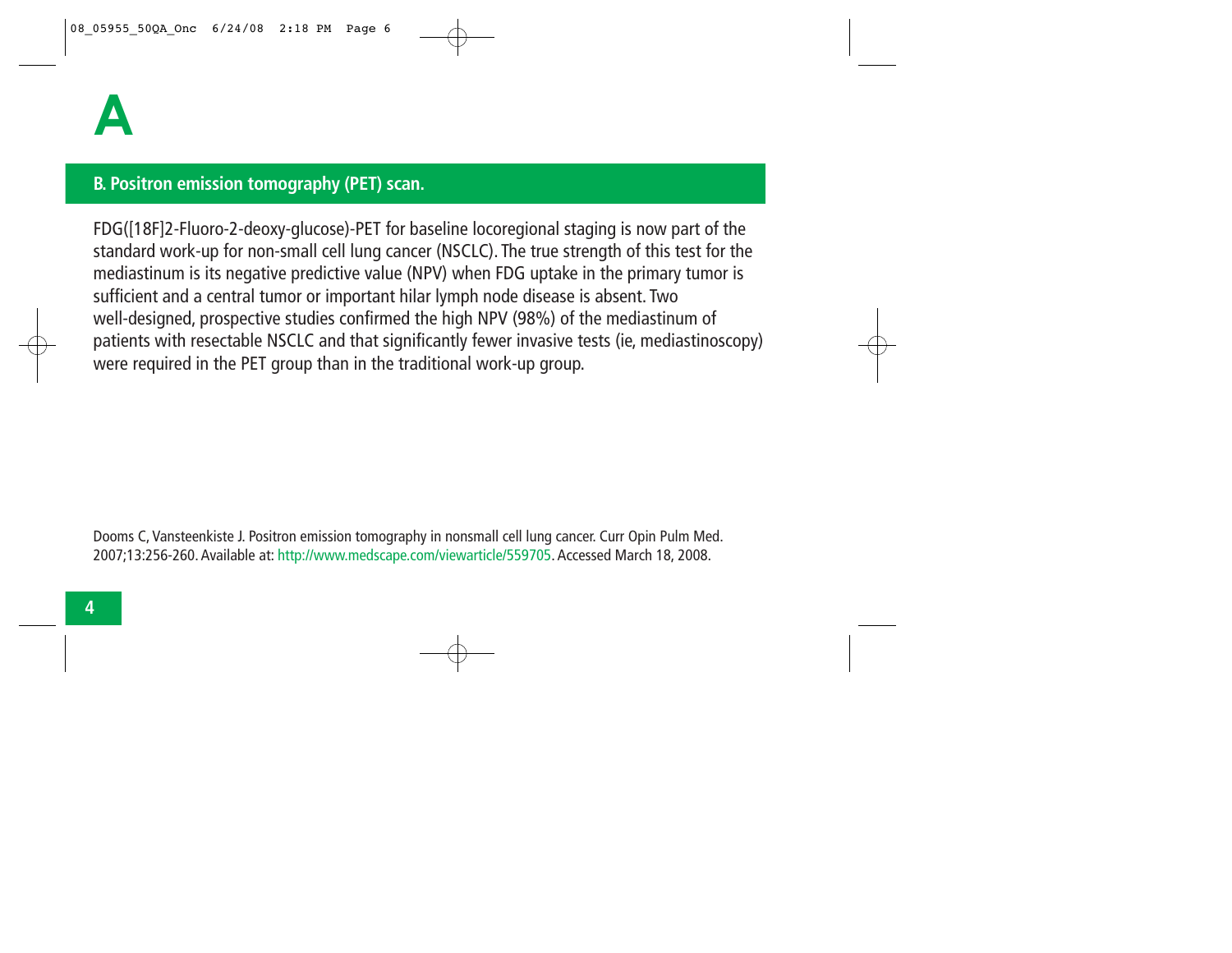# A

## B. Positron emission tomography (PET) scan.

FDG([18F]2-Fluoro-2-deoxy-glucose)-PET for baseline locoregional staging is now part of the standard work-up for non-small cell lung cancer (NSCLC). The true strength of this test for the mediastinum is its negative predictive value (NPV) when FDG uptake in the primary tumor is sufficient and a central tumor or important hilar lymph node disease is absent. Two well-designed, prospective studies confirmed the high NPV (98%) of the mediastinum of patients with resectable NSCLC and that significantly fewer invasive tests (ie, mediastinoscopy) were required in the PET group than in the traditional work-up group.

Dooms C, Vansteenkiste J. Positron emission tomography in nonsmall cell lung cancer. Curr Opin Pulm Med. 2007;13:256-260. Available at: http://www.medscape.com/viewarticle/559705. Accessed March 18, 2008.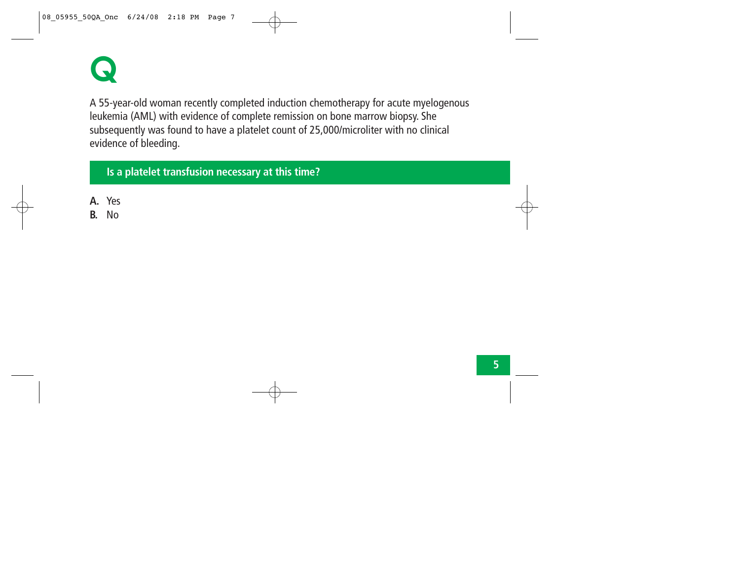# Q

A 55-year-old woman recently completed induction chemotherapy for acute myelogenous leukemia (AML) with evidence of complete remission on bone marrow biopsy. She subsequently was found to have a platelet count of 25,000/microliter with no clinical evidence of bleeding.

**Is a platelet transfusion necessary at this time?**

**A.** Yes
**B.** No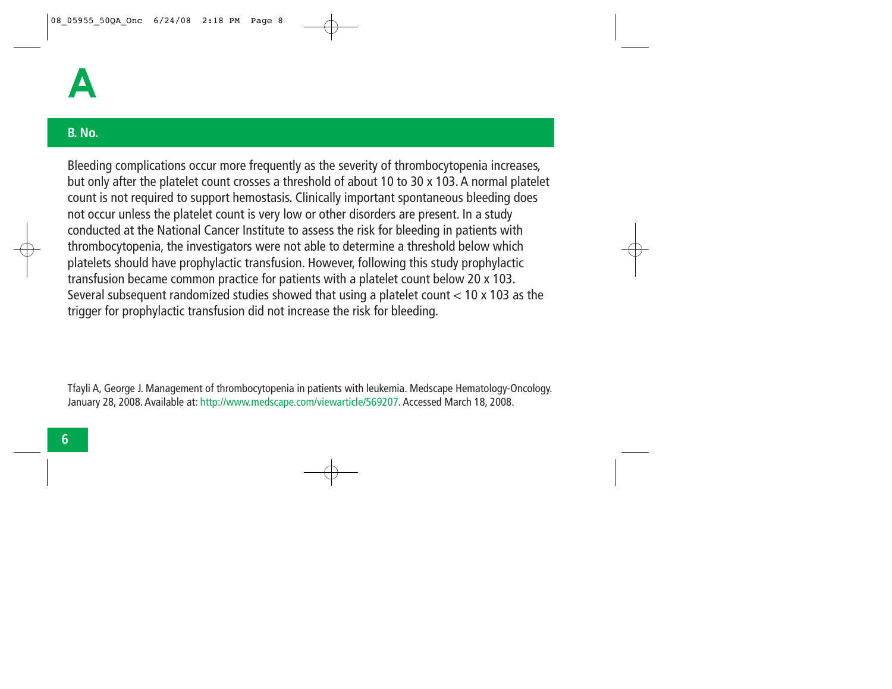# A

## B. No.

Bleeding complications occur more frequently as the severity of thrombocytopenia increases, but only after the platelet count crosses a threshold of about 10 to 30 x 103. A normal platelet count is not required to support hemostasis. Clinically important spontaneous bleeding does not occur unless the platelet count is very low or other disorders are present. In a study conducted at the National Cancer Institute to assess the risk for bleeding in patients with thrombocytopenia, the investigators were not able to determine a threshold below which platelets should have prophylactic transfusion. However, following this study prophylactic transfusion became common practice for patients with a platelet count below 20 x 103. Several subsequent randomized studies showed that using a platelet count < 10 x 103 as the trigger for prophylactic transfusion did not increase the risk for bleeding.

Tfayli A, George J. Management of thrombocytopenia in patients with leukemia. Medscape Hematology-Oncology. January 28, 2008. Available at: http://www.medscape.com/viewarticle/569207. Accessed March 18, 2008.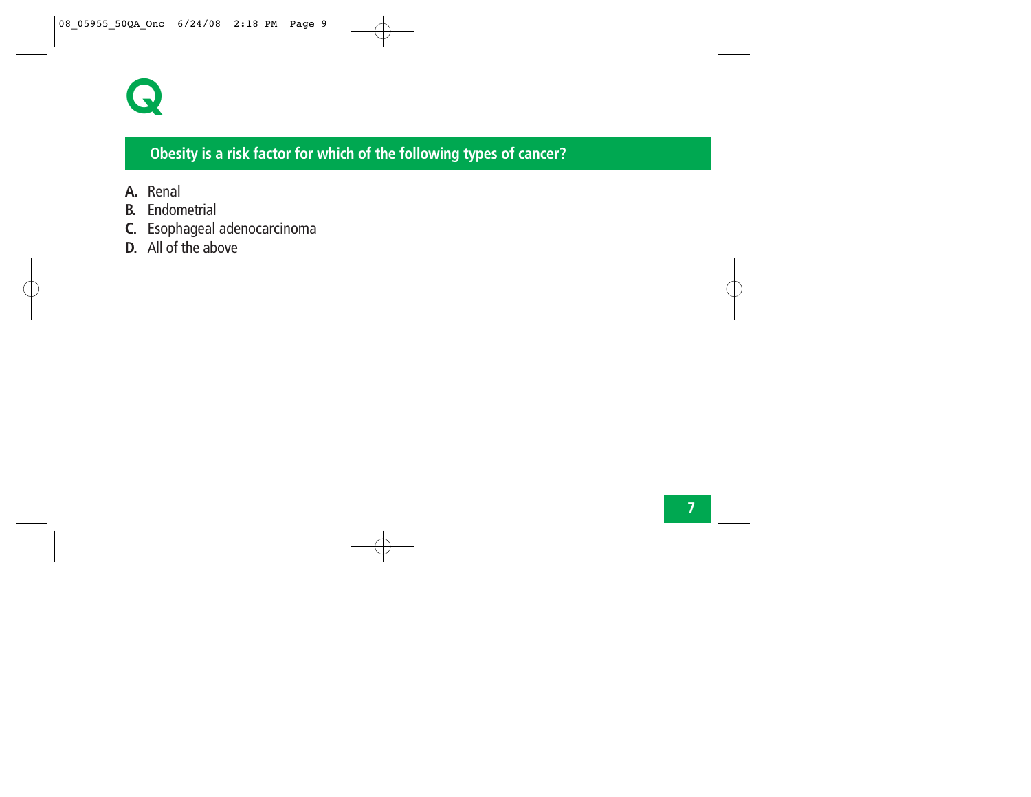# Q

## Obesity is a risk factor for which of the following types of cancer?

**A.** Renal
**B.** Endometrial
**C.** Esophageal adenocarcinoma
**D.** All of the above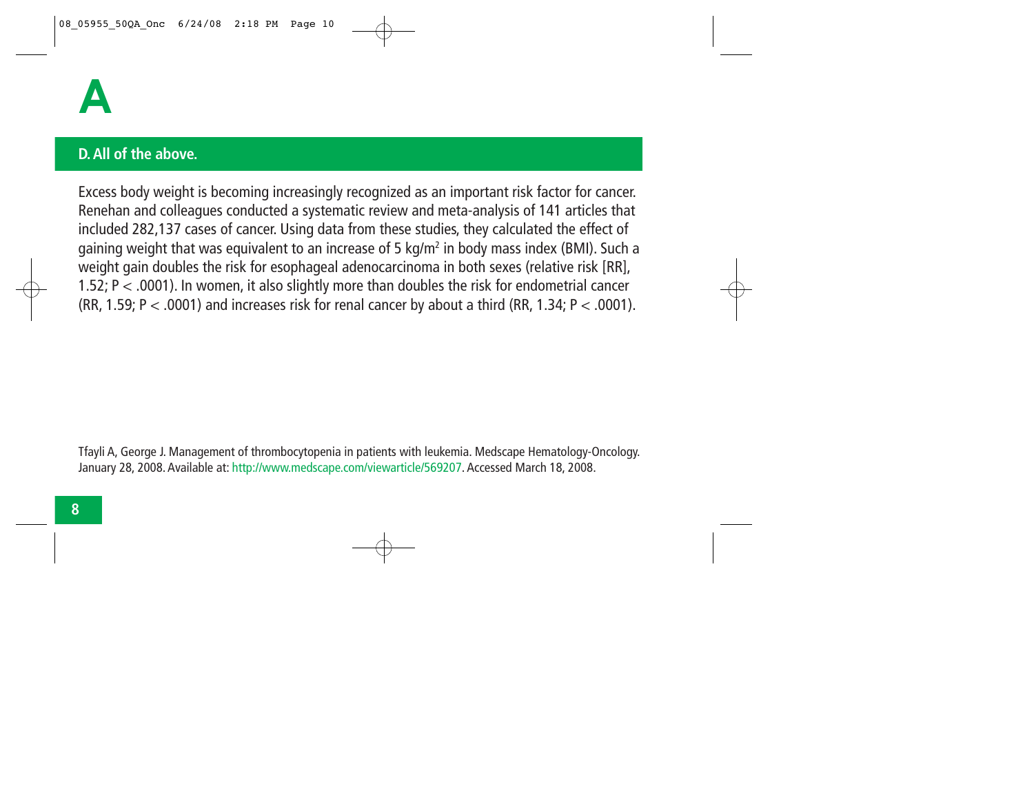# A

**D. All of the above.**

Excess body weight is becoming increasingly recognized as an important risk factor for cancer. Renehan and colleagues conducted a systematic review and meta-analysis of 141 articles that included 282,137 cases of cancer. Using data from these studies, they calculated the effect of gaining weight that was equivalent to an increase of 5 $kg/m^2$ in body mass index (BMI). Such a weight gain doubles the risk for esophageal adenocarcinoma in both sexes (relative risk [RR], 1.52; $P < .0001$). In women, it also slightly more than doubles the risk for endometrial cancer (RR, 1.59; $P < .0001$) and increases risk for renal cancer by about a third (RR, 1.34; $P < .0001$).

Tfayli A, George J. Management of thrombocytopenia in patients with leukemia. Medscape Hematology-Oncology. January 28, 2008. Available at: http://www.medscape.com/viewarticle/569207. Accessed March 18, 2008.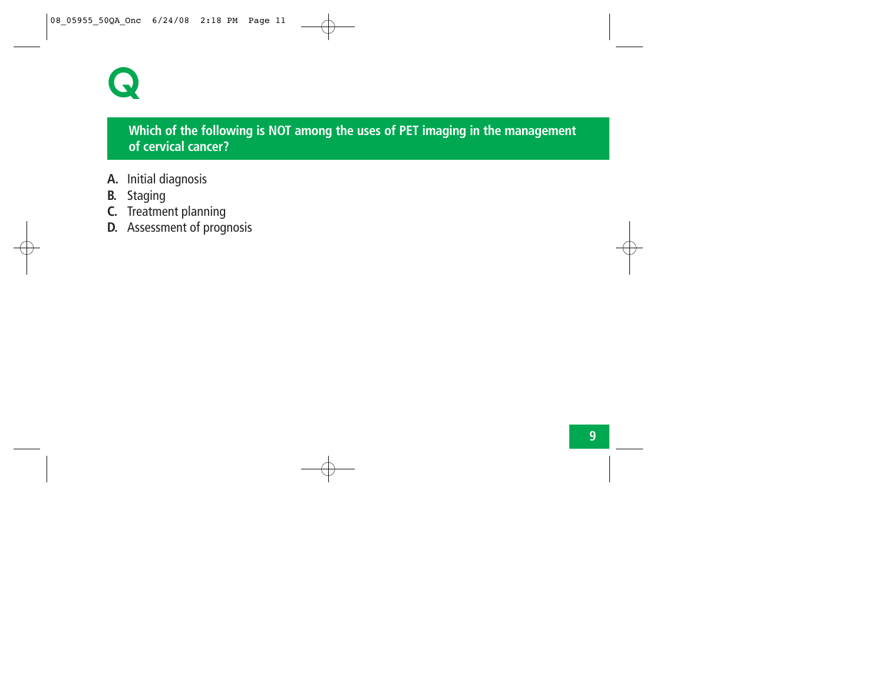# Q

**Which of the following is NOT among the uses of PET imaging in the management of cervical cancer?**

**A.** Initial diagnosis
**B.** Staging
**C.** Treatment planning
**D.** Assessment of prognosis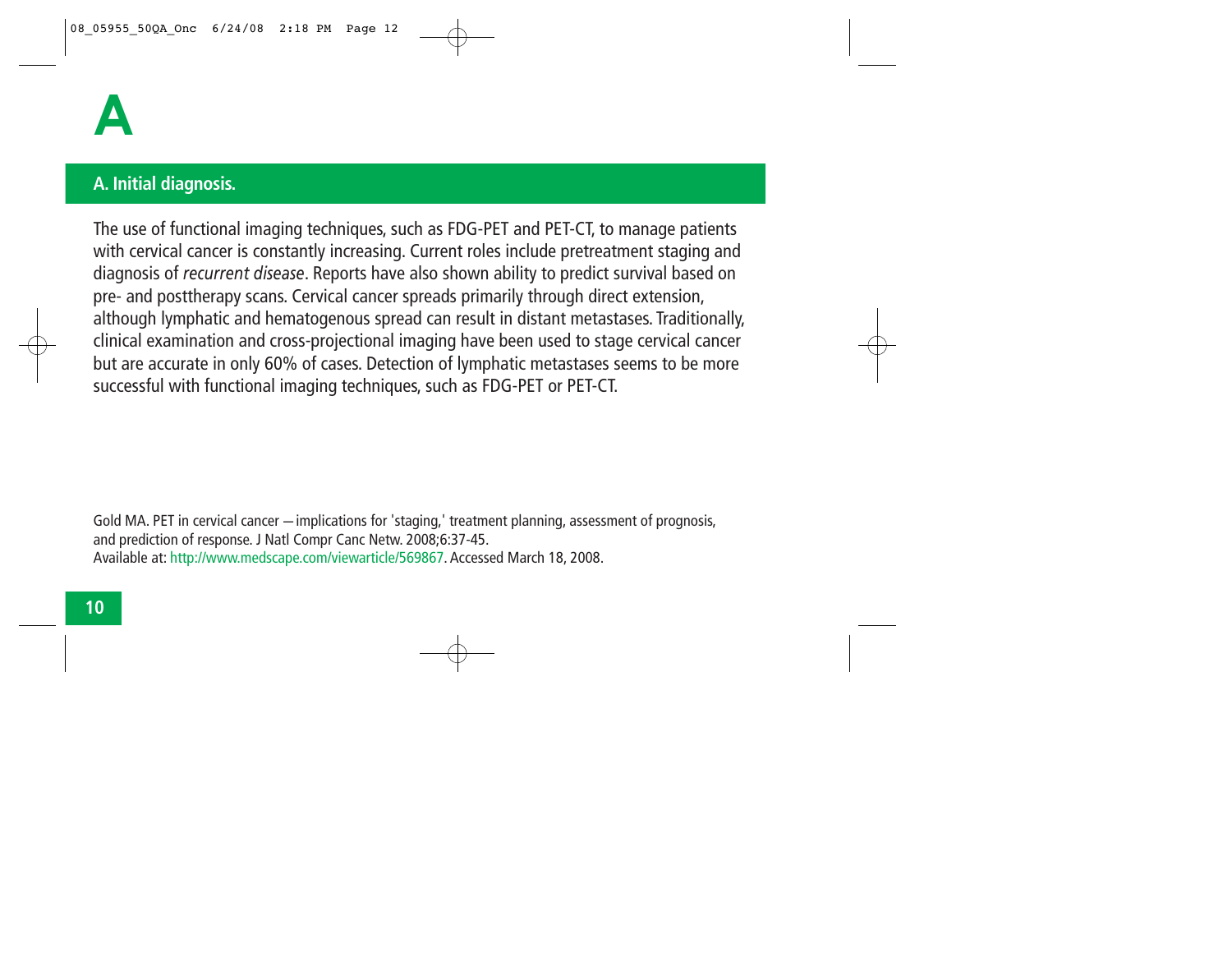# A

## A. Initial diagnosis.

The use of functional imaging techniques, such as FDG-PET and PET-CT, to manage patients with cervical cancer is constantly increasing. Current roles include pretreatment staging and diagnosis of *recurrent disease*. Reports have also shown ability to predict survival based on pre- and posttherapy scans. Cervical cancer spreads primarily through direct extension, although lymphatic and hematogenous spread can result in distant metastases. Traditionally, clinical examination and cross-projectional imaging have been used to stage cervical cancer but are accurate in only 60% of cases. Detection of lymphatic metastases seems to be more successful with functional imaging techniques, such as FDG-PET or PET-CT.

Gold MA. PET in cervical cancer — implications for 'staging,' treatment planning, assessment of prognosis, and prediction of response. J Natl Compr Canc Netw. 2008;6:37-45.
Available at: http://www.medscape.com/viewarticle/569867. Accessed March 18, 2008.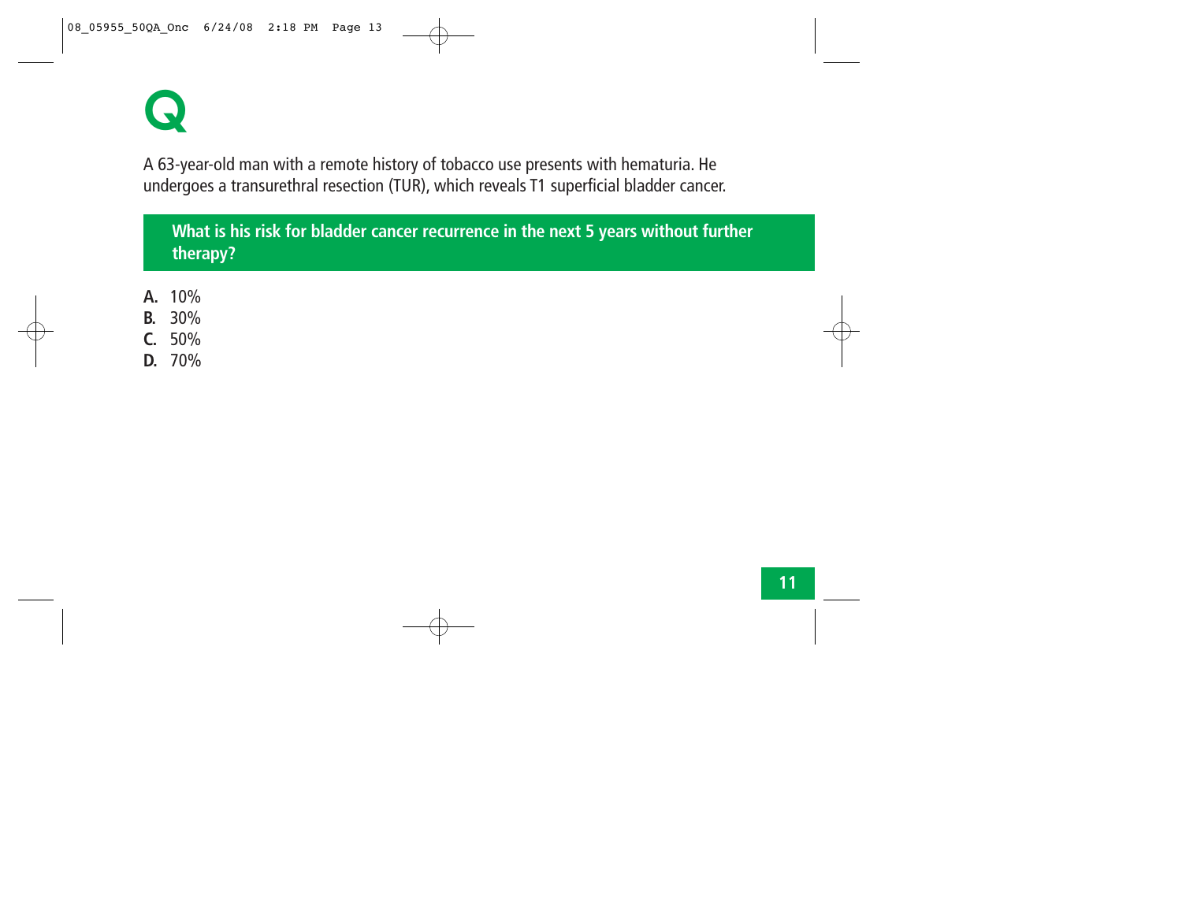# Q

A 63-year-old man with a remote history of tobacco use presents with hematuria. He undergoes a transurethral resection (TUR), which reveals T1 superficial bladder cancer.

**What is his risk for bladder cancer recurrence in the next 5 years without further therapy?**

**A.** 10%
**B.** 30%
**C.** 50%
**D.** 70%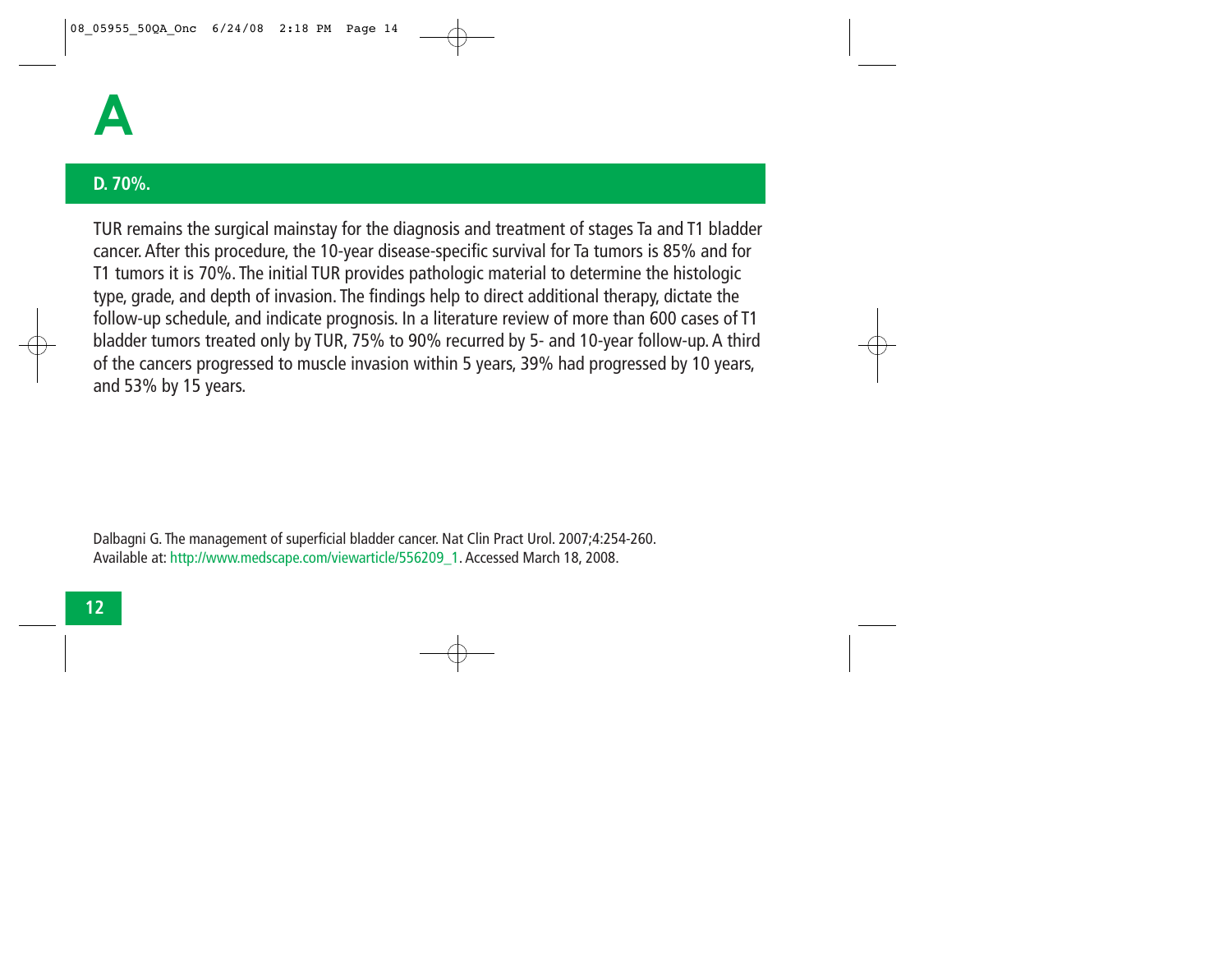# A

## D. 70%.

TUR remains the surgical mainstay for the diagnosis and treatment of stages Ta and T1 bladder cancer. After this procedure, the 10-year disease-specific survival for Ta tumors is 85% and for T1 tumors it is 70%. The initial TUR provides pathologic material to determine the histologic type, grade, and depth of invasion. The findings help to direct additional therapy, dictate the follow-up schedule, and indicate prognosis. In a literature review of more than 600 cases of T1 bladder tumors treated only by TUR, 75% to 90% recurred by 5- and 10-year follow-up. A third of the cancers progressed to muscle invasion within 5 years, 39% had progressed by 10 years, and 53% by 15 years.

Dalbagni G. The management of superficial bladder cancer. Nat Clin Pract Urol. 2007;4:254-260. Available at: http://www.medscape.com/viewarticle/556209_1. Accessed March 18, 2008.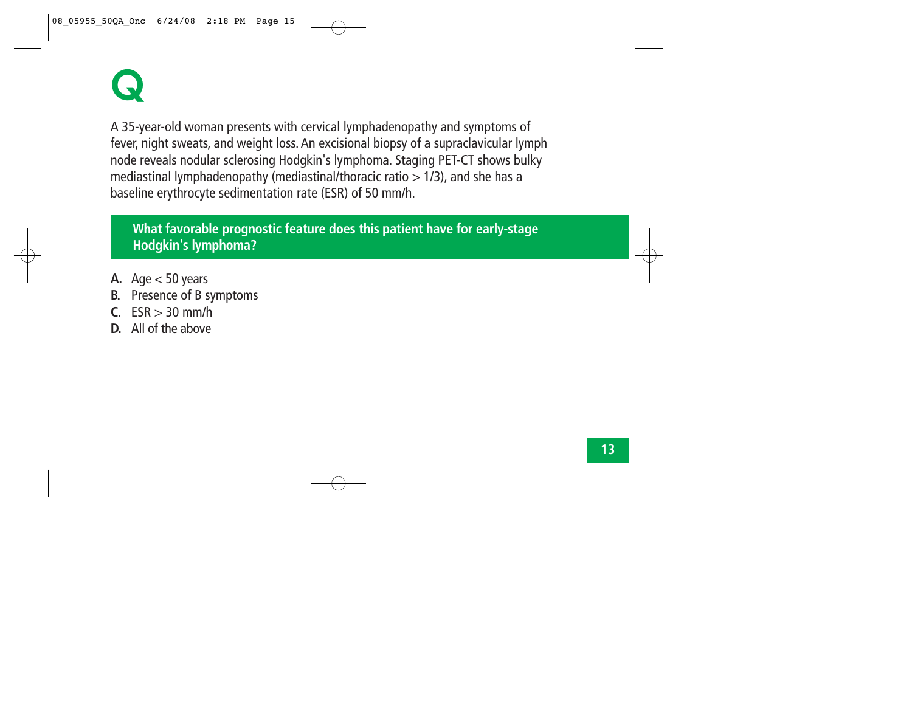# Q

A 35-year-old woman presents with cervical lymphadenopathy and symptoms of fever, night sweats, and weight loss. An excisional biopsy of a supraclavicular lymph node reveals nodular sclerosing Hodgkin's lymphoma. Staging PET-CT shows bulky mediastinal lymphadenopathy (mediastinal/thoracic ratio > 1/3), and she has a baseline erythrocyte sedimentation rate (ESR) of 50 mm/h.

**What favorable prognostic feature does this patient have for early-stage Hodgkin's lymphoma?**

**A.** Age < 50 years
**B.** Presence of B symptoms
**C.** ESR > 30 mm/h
**D.** All of the above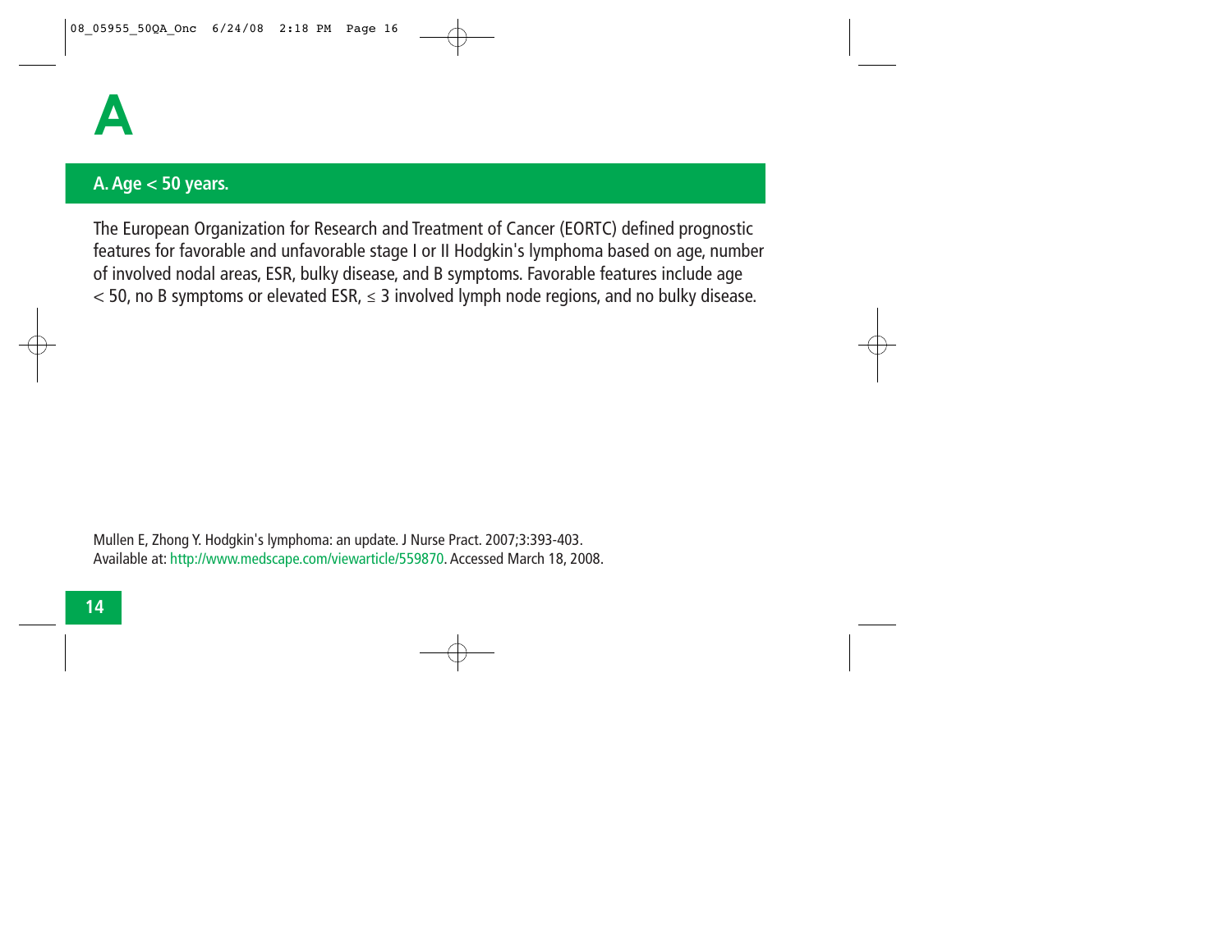# A

## A. Age < 50 years.

The European Organization for Research and Treatment of Cancer (EORTC) defined prognostic features for favorable and unfavorable stage I or II Hodgkin's lymphoma based on age, number of involved nodal areas, ESR, bulky disease, and B symptoms. Favorable features include age < 50, no B symptoms or elevated ESR, ≤ 3 involved lymph node regions, and no bulky disease.

Mullen E, Zhong Y. Hodgkin's lymphoma: an update. J Nurse Pract. 2007;3:393-403.
Available at: http://www.medscape.com/viewarticle/559870. Accessed March 18, 2008.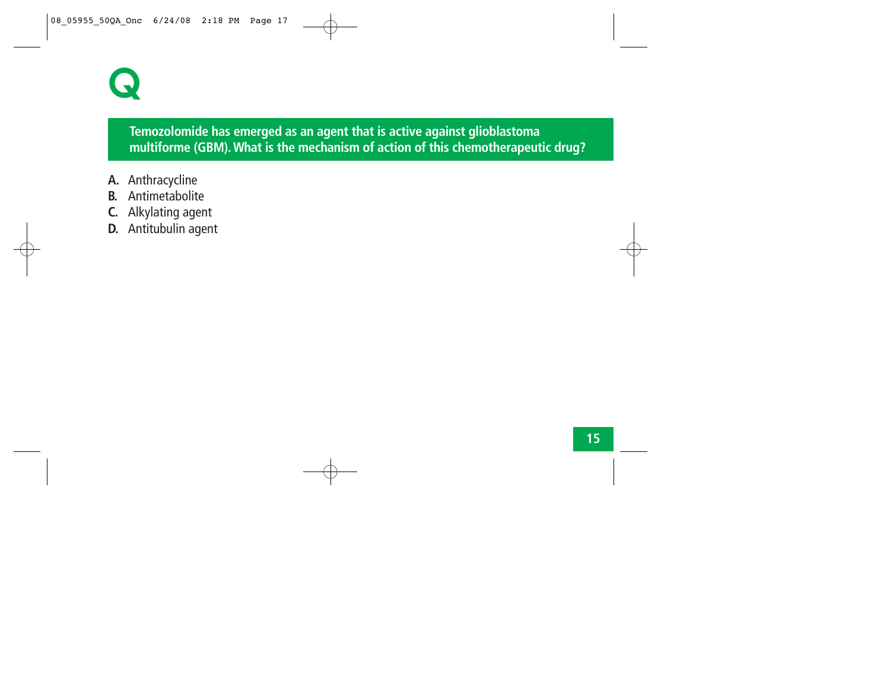# Q

**Temozolomide has emerged as an agent that is active against glioblastoma multiforme (GBM). What is the mechanism of action of this chemotherapeutic drug?**

**A.** Anthracycline
**B.** Antimetabolite
**C.** Alkylating agent
**D.** Antitubulin agent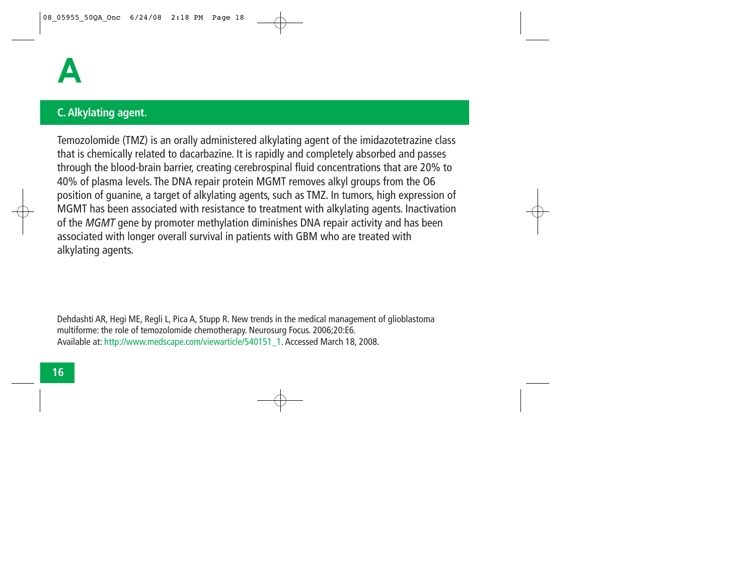# A

## C. Alkylating agent.

Temozolomide (TMZ) is an orally administered alkylating agent of the imidazotetrazine class that is chemically related to dacarbazine. It is rapidly and completely absorbed and passes through the blood-brain barrier, creating cerebrospinal fluid concentrations that are 20% to 40% of plasma levels. The DNA repair protein MGMT removes alkyl groups from the O6 position of guanine, a target of alkylating agents, such as TMZ. In tumors, high expression of MGMT has been associated with resistance to treatment with alkylating agents. Inactivation of the *MGMT* gene by promoter methylation diminishes DNA repair activity and has been associated with longer overall survival in patients with GBM who are treated with alkylating agents.

Dehdashti AR, Hegi ME, Regli L, Pica A, Stupp R. New trends in the medical management of glioblastoma multiforme: the role of temozolomide chemotherapy. Neurosurg Focus. 2006;20:E6. Available at: http://www.medscape.com/viewarticle/540151_1. Accessed March 18, 2008.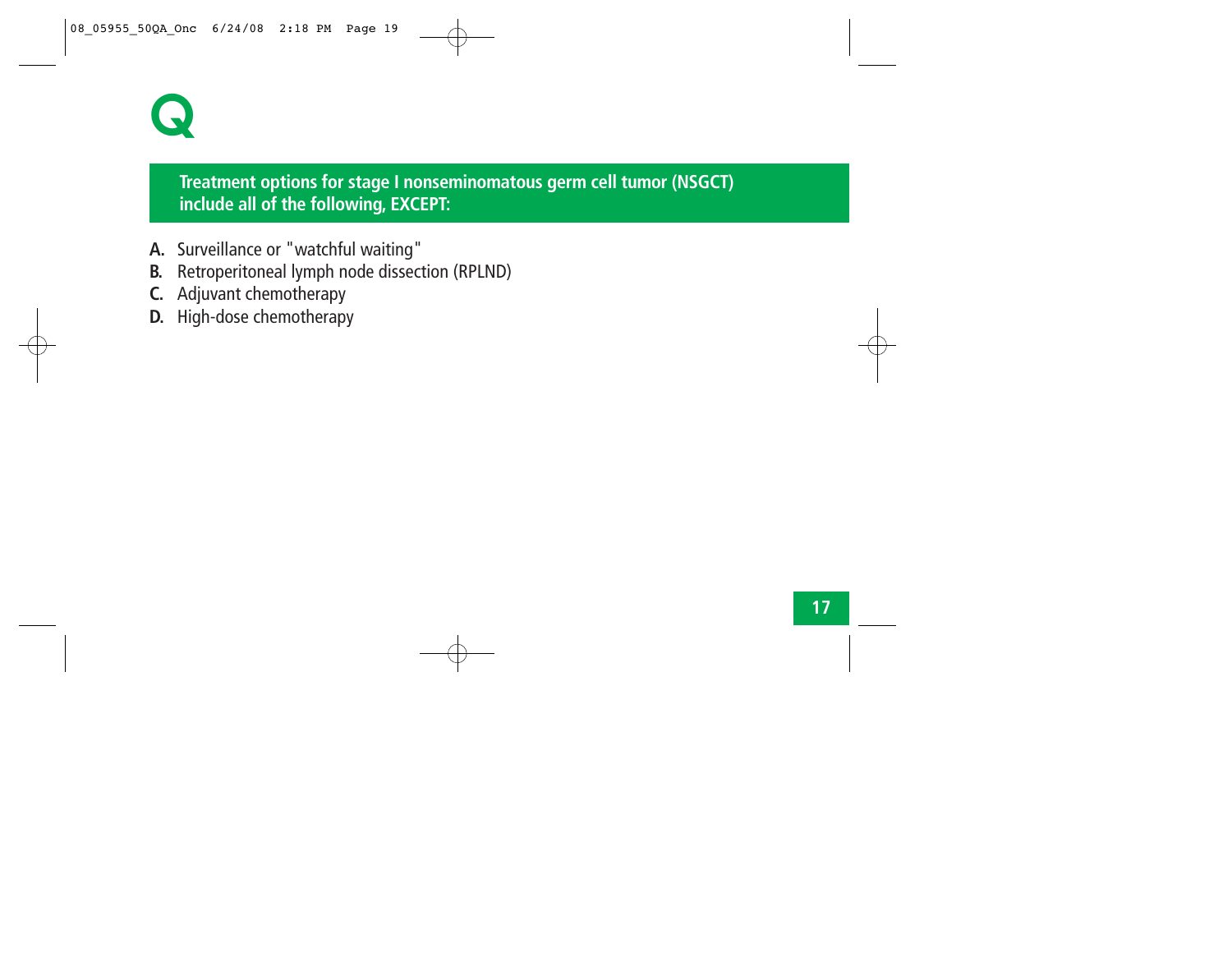# Q

**Treatment options for stage I nonseminomatous germ cell tumor (NSGCT) include all of the following, EXCEPT:**

**A.** Surveillance or "watchful waiting"
**B.** Retroperitoneal lymph node dissection (RPLND)
**C.** Adjuvant chemotherapy
**D.** High-dose chemotherapy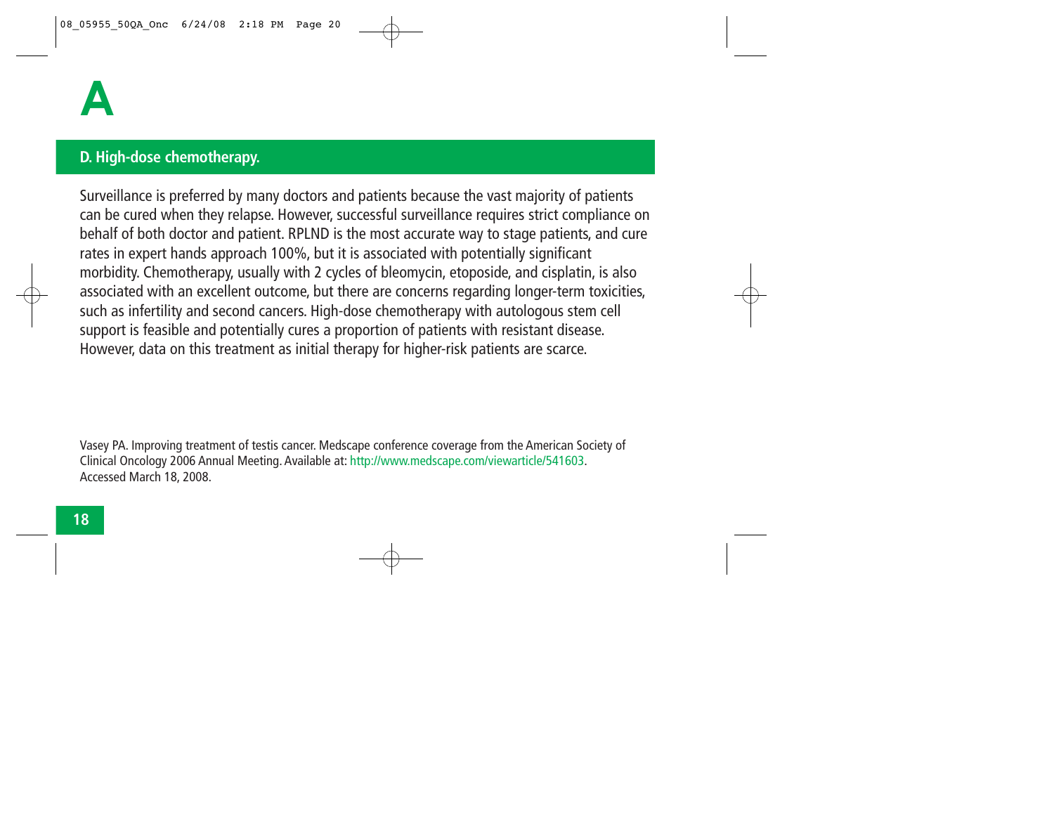# A

## D. High-dose chemotherapy.

Surveillance is preferred by many doctors and patients because the vast majority of patients can be cured when they relapse. However, successful surveillance requires strict compliance on behalf of both doctor and patient. RPLND is the most accurate way to stage patients, and cure rates in expert hands approach 100%, but it is associated with potentially significant morbidity. Chemotherapy, usually with 2 cycles of bleomycin, etoposide, and cisplatin, is also associated with an excellent outcome, but there are concerns regarding longer-term toxicities, such as infertility and second cancers. High-dose chemotherapy with autologous stem cell support is feasible and potentially cures a proportion of patients with resistant disease. However, data on this treatment as initial therapy for higher-risk patients are scarce.

Vasey PA. Improving treatment of testis cancer. Medscape conference coverage from the American Society of Clinical Oncology 2006 Annual Meeting. Available at: http://www.medscape.com/viewarticle/541603. Accessed March 18, 2008.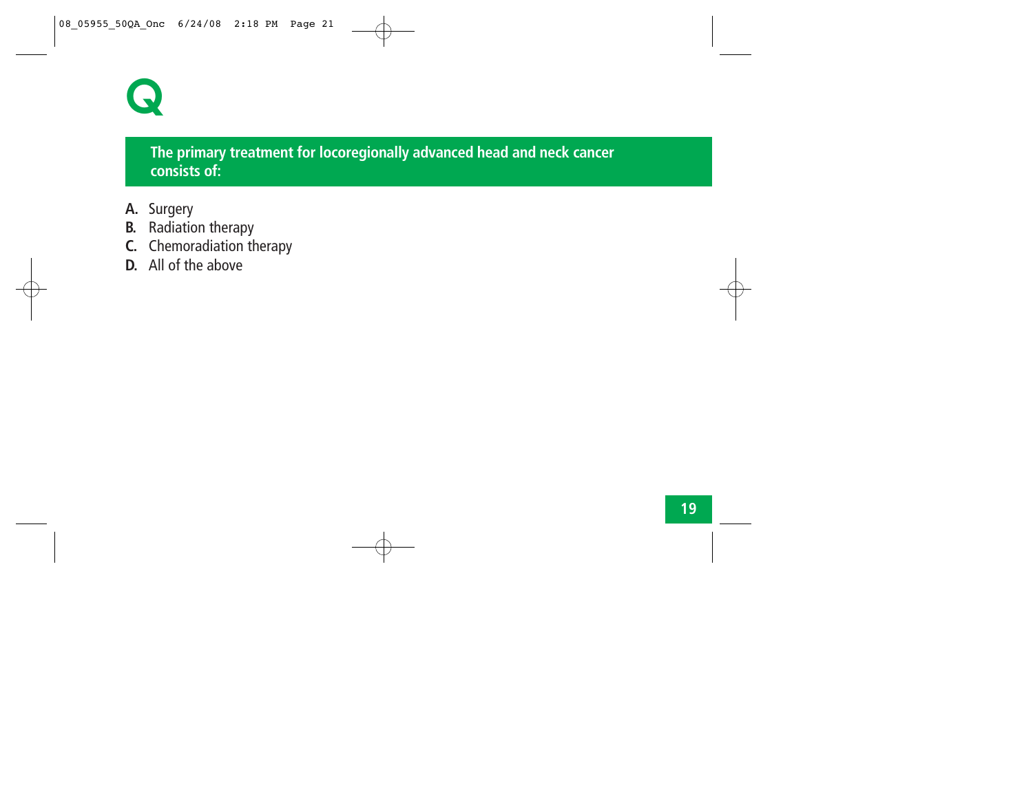# Q

**The primary treatment for locoregionally advanced head and neck cancer consists of:**

**A.** Surgery
**B.** Radiation therapy
**C.** Chemoradiation therapy
**D.** All of the above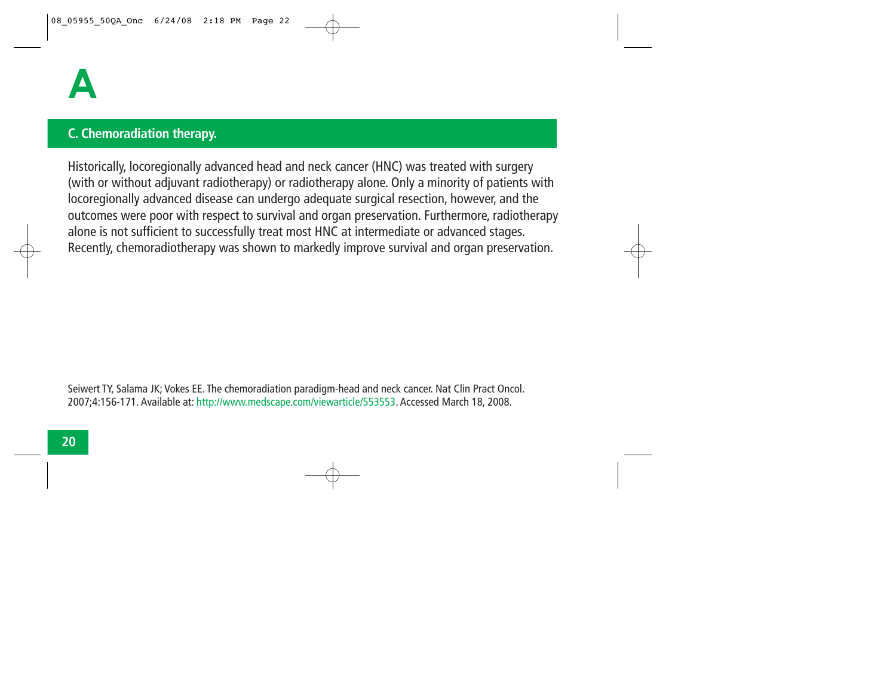# A

## C. Chemoradiation therapy.

Historically, locoregionally advanced head and neck cancer (HNC) was treated with surgery (with or without adjuvant radiotherapy) or radiotherapy alone. Only a minority of patients with locoregionally advanced disease can undergo adequate surgical resection, however, and the outcomes were poor with respect to survival and organ preservation. Furthermore, radiotherapy alone is not sufficient to successfully treat most HNC at intermediate or advanced stages. Recently, chemoradiotherapy was shown to markedly improve survival and organ preservation.

Seiwert TY, Salama JK; Vokes EE. The chemoradiation paradigm-head and neck cancer. Nat Clin Pract Oncol. 2007;4:156-171. Available at: http://www.medscape.com/viewarticle/553553. Accessed March 18, 2008.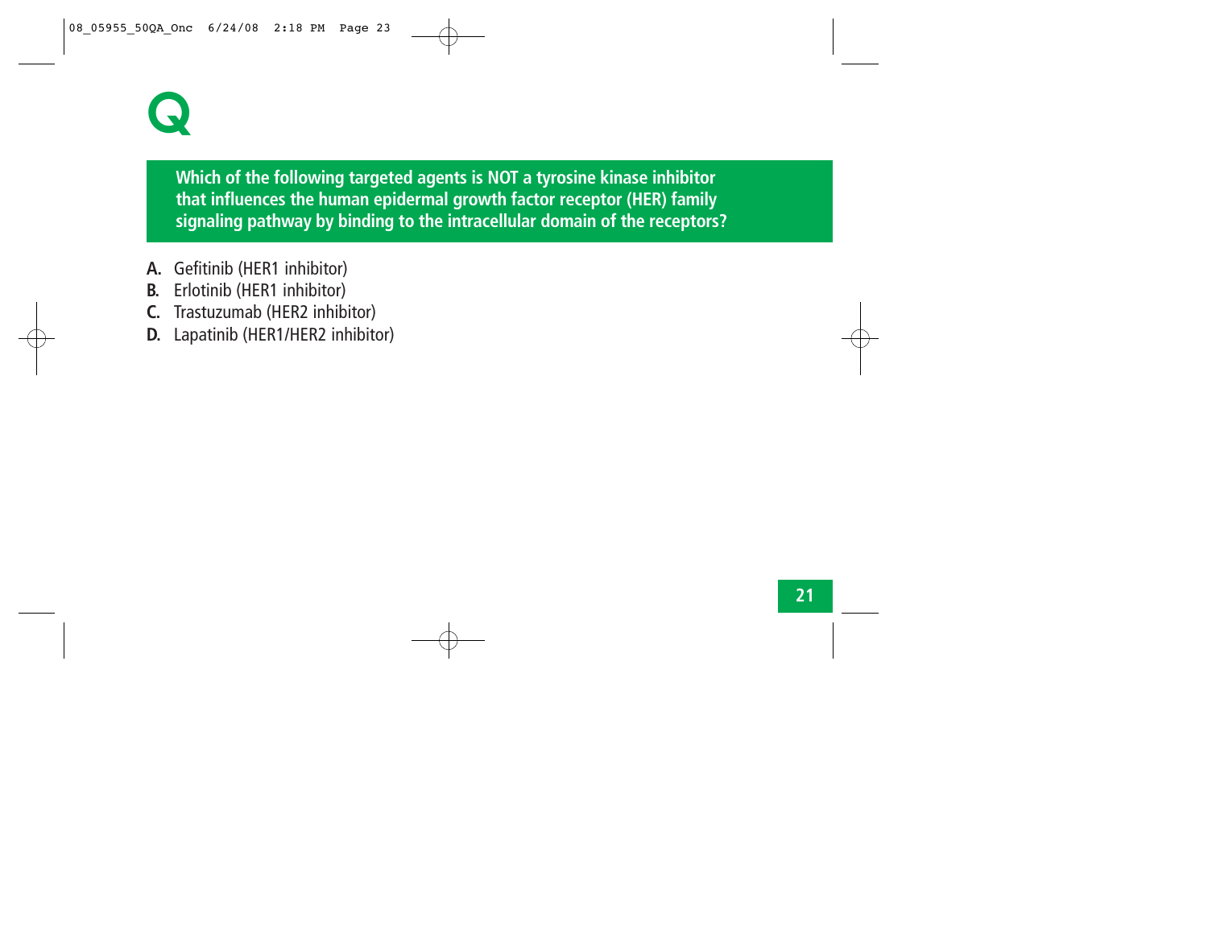# Q

**Which of the following targeted agents is NOT a tyrosine kinase inhibitor that influences the human epidermal growth factor receptor (HER) family signaling pathway by binding to the intracellular domain of the receptors?**

**A.** Gefitinib (HER1 inhibitor)
**B.** Erlotinib (HER1 inhibitor)
**C.** Trastuzumab (HER2 inhibitor)
**D.** Lapatinib (HER1/HER2 inhibitor)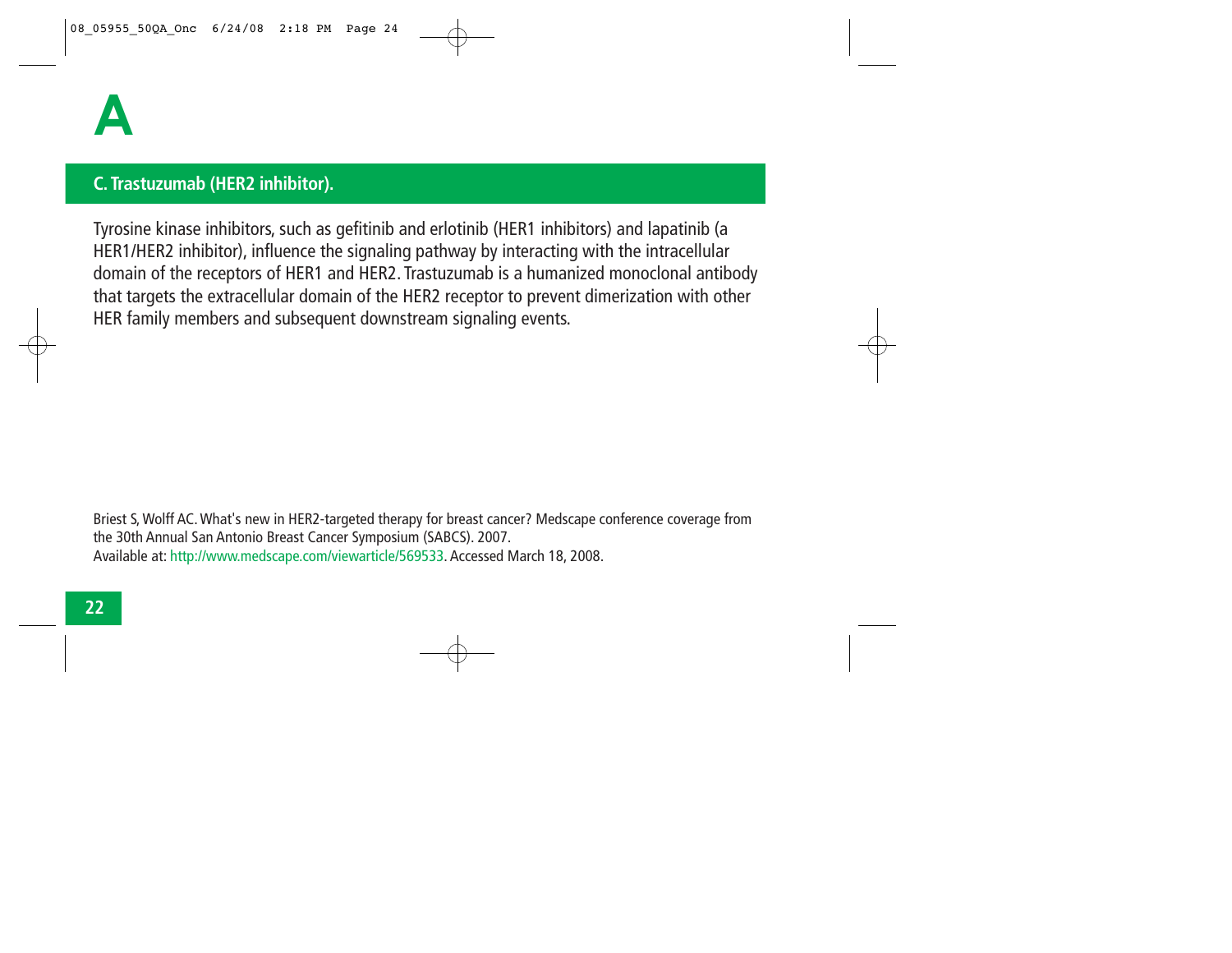# A

## C. Trastuzumab (HER2 inhibitor).

Tyrosine kinase inhibitors, such as gefitinib and erlotinib (HER1 inhibitors) and lapatinib (a HER1/HER2 inhibitor), influence the signaling pathway by interacting with the intracellular domain of the receptors of HER1 and HER2. Trastuzumab is a humanized monoclonal antibody that targets the extracellular domain of the HER2 receptor to prevent dimerization with other HER family members and subsequent downstream signaling events.

Briest S, Wolff AC. What's new in HER2-targeted therapy for breast cancer? Medscape conference coverage from the 30th Annual San Antonio Breast Cancer Symposium (SABCS). 2007.
Available at: http://www.medscape.com/viewarticle/569533. Accessed March 18, 2008.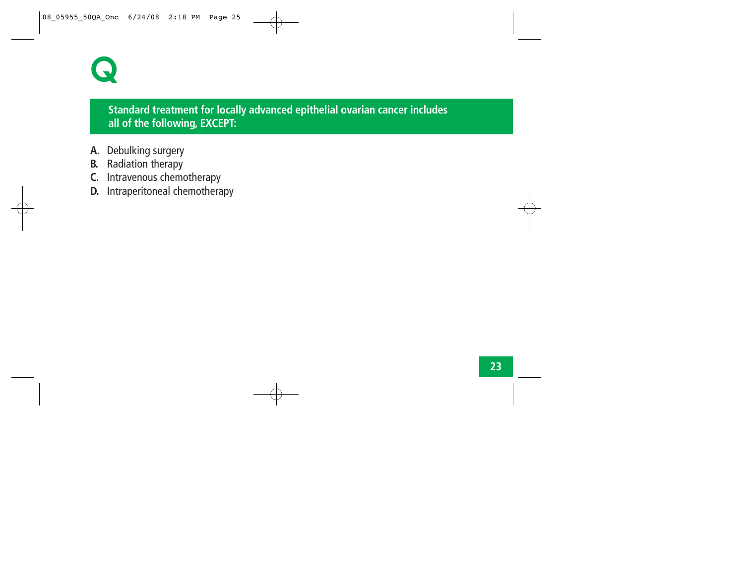# Q

**Standard treatment for locally advanced epithelial ovarian cancer includes all of the following, EXCEPT:**

**A.** Debulking surgery
**B.** Radiation therapy
**C.** Intravenous chemotherapy
**D.** Intraperitoneal chemotherapy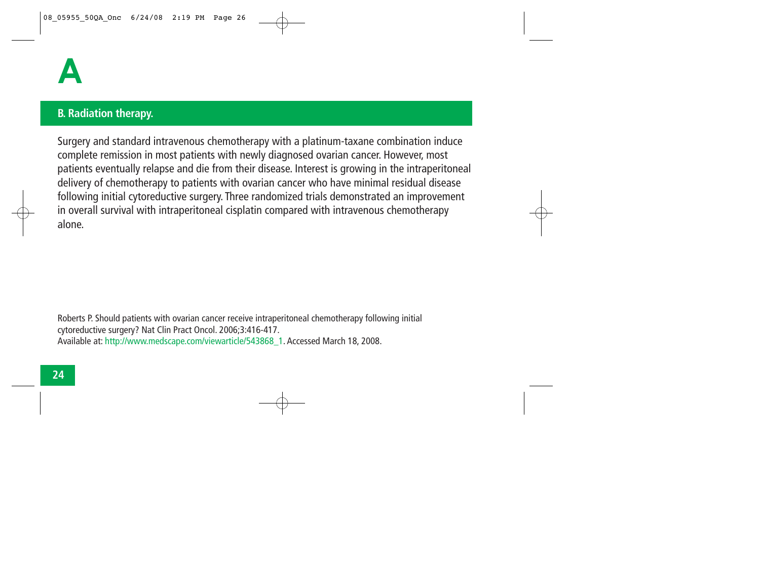# A

## B. Radiation therapy.

Surgery and standard intravenous chemotherapy with a platinum-taxane combination induce complete remission in most patients with newly diagnosed ovarian cancer. However, most patients eventually relapse and die from their disease. Interest is growing in the intraperitoneal delivery of chemotherapy to patients with ovarian cancer who have minimal residual disease following initial cytoreductive surgery. Three randomized trials demonstrated an improvement in overall survival with intraperitoneal cisplatin compared with intravenous chemotherapy alone.

Roberts P. Should patients with ovarian cancer receive intraperitoneal chemotherapy following initial cytoreductive surgery? Nat Clin Pract Oncol. 2006;3:416-417.
Available at: http://www.medscape.com/viewarticle/543868_1. Accessed March 18, 2008.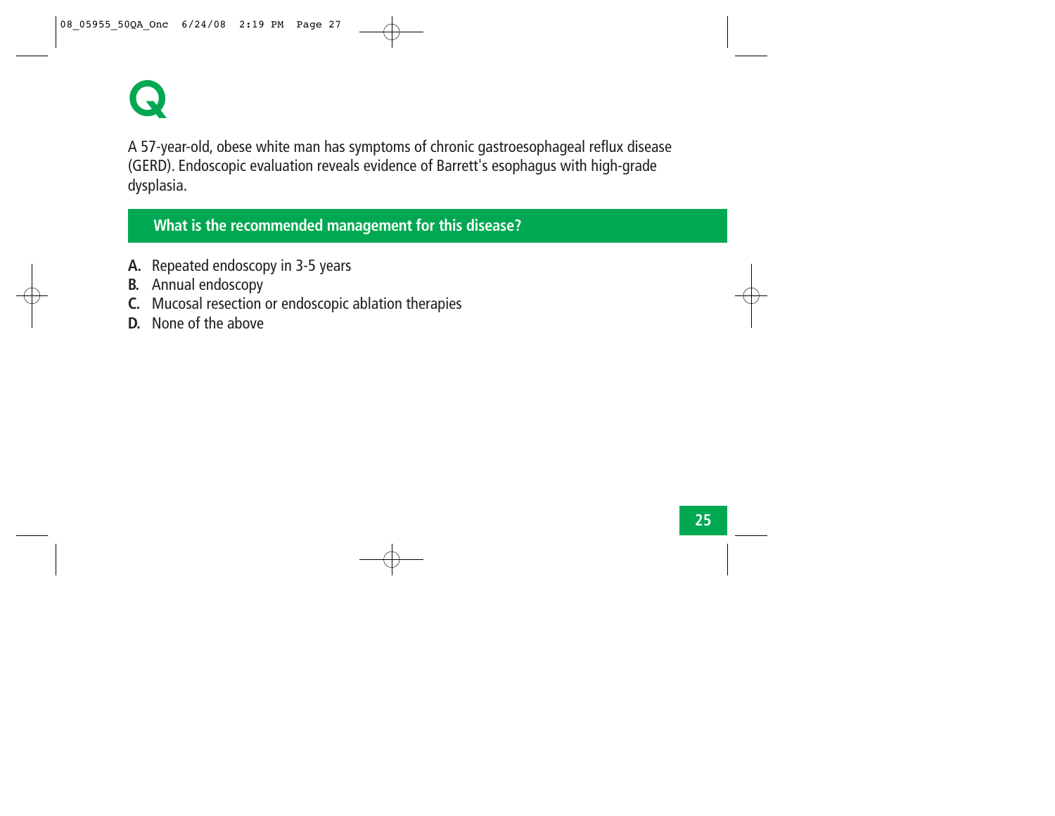# Q

A 57-year-old, obese white man has symptoms of chronic gastroesophageal reflux disease (GERD). Endoscopic evaluation reveals evidence of Barrett's esophagus with high-grade dysplasia.

**What is the recommended management for this disease?**

**A.** Repeated endoscopy in 3-5 years
**B.** Annual endoscopy
**C.** Mucosal resection or endoscopic ablation therapies
**D.** None of the above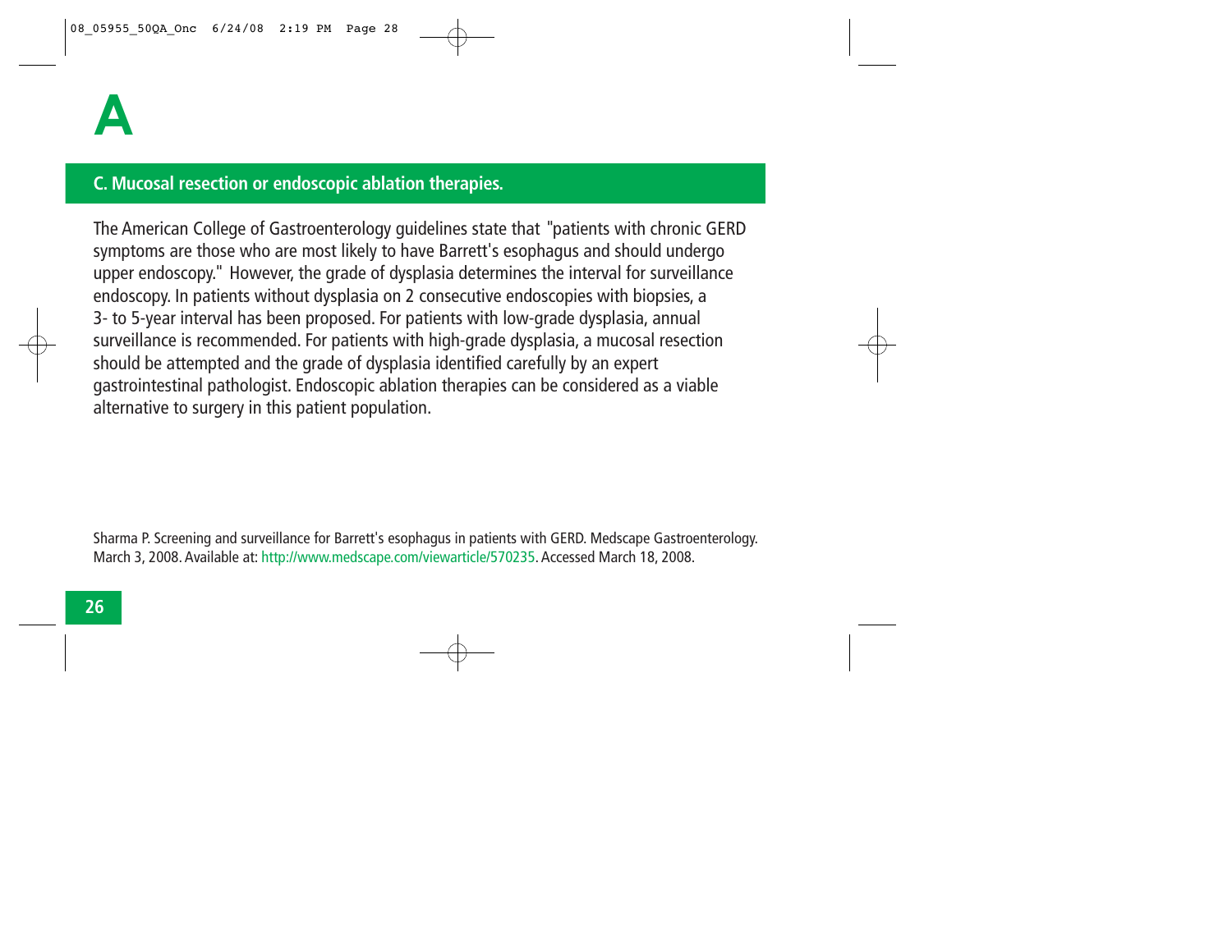# A

## C. Mucosal resection or endoscopic ablation therapies.

The American College of Gastroenterology guidelines state that "patients with chronic GERD symptoms are those who are most likely to have Barrett's esophagus and should undergo upper endoscopy." However, the grade of dysplasia determines the interval for surveillance endoscopy. In patients without dysplasia on 2 consecutive endoscopies with biopsies, a 3- to 5-year interval has been proposed. For patients with low-grade dysplasia, annual surveillance is recommended. For patients with high-grade dysplasia, a mucosal resection should be attempted and the grade of dysplasia identified carefully by an expert gastrointestinal pathologist. Endoscopic ablation therapies can be considered as a viable alternative to surgery in this patient population.

Sharma P. Screening and surveillance for Barrett's esophagus in patients with GERD. Medscape Gastroenterology. March 3, 2008. Available at: http://www.medscape.com/viewarticle/570235. Accessed March 18, 2008.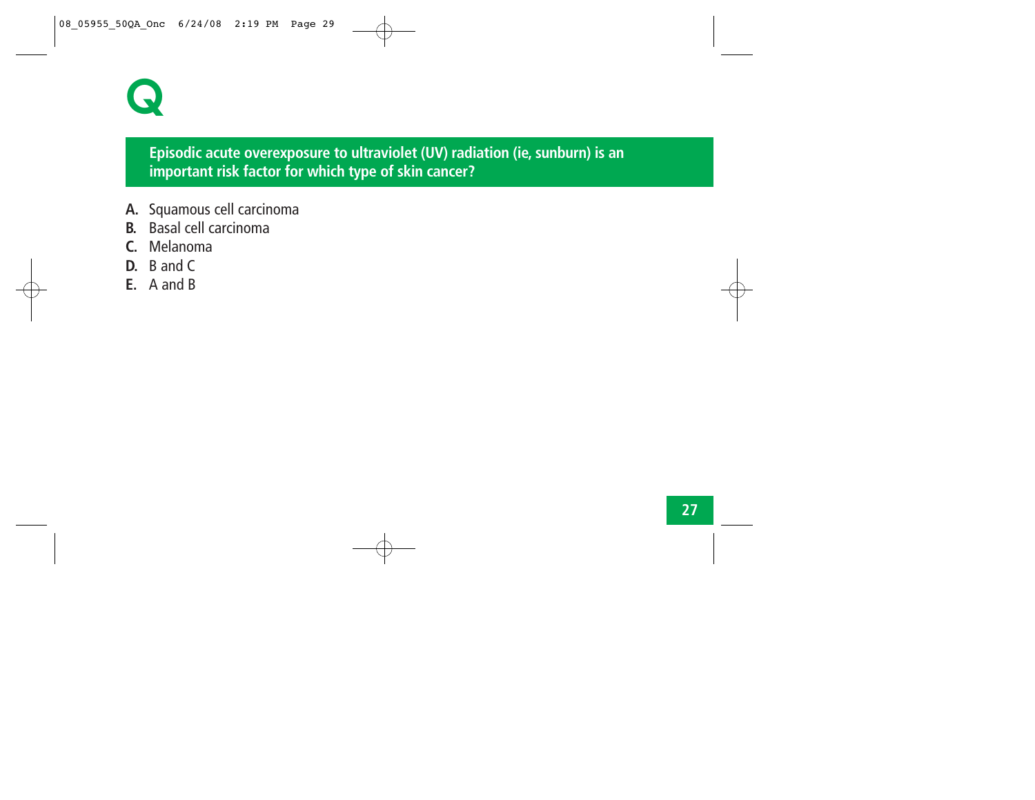# Q

**Episodic acute overexposure to ultraviolet (UV) radiation (ie, sunburn) is an important risk factor for which type of skin cancer?**

- **A.** Squamous cell carcinoma
- **B.** Basal cell carcinoma
- **C.** Melanoma
- **D.** B and C
- **E.** A and B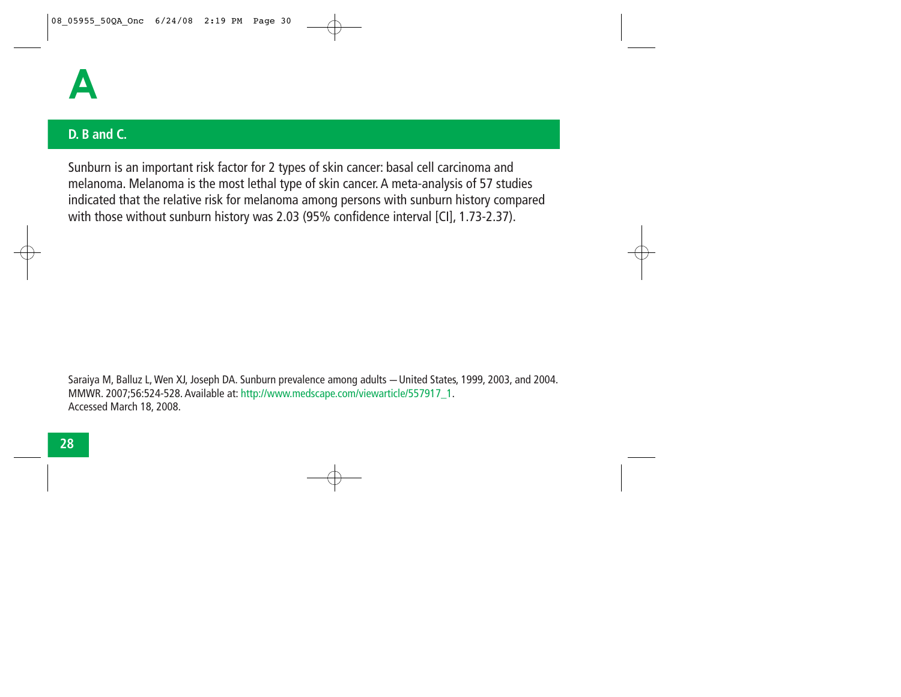# A

## D. B and C.

Sunburn is an important risk factor for 2 types of skin cancer: basal cell carcinoma and melanoma. Melanoma is the most lethal type of skin cancer. A meta-analysis of 57 studies indicated that the relative risk for melanoma among persons with sunburn history compared with those without sunburn history was 2.03 (95% confidence interval [CI], 1.73-2.37).

Saraiya M, Balluz L, Wen XJ, Joseph DA. Sunburn prevalence among adults — United States, 1999, 2003, and 2004. MMWR. 2007;56:524-528. Available at: http://www.medscape.com/viewarticle/557917_1.
Accessed March 18, 2008.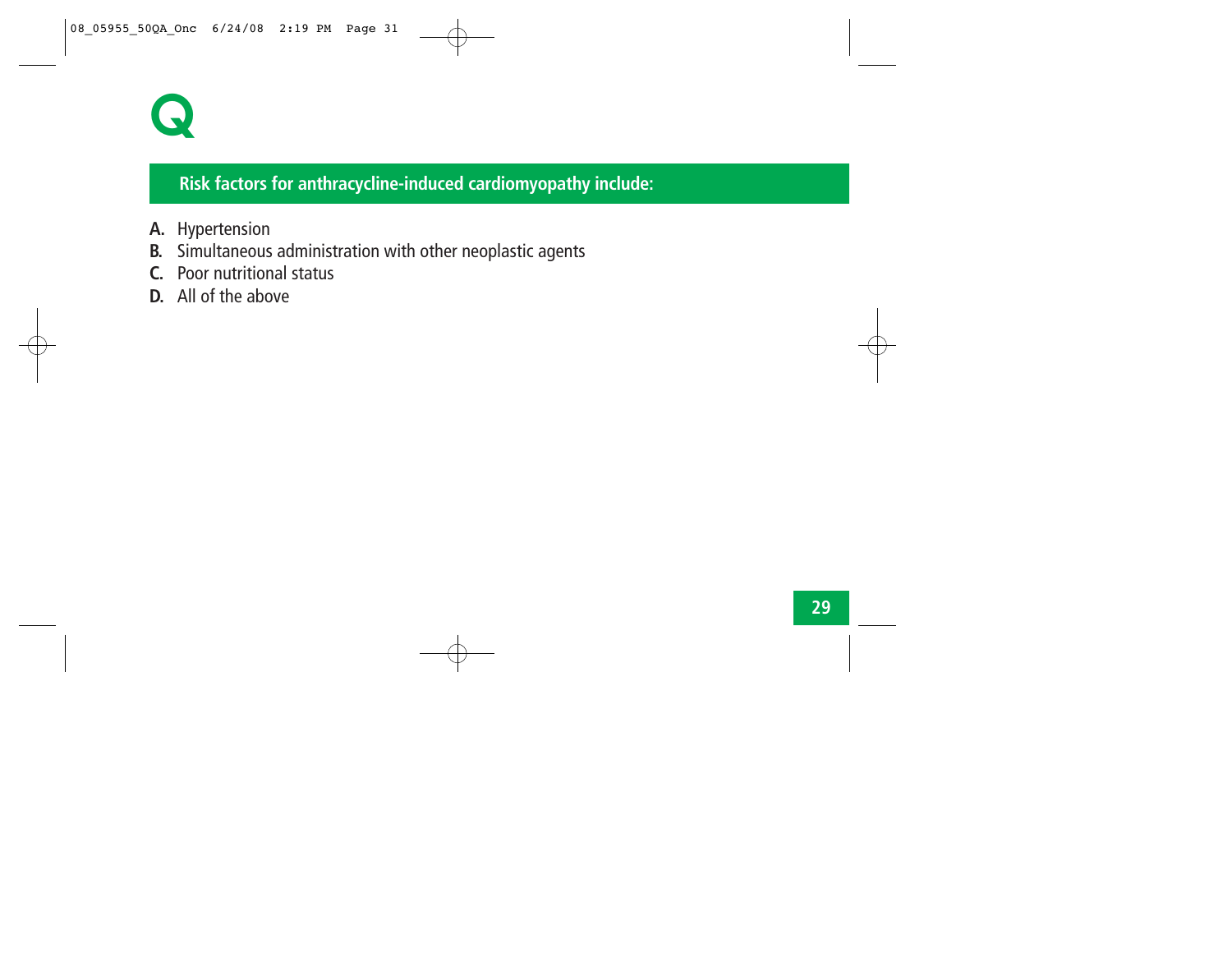# Q

## Risk factors for anthracycline-induced cardiomyopathy include:

**A.** Hypertension
**B.** Simultaneous administration with other neoplastic agents
**C.** Poor nutritional status
**D.** All of the above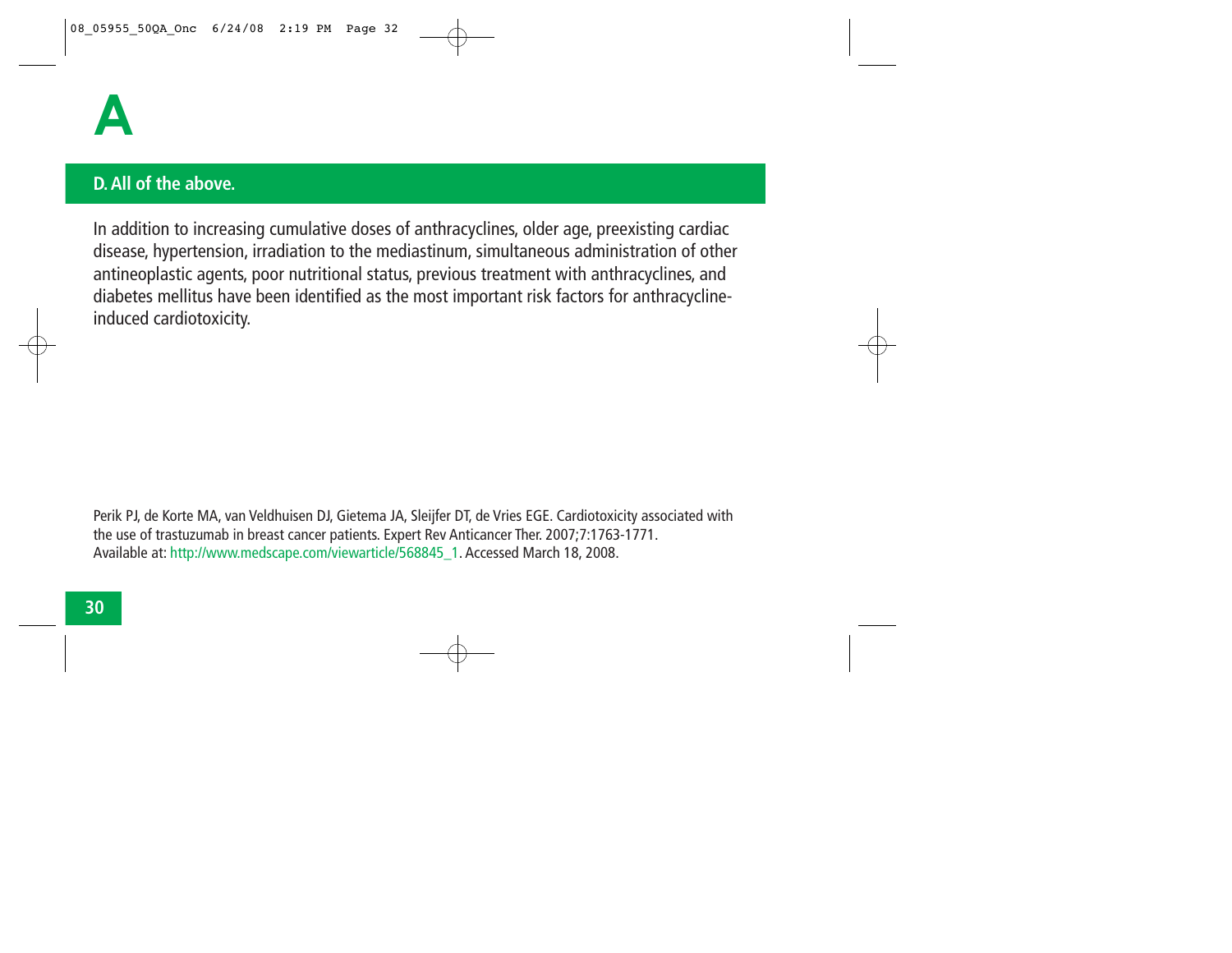# A

## D. All of the above.

In addition to increasing cumulative doses of anthracyclines, older age, preexisting cardiac disease, hypertension, irradiation to the mediastinum, simultaneous administration of other antineoplastic agents, poor nutritional status, previous treatment with anthracyclines, and diabetes mellitus have been identified as the most important risk factors for anthracycline-induced cardiotoxicity.

Perik PJ, de Korte MA, van Veldhuisen DJ, Gietema JA, Sleijfer DT, de Vries EGE. Cardiotoxicity associated with the use of trastuzumab in breast cancer patients. Expert Rev Anticancer Ther. 2007;7:1763-1771. Available at: http://www.medscape.com/viewarticle/568845_1. Accessed March 18, 2008.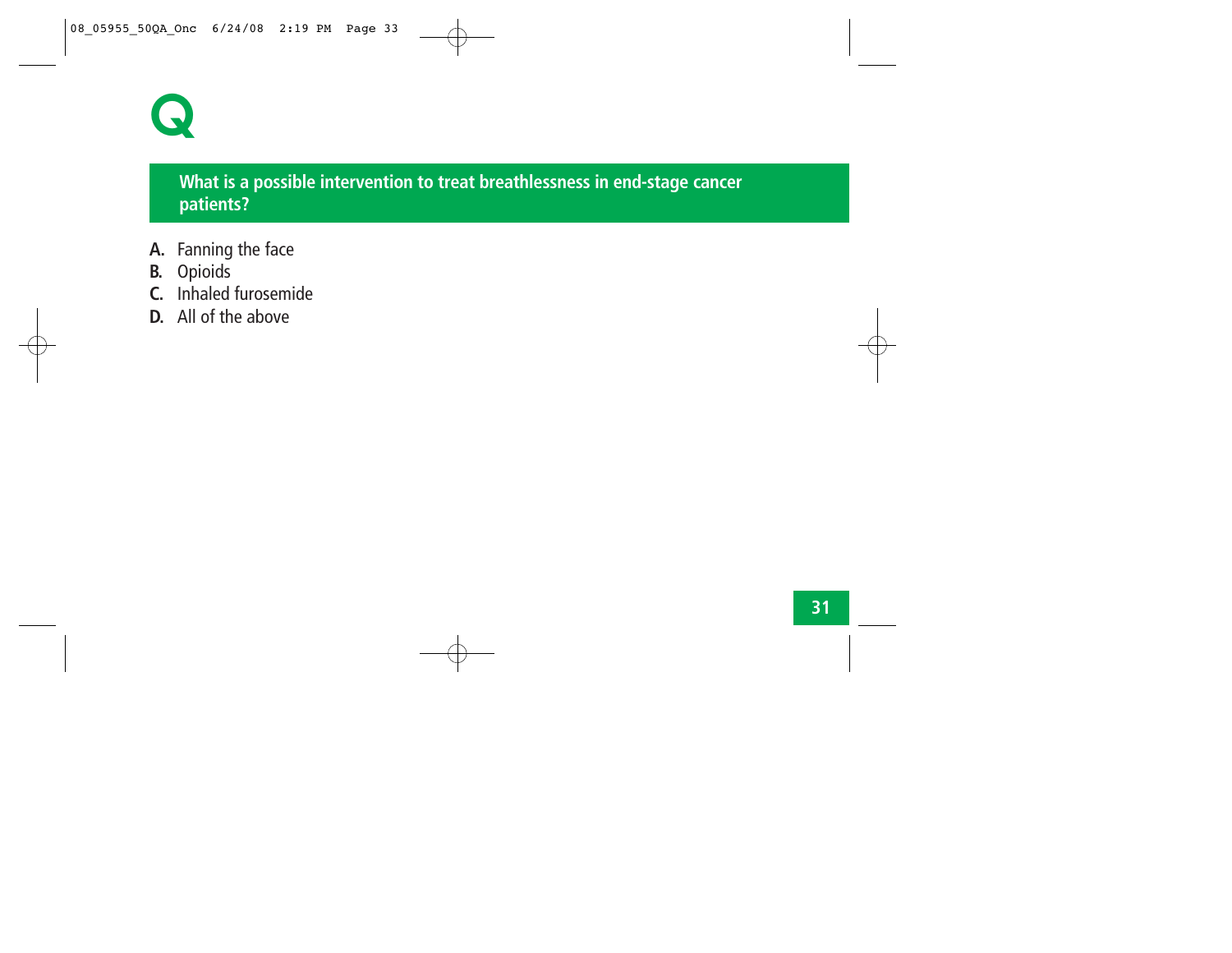# Q

## What is a possible intervention to treat breathlessness in end-stage cancer patients?

**A.** Fanning the face
**B.** Opioids
**C.** Inhaled furosemide
**D.** All of the above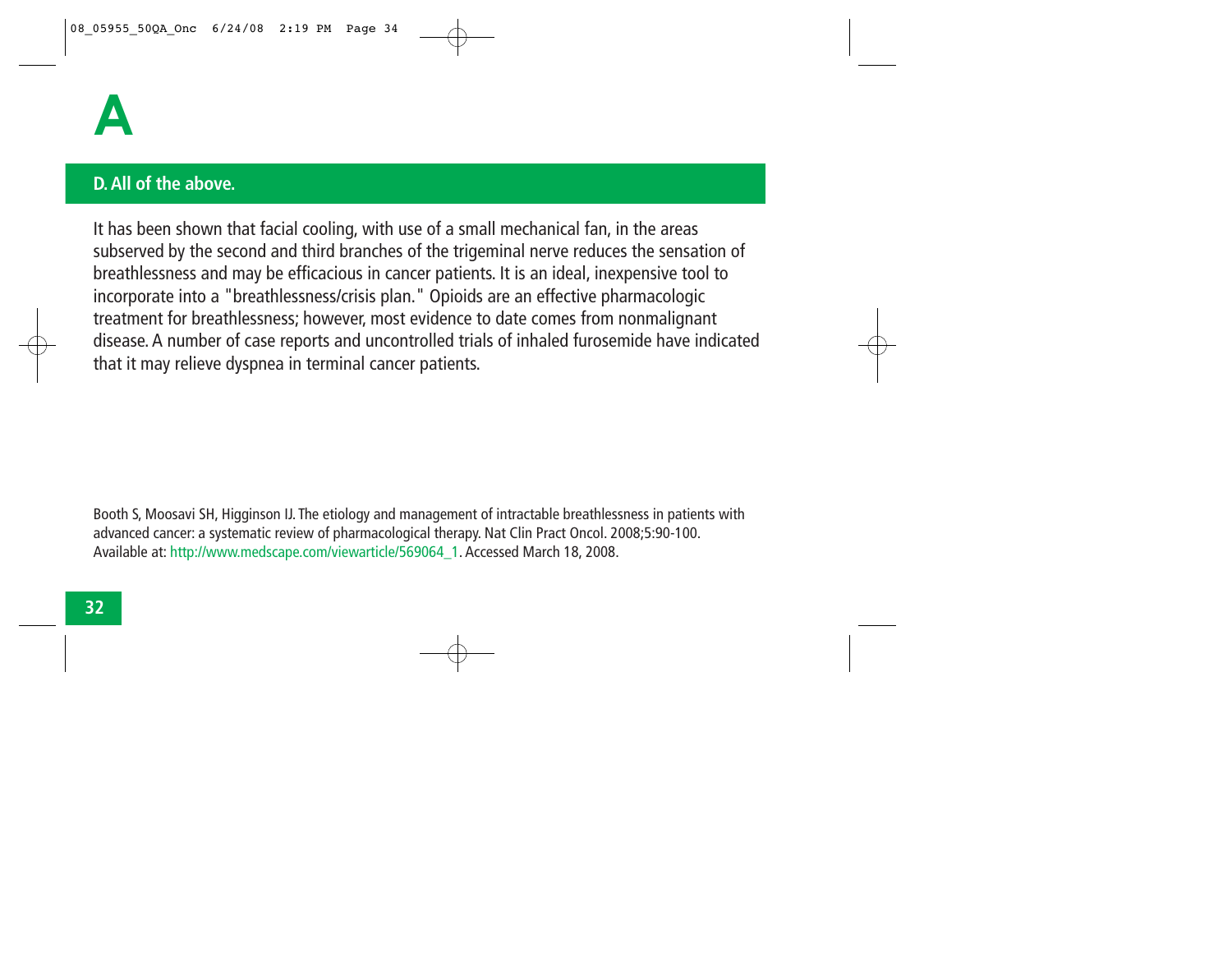# A

**D. All of the above.**

It has been shown that facial cooling, with use of a small mechanical fan, in the areas subserved by the second and third branches of the trigeminal nerve reduces the sensation of breathlessness and may be efficacious in cancer patients. It is an ideal, inexpensive tool to incorporate into a "breathlessness/crisis plan." Opioids are an effective pharmacologic treatment for breathlessness; however, most evidence to date comes from nonmalignant disease. A number of case reports and uncontrolled trials of inhaled furosemide have indicated that it may relieve dyspnea in terminal cancer patients.

Booth S, Moosavi SH, Higginson IJ. The etiology and management of intractable breathlessness in patients with advanced cancer: a systematic review of pharmacological therapy. Nat Clin Pract Oncol. 2008;5:90-100. Available at: http://www.medscape.com/viewarticle/569064_1. Accessed March 18, 2008.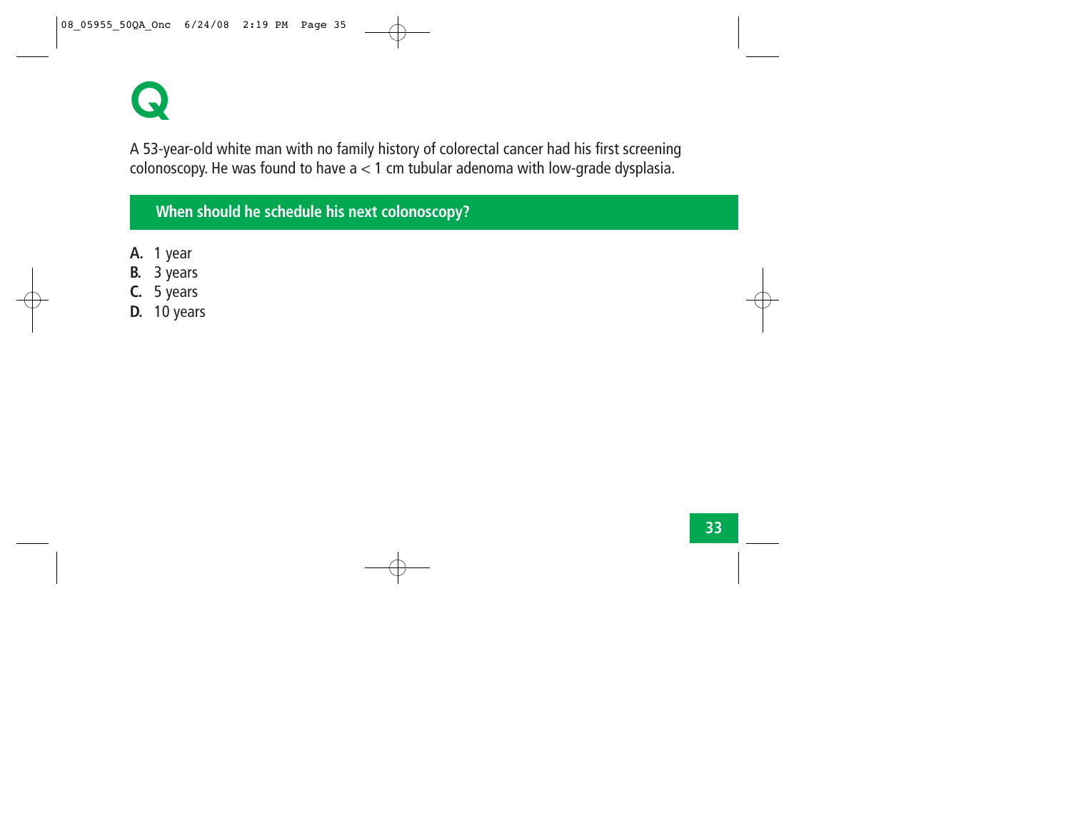# Q

A 53-year-old white man with no family history of colorectal cancer had his first screening colonoscopy. He was found to have a < 1 cm tubular adenoma with low-grade dysplasia.

**When should he schedule his next colonoscopy?**

**A.** 1 year
**B.** 3 years
**C.** 5 years
**D.** 10 years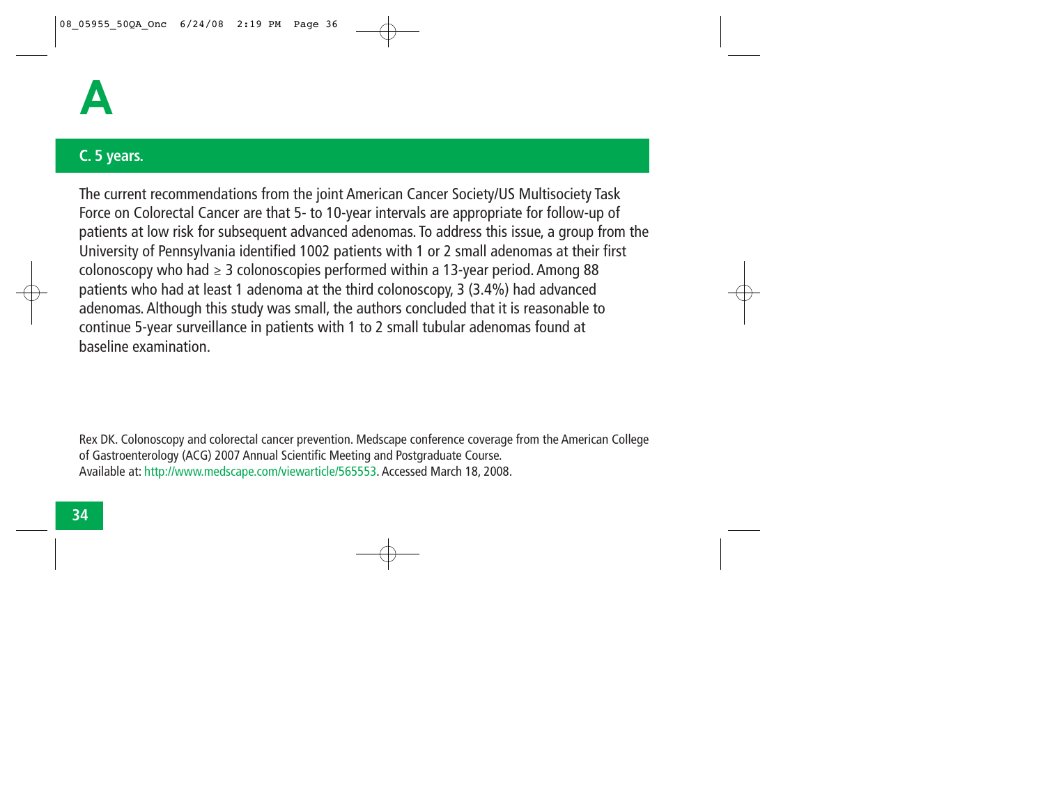# A

## C. 5 years.

The current recommendations from the joint American Cancer Society/US Multisociety Task Force on Colorectal Cancer are that 5- to 10-year intervals are appropriate for follow-up of patients at low risk for subsequent advanced adenomas. To address this issue, a group from the University of Pennsylvania identified 1002 patients with 1 or 2 small adenomas at their first colonoscopy who had ≥ 3 colonoscopies performed within a 13-year period. Among 88 patients who had at least 1 adenoma at the third colonoscopy, 3 (3.4%) had advanced adenomas. Although this study was small, the authors concluded that it is reasonable to continue 5-year surveillance in patients with 1 to 2 small tubular adenomas found at baseline examination.

Rex DK. Colonoscopy and colorectal cancer prevention. Medscape conference coverage from the American College of Gastroenterology (ACG) 2007 Annual Scientific Meeting and Postgraduate Course.
Available at: http://www.medscape.com/viewarticle/565553. Accessed March 18, 2008.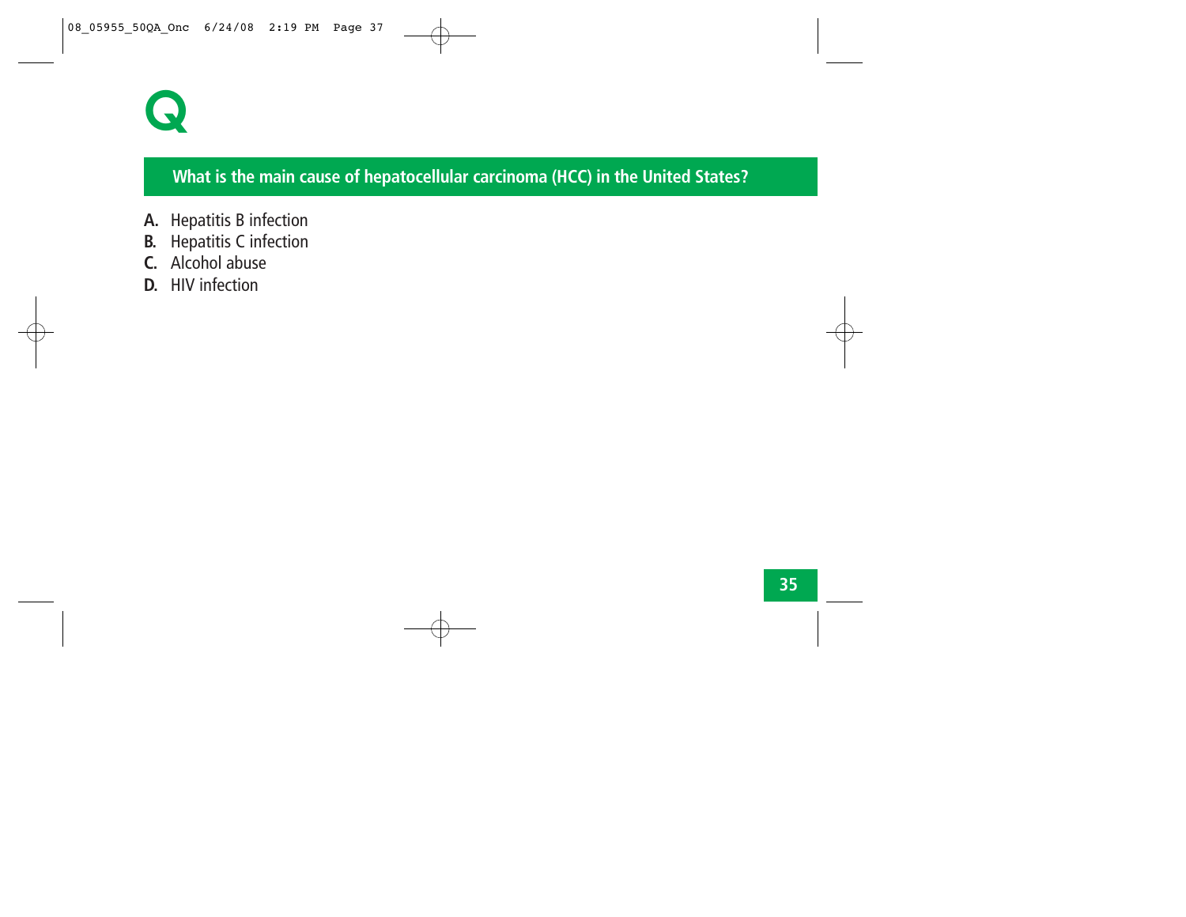# Q

## What is the main cause of hepatocellular carcinoma (HCC) in the United States?

**A.** Hepatitis B infection
**B.** Hepatitis C infection
**C.** Alcohol abuse
**D.** HIV infection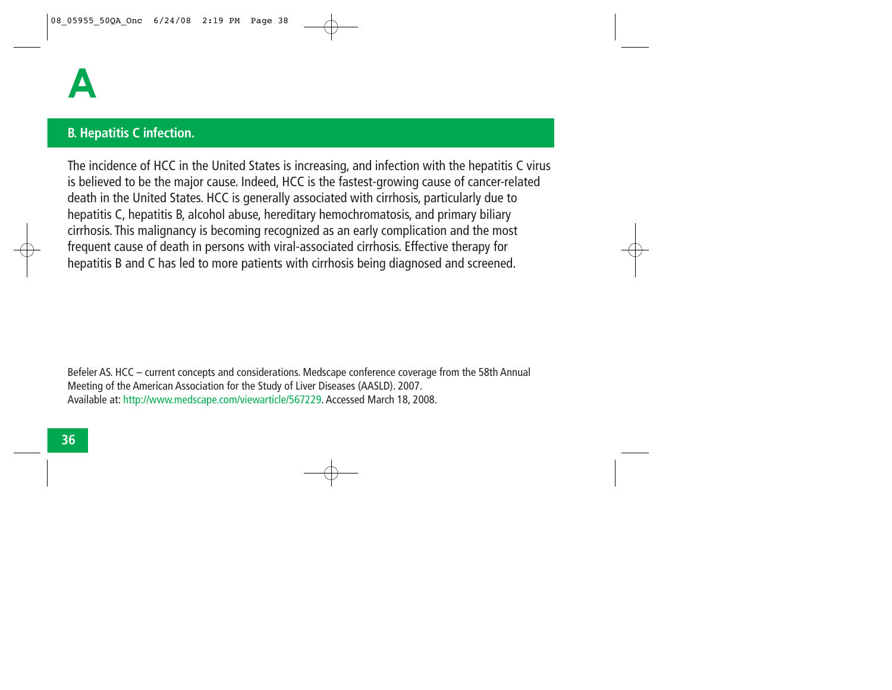# A

## B. Hepatitis C infection.

The incidence of HCC in the United States is increasing, and infection with the hepatitis C virus is believed to be the major cause. Indeed, HCC is the fastest-growing cause of cancer-related death in the United States. HCC is generally associated with cirrhosis, particularly due to hepatitis C, hepatitis B, alcohol abuse, hereditary hemochromatosis, and primary biliary cirrhosis. This malignancy is becoming recognized as an early complication and the most frequent cause of death in persons with viral-associated cirrhosis. Effective therapy for hepatitis B and C has led to more patients with cirrhosis being diagnosed and screened.

Befeler AS. HCC – current concepts and considerations. Medscape conference coverage from the 58th Annual Meeting of the American Association for the Study of Liver Diseases (AASLD). 2007.
Available at: http://www.medscape.com/viewarticle/567229. Accessed March 18, 2008.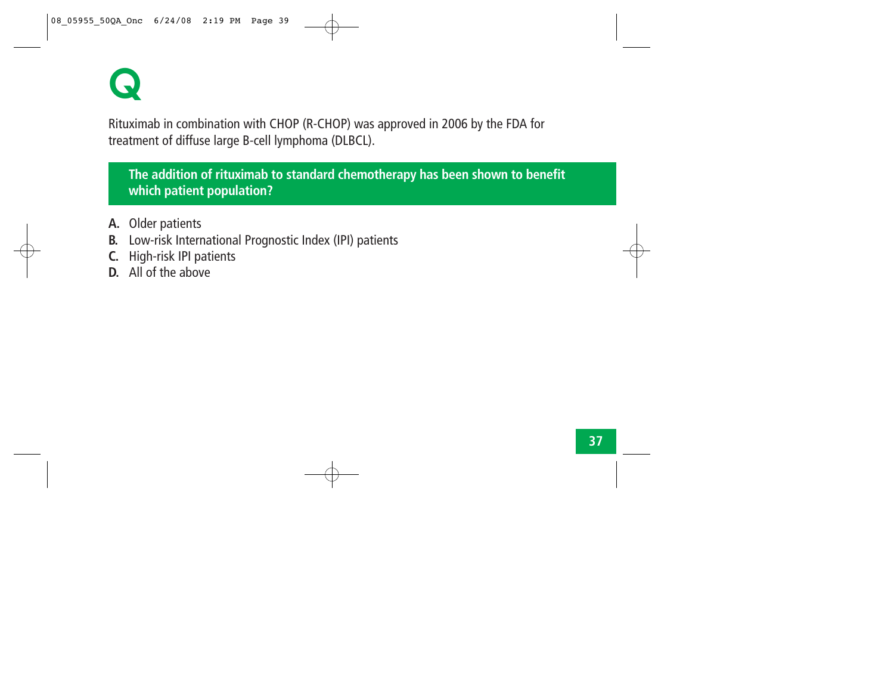# Q

Rituximab in combination with CHOP (R-CHOP) was approved in 2006 by the FDA for treatment of diffuse large B-cell lymphoma (DLBCL).

**The addition of rituximab to standard chemotherapy has been shown to benefit which patient population?**

**A.** Older patients
**B.** Low-risk International Prognostic Index (IPI) patients
**C.** High-risk IPI patients
**D.** All of the above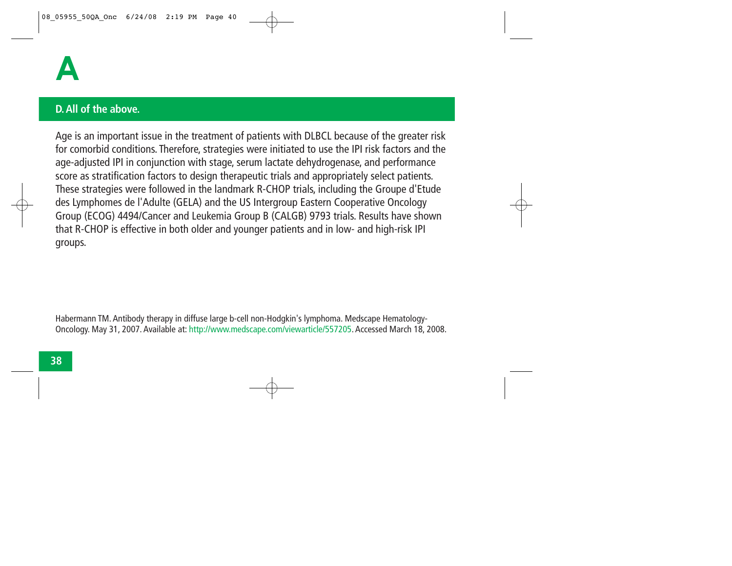# A

## D. All of the above.

Age is an important issue in the treatment of patients with DLBCL because of the greater risk for comorbid conditions. Therefore, strategies were initiated to use the IPI risk factors and the age-adjusted IPI in conjunction with stage, serum lactate dehydrogenase, and performance score as stratification factors to design therapeutic trials and appropriately select patients. These strategies were followed in the landmark R-CHOP trials, including the Groupe d'Etude des Lymphomes de l'Adulte (GELA) and the US Intergroup Eastern Cooperative Oncology Group (ECOG) 4494/Cancer and Leukemia Group B (CALGB) 9793 trials. Results have shown that R-CHOP is effective in both older and younger patients and in low- and high-risk IPI groups.

Habermann TM. Antibody therapy in diffuse large b-cell non-Hodgkin's lymphoma. Medscape Hematology-Oncology. May 31, 2007. Available at: http://www.medscape.com/viewarticle/557205. Accessed March 18, 2008.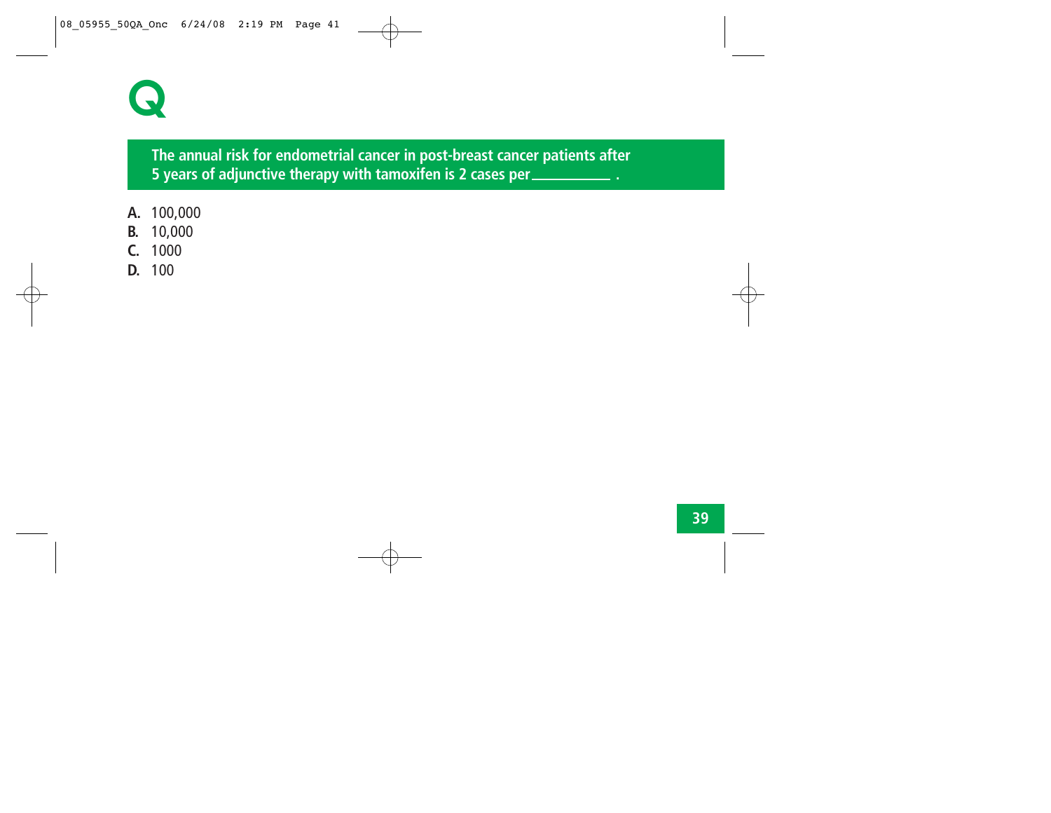# Q

**The annual risk for endometrial cancer in post-breast cancer patients after 5 years of adjunctive therapy with tamoxifen is 2 cases per __________ .**

**A.** 100,000
**B.** 10,000
**C.** 1000
**D.** 100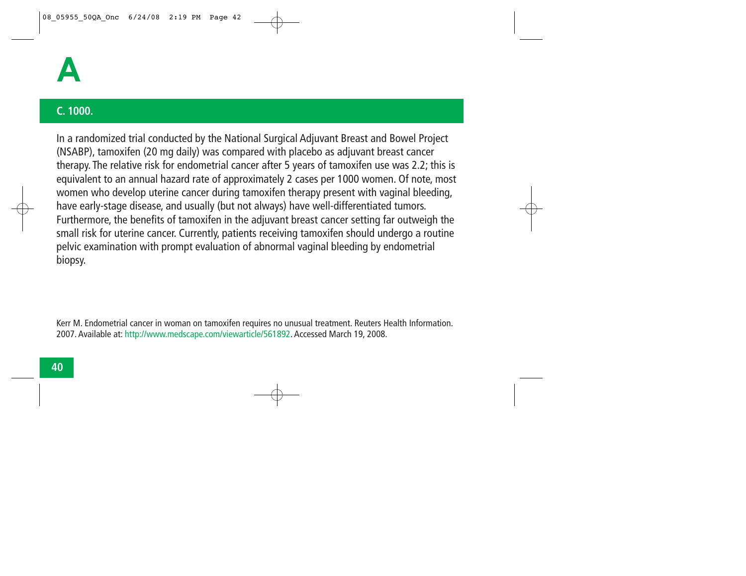# A

## C. 1000.

In a randomized trial conducted by the National Surgical Adjuvant Breast and Bowel Project (NSABP), tamoxifen (20 mg daily) was compared with placebo as adjuvant breast cancer therapy. The relative risk for endometrial cancer after 5 years of tamoxifen use was 2.2; this is equivalent to an annual hazard rate of approximately 2 cases per 1000 women. Of note, most women who develop uterine cancer during tamoxifen therapy present with vaginal bleeding, have early-stage disease, and usually (but not always) have well-differentiated tumors. Furthermore, the benefits of tamoxifen in the adjuvant breast cancer setting far outweigh the small risk for uterine cancer. Currently, patients receiving tamoxifen should undergo a routine pelvic examination with prompt evaluation of abnormal vaginal bleeding by endometrial biopsy.

Kerr M. Endometrial cancer in woman on tamoxifen requires no unusual treatment. Reuters Health Information. 2007. Available at: http://www.medscape.com/viewarticle/561892. Accessed March 19, 2008.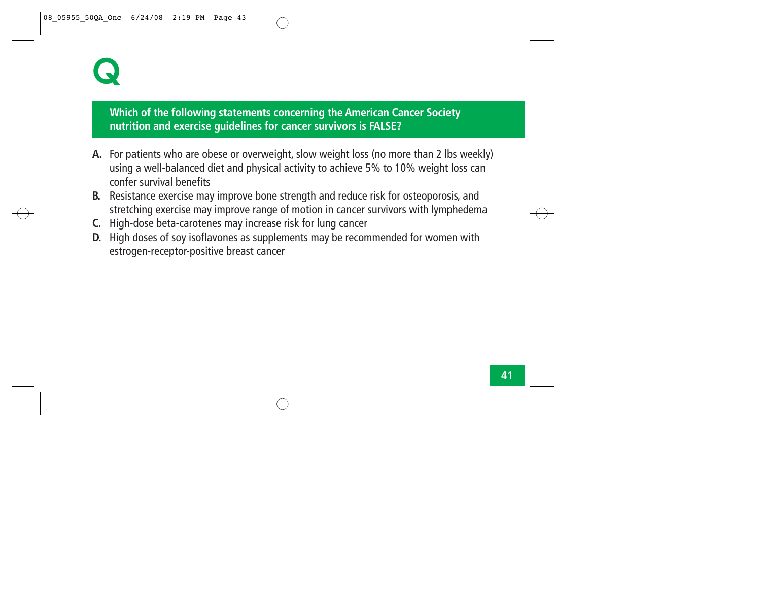# Q

**Which of the following statements concerning the American Cancer Society nutrition and exercise guidelines for cancer survivors is FALSE?**

**A.** For patients who are obese or overweight, slow weight loss (no more than 2 lbs weekly) using a well-balanced diet and physical activity to achieve 5% to 10% weight loss can confer survival benefits

**B.** Resistance exercise may improve bone strength and reduce risk for osteoporosis, and stretching exercise may improve range of motion in cancer survivors with lymphedema

**C.** High-dose beta-carotenes may increase risk for lung cancer

**D.** High doses of soy isoflavones as supplements may be recommended for women with estrogen-receptor-positive breast cancer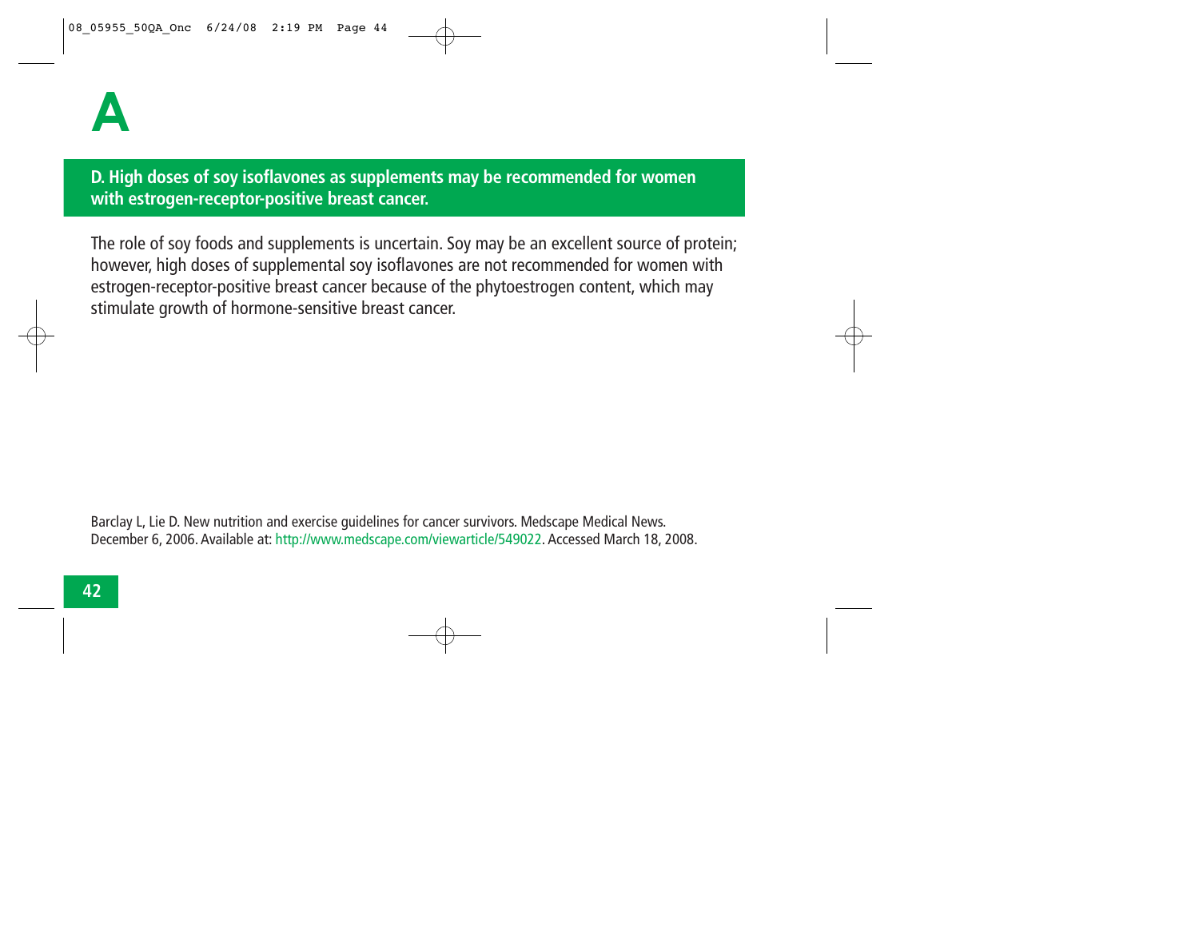# A

**D. High doses of soy isoflavones as supplements may be recommended for women with estrogen-receptor-positive breast cancer.**

The role of soy foods and supplements is uncertain. Soy may be an excellent source of protein; however, high doses of supplemental soy isoflavones are not recommended for women with estrogen-receptor-positive breast cancer because of the phytoestrogen content, which may stimulate growth of hormone-sensitive breast cancer.

Barclay L, Lie D. New nutrition and exercise guidelines for cancer survivors. Medscape Medical News. December 6, 2006. Available at: http://www.medscape.com/viewarticle/549022. Accessed March 18, 2008.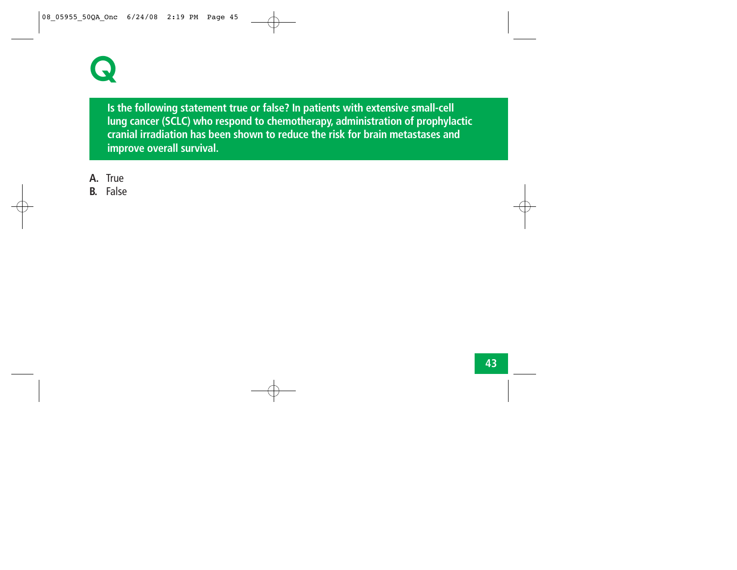# Q

**Is the following statement true or false? In patients with extensive small-cell lung cancer (SCLC) who respond to chemotherapy, administration of prophylactic cranial irradiation has been shown to reduce the risk for brain metastases and improve overall survival.**

**A.** True
**B.** False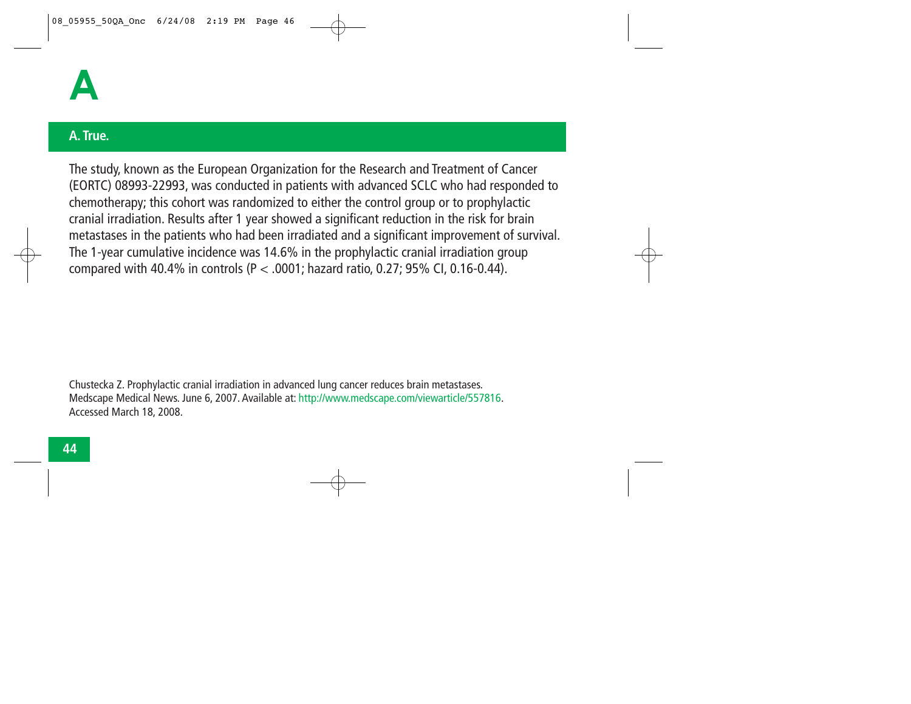# A

## A. True.

The study, known as the European Organization for the Research and Treatment of Cancer (EORTC) 08993-22993, was conducted in patients with advanced SCLC who had responded to chemotherapy; this cohort was randomized to either the control group or to prophylactic cranial irradiation. Results after 1 year showed a significant reduction in the risk for brain metastases in the patients who had been irradiated and a significant improvement of survival. The 1-year cumulative incidence was 14.6% in the prophylactic cranial irradiation group compared with 40.4% in controls ($P < .0001$; hazard ratio, 0.27; 95% CI, 0.16-0.44).

Chustecka Z. Prophylactic cranial irradiation in advanced lung cancer reduces brain metastases. Medscape Medical News. June 6, 2007. Available at: http://www.medscape.com/viewarticle/557816. Accessed March 18, 2008.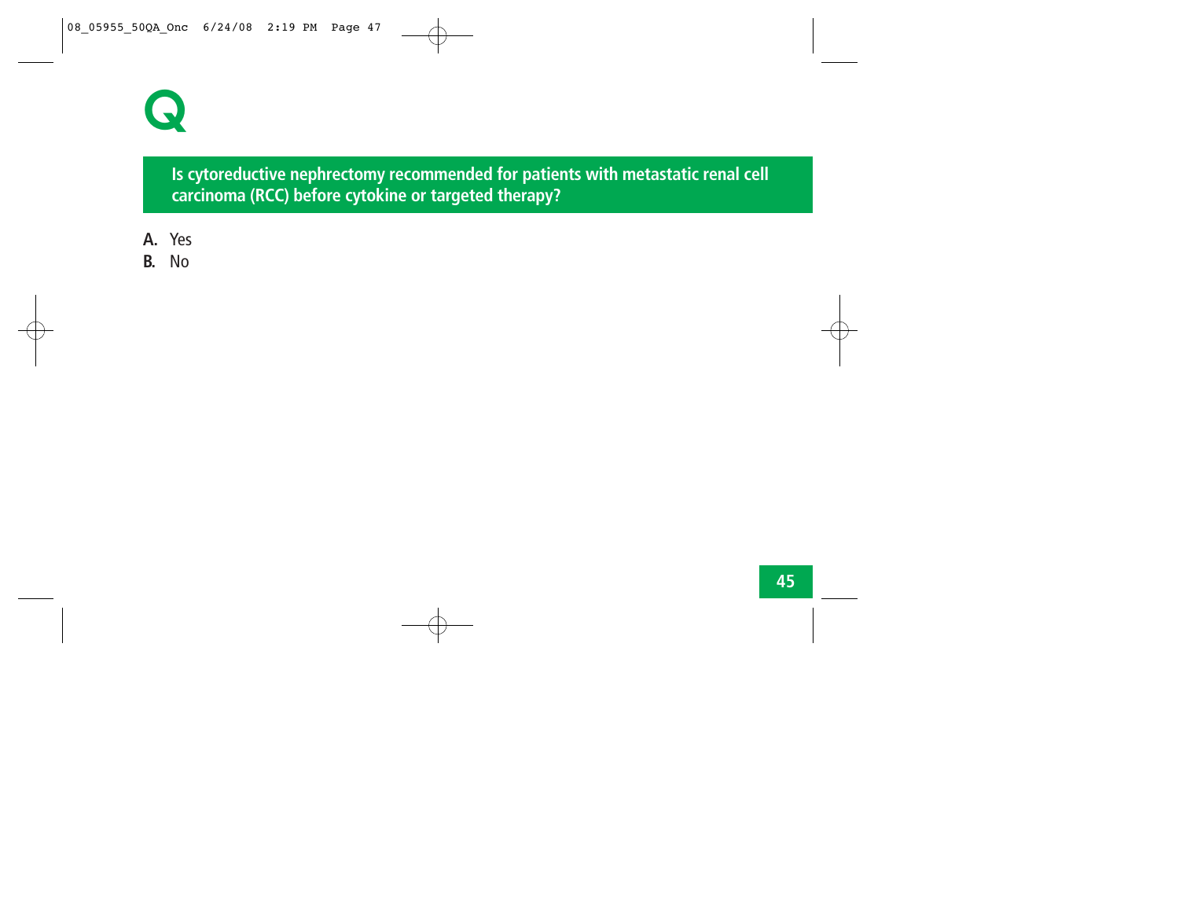# Q

**Is cytoreductive nephrectomy recommended for patients with metastatic renal cell carcinoma (RCC) before cytokine or targeted therapy?**

**A.** Yes

**B.** No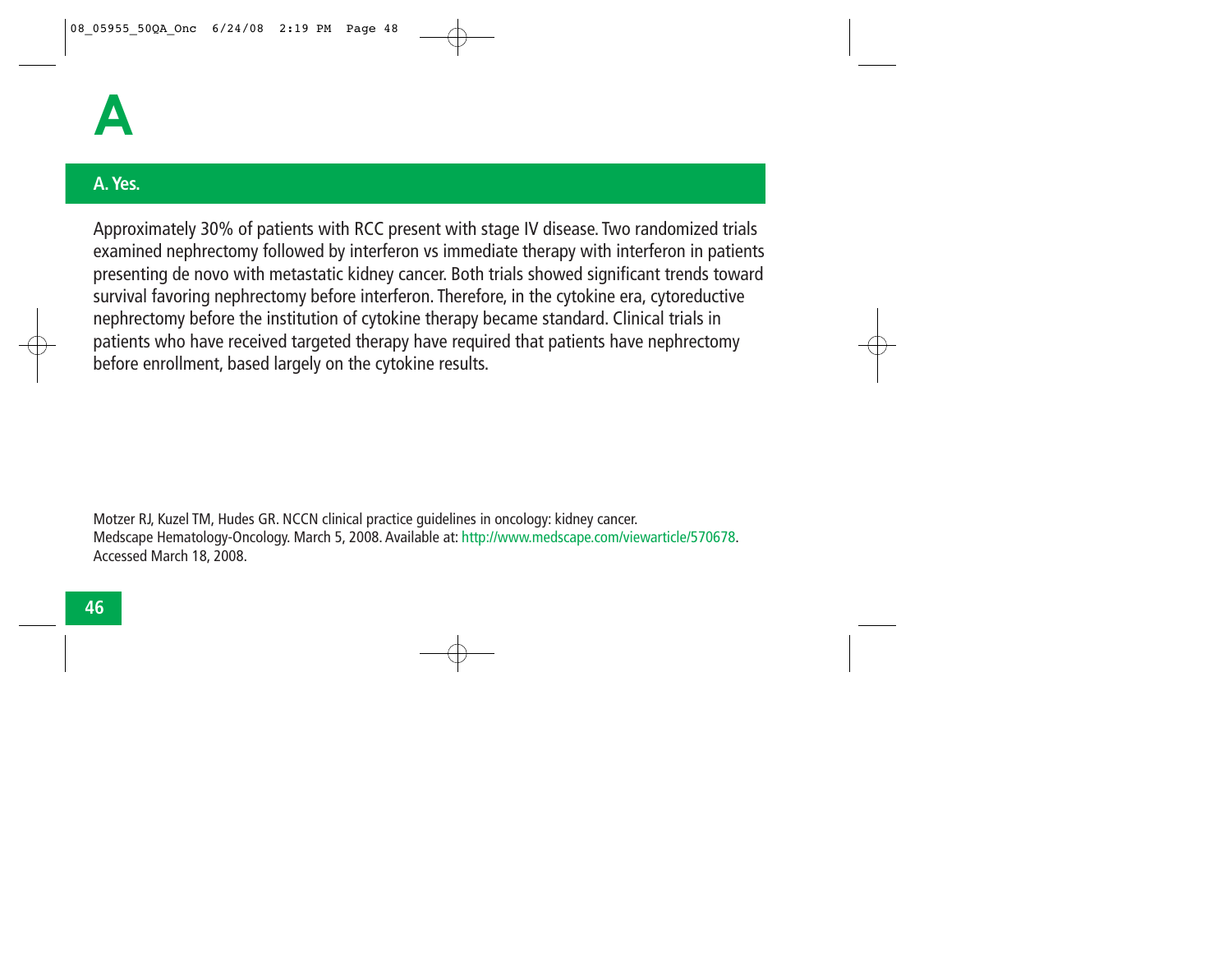# A

## A. Yes.

Approximately 30% of patients with RCC present with stage IV disease. Two randomized trials examined nephrectomy followed by interferon vs immediate therapy with interferon in patients presenting de novo with metastatic kidney cancer. Both trials showed significant trends toward survival favoring nephrectomy before interferon. Therefore, in the cytokine era, cytoreductive nephrectomy before the institution of cytokine therapy became standard. Clinical trials in patients who have received targeted therapy have required that patients have nephrectomy before enrollment, based largely on the cytokine results.

Motzer RJ, Kuzel TM, Hudes GR. NCCN clinical practice guidelines in oncology: kidney cancer. Medscape Hematology-Oncology. March 5, 2008. Available at: http://www.medscape.com/viewarticle/570678. Accessed March 18, 2008.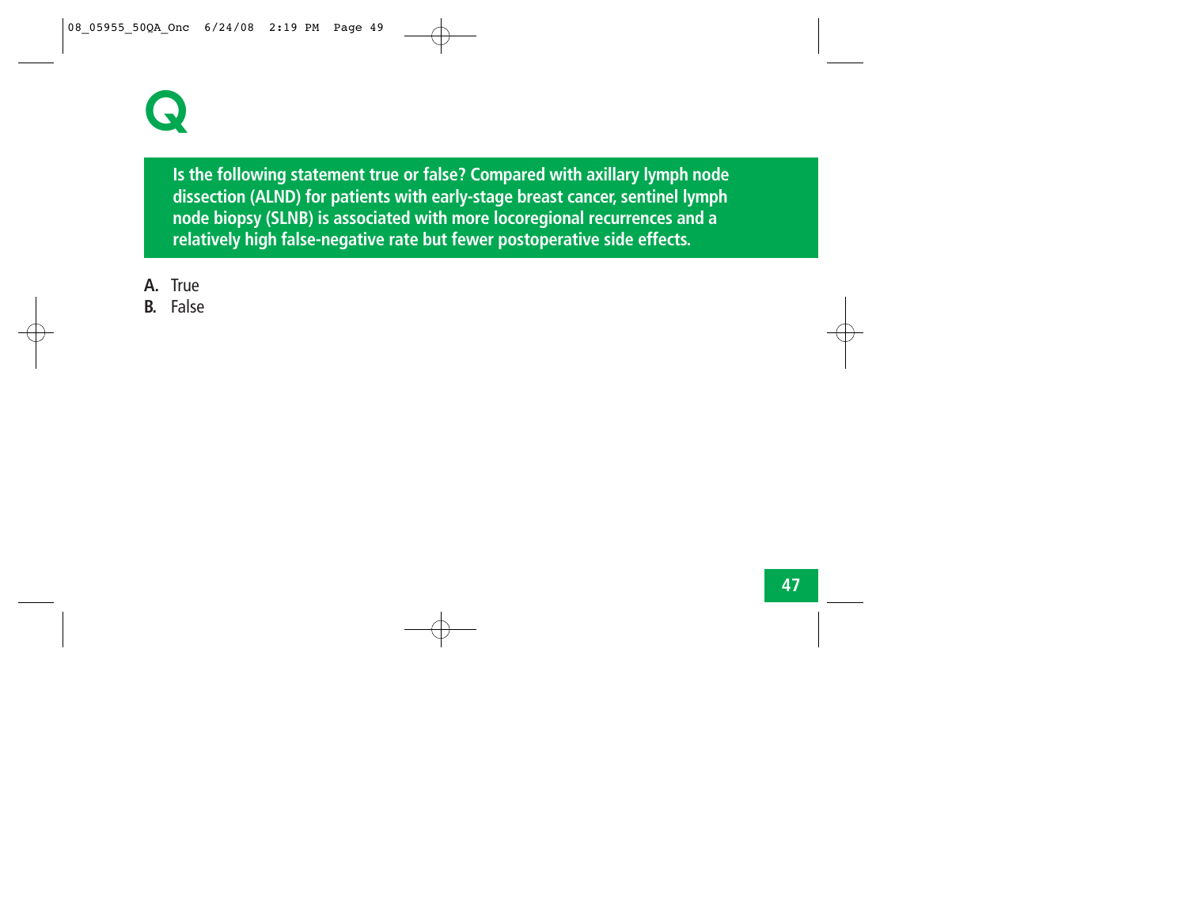# Q

**Is the following statement true or false? Compared with axillary lymph node dissection (ALND) for patients with early-stage breast cancer, sentinel lymph node biopsy (SLNB) is associated with more locoregional recurrences and a relatively high false-negative rate but fewer postoperative side effects.**

**A.** True
**B.** False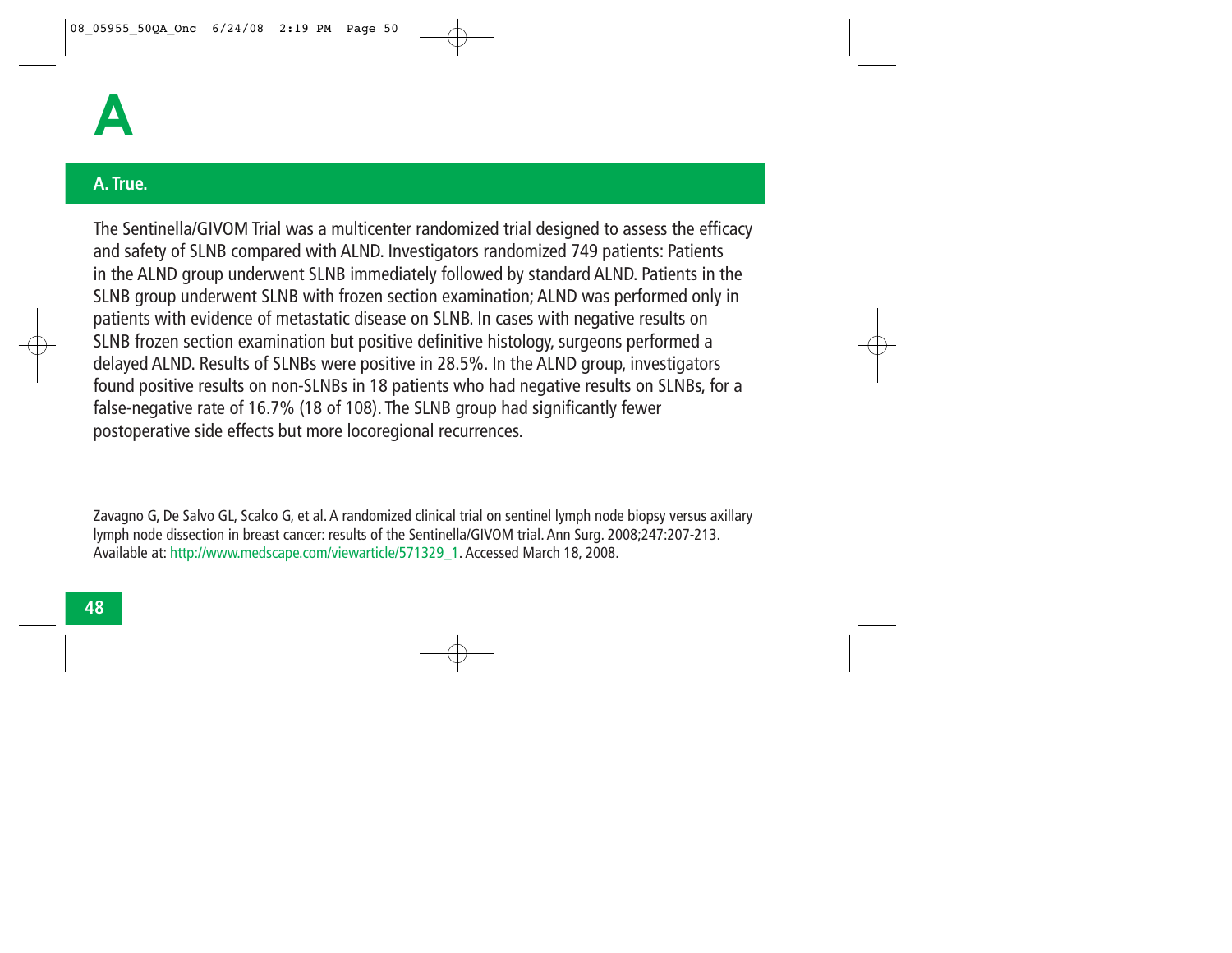# A

## A. True.

The Sentinella/GIVOM Trial was a multicenter randomized trial designed to assess the efficacy and safety of SLNB compared with ALND. Investigators randomized 749 patients: Patients in the ALND group underwent SLNB immediately followed by standard ALND. Patients in the SLNB group underwent SLNB with frozen section examination; ALND was performed only in patients with evidence of metastatic disease on SLNB. In cases with negative results on SLNB frozen section examination but positive definitive histology, surgeons performed a delayed ALND. Results of SLNBs were positive in 28.5%. In the ALND group, investigators found positive results on non-SLNBs in 18 patients who had negative results on SLNBs, for a false-negative rate of 16.7% (18 of 108). The SLNB group had significantly fewer postoperative side effects but more locoregional recurrences.

Zavagno G, De Salvo GL, Scalco G, et al. A randomized clinical trial on sentinel lymph node biopsy versus axillary lymph node dissection in breast cancer: results of the Sentinella/GIVOM trial. Ann Surg. 2008;247:207-213. Available at: http://www.medscape.com/viewarticle/571329_1. Accessed March 18, 2008.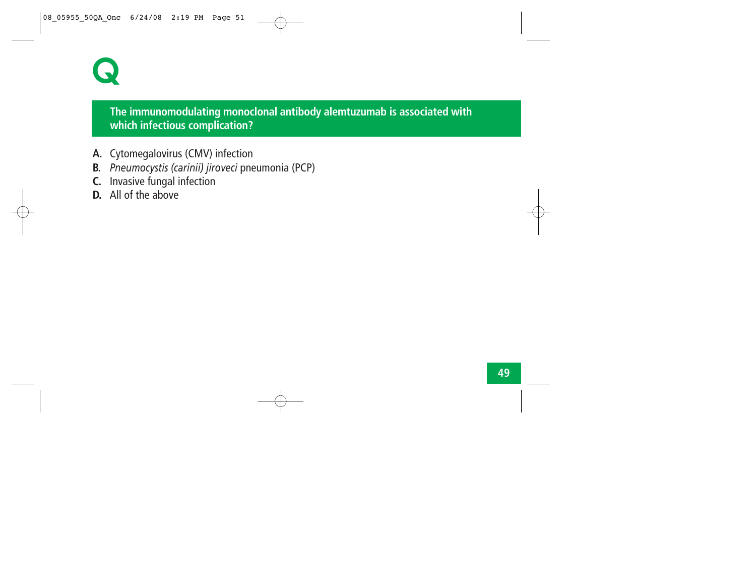# Q

**The immunomodulating monoclonal antibody alemtuzumab is associated with which infectious complication?**

**A.** Cytomegalovirus (CMV) infection
**B.** *Pneumocystis (carinii) jiroveci* pneumonia (PCP)
**C.** Invasive fungal infection
**D.** All of the above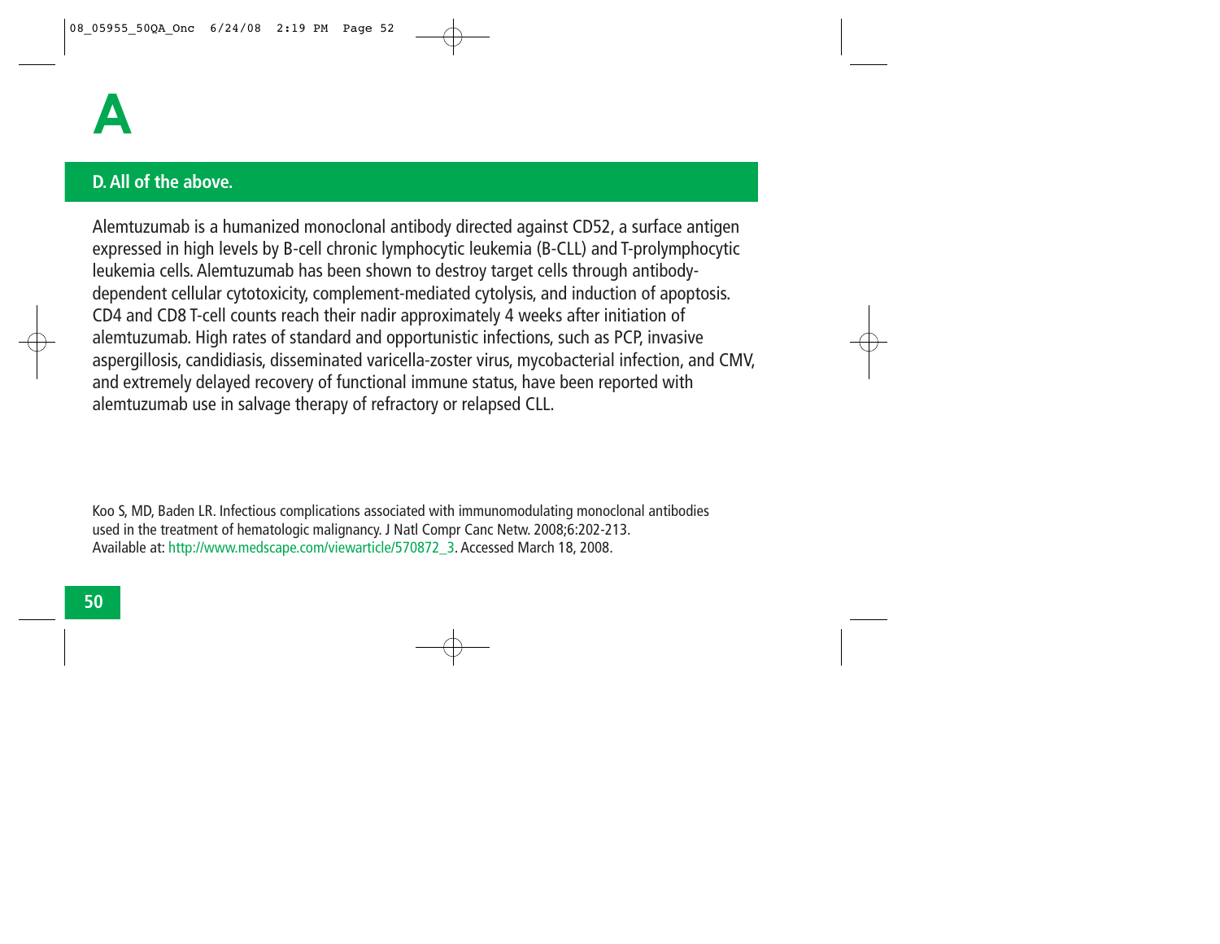# A

## D. All of the above.

Alemtuzumab is a humanized monoclonal antibody directed against CD52, a surface antigen expressed in high levels by B-cell chronic lymphocytic leukemia (B-CLL) and T-prolymphocytic leukemia cells. Alemtuzumab has been shown to destroy target cells through antibody-dependent cellular cytotoxicity, complement-mediated cytolysis, and induction of apoptosis. CD4 and CD8 T-cell counts reach their nadir approximately 4 weeks after initiation of alemtuzumab. High rates of standard and opportunistic infections, such as PCP, invasive aspergillosis, candidiasis, disseminated varicella-zoster virus, mycobacterial infection, and CMV, and extremely delayed recovery of functional immune status, have been reported with alemtuzumab use in salvage therapy of refractory or relapsed CLL.

Koo S, MD, Baden LR. Infectious complications associated with immunomodulating monoclonal antibodies used in the treatment of hematologic malignancy. J Natl Compr Canc Netw. 2008;6:202-213. Available at: http://www.medscape.com/viewarticle/570872_3. Accessed March 18, 2008.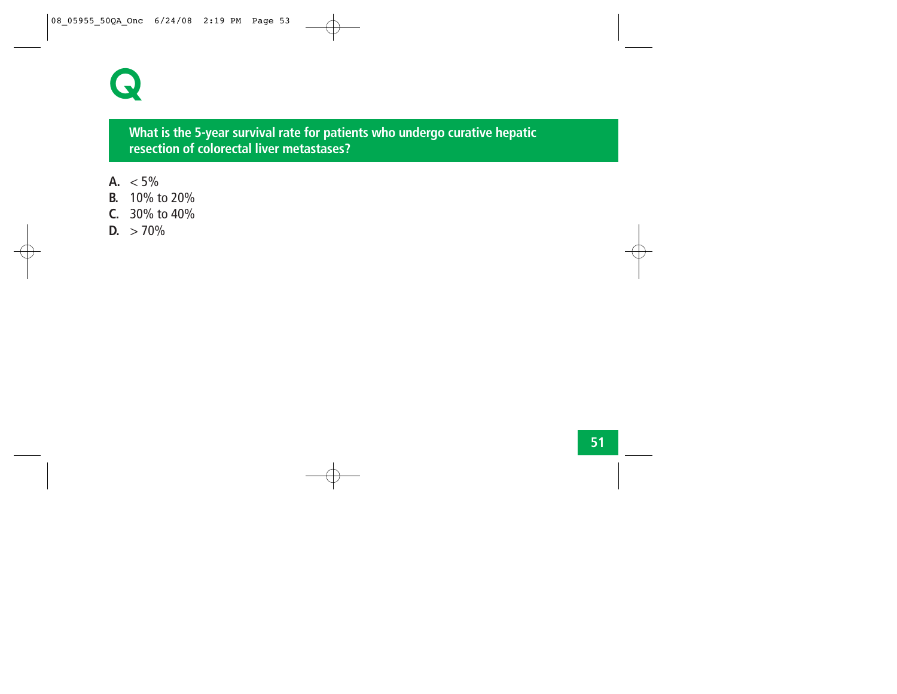# Q

**What is the 5-year survival rate for patients who undergo curative hepatic resection of colorectal liver metastases?**

**A.** < 5%
**B.** 10% to 20%
**C.** 30% to 40%
**D.** > 70%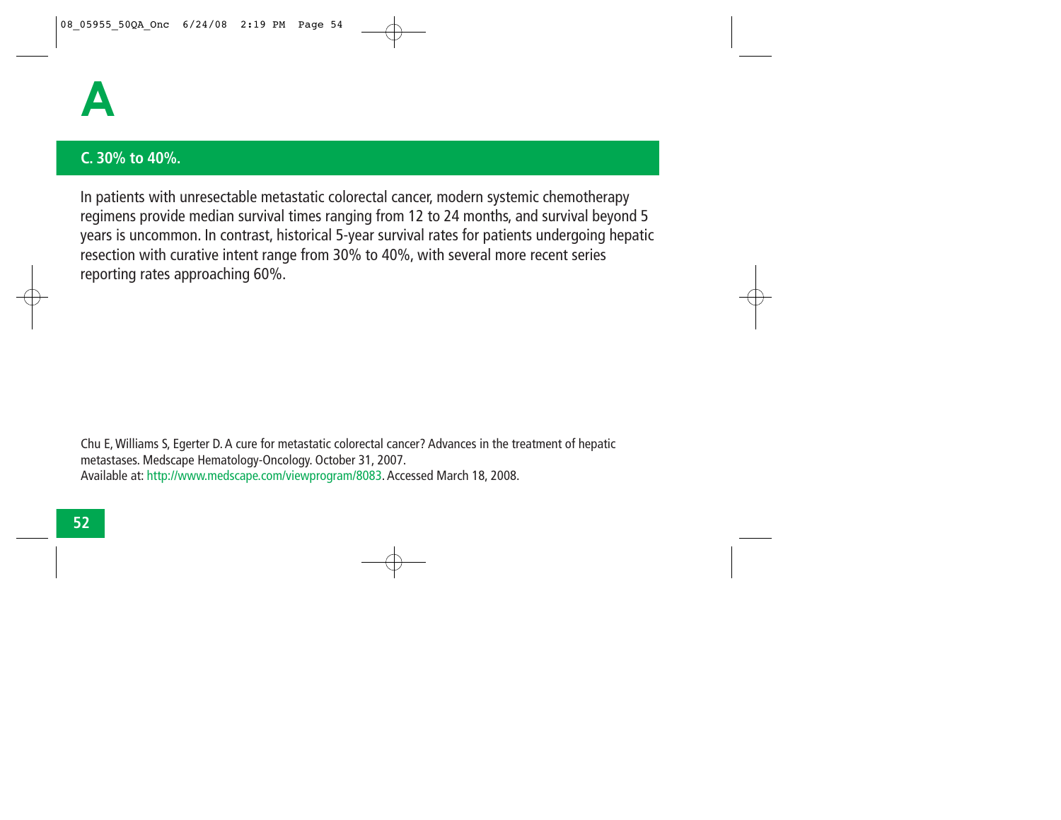# A

## C. 30% to 40%.

In patients with unresectable metastatic colorectal cancer, modern systemic chemotherapy regimens provide median survival times ranging from 12 to 24 months, and survival beyond 5 years is uncommon. In contrast, historical 5-year survival rates for patients undergoing hepatic resection with curative intent range from 30% to 40%, with several more recent series reporting rates approaching 60%.

Chu E, Williams S, Egerter D. A cure for metastatic colorectal cancer? Advances in the treatment of hepatic metastases. Medscape Hematology-Oncology. October 31, 2007.
Available at: http://www.medscape.com/viewprogram/8083. Accessed March 18, 2008.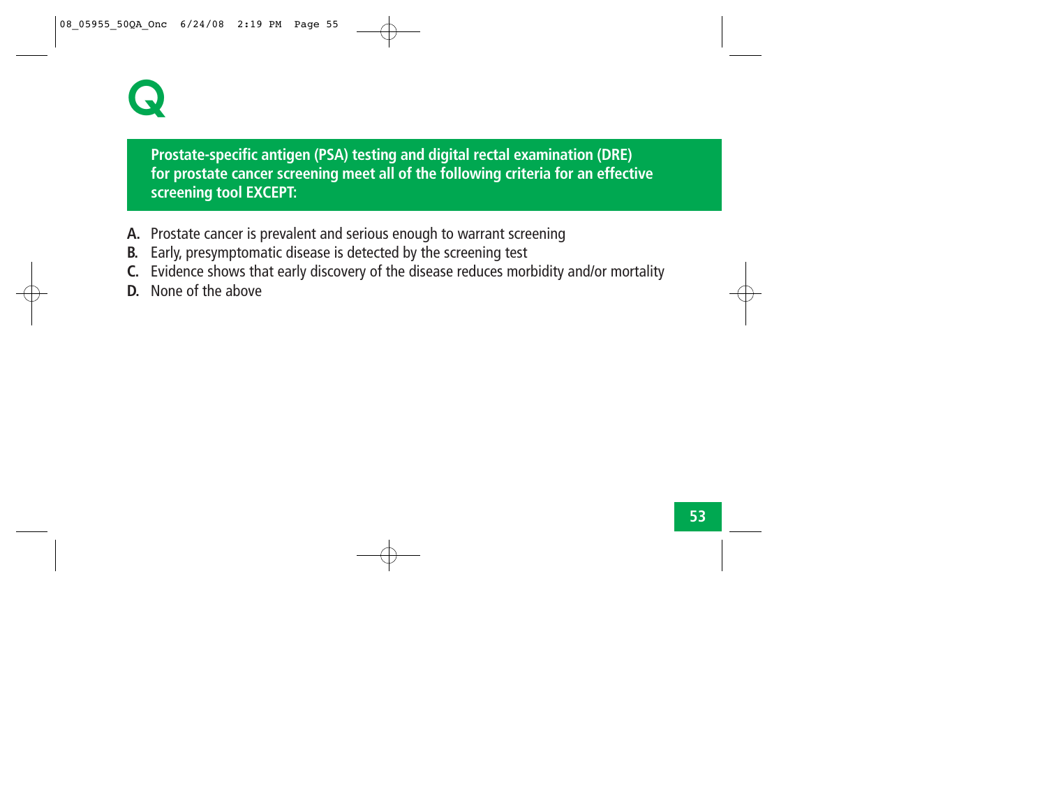# Q

**Prostate-specific antigen (PSA) testing and digital rectal examination (DRE) for prostate cancer screening meet all of the following criteria for an effective screening tool EXCEPT:**

**A.** Prostate cancer is prevalent and serious enough to warrant screening

**B.** Early, presymptomatic disease is detected by the screening test

**C.** Evidence shows that early discovery of the disease reduces morbidity and/or mortality

**D.** None of the above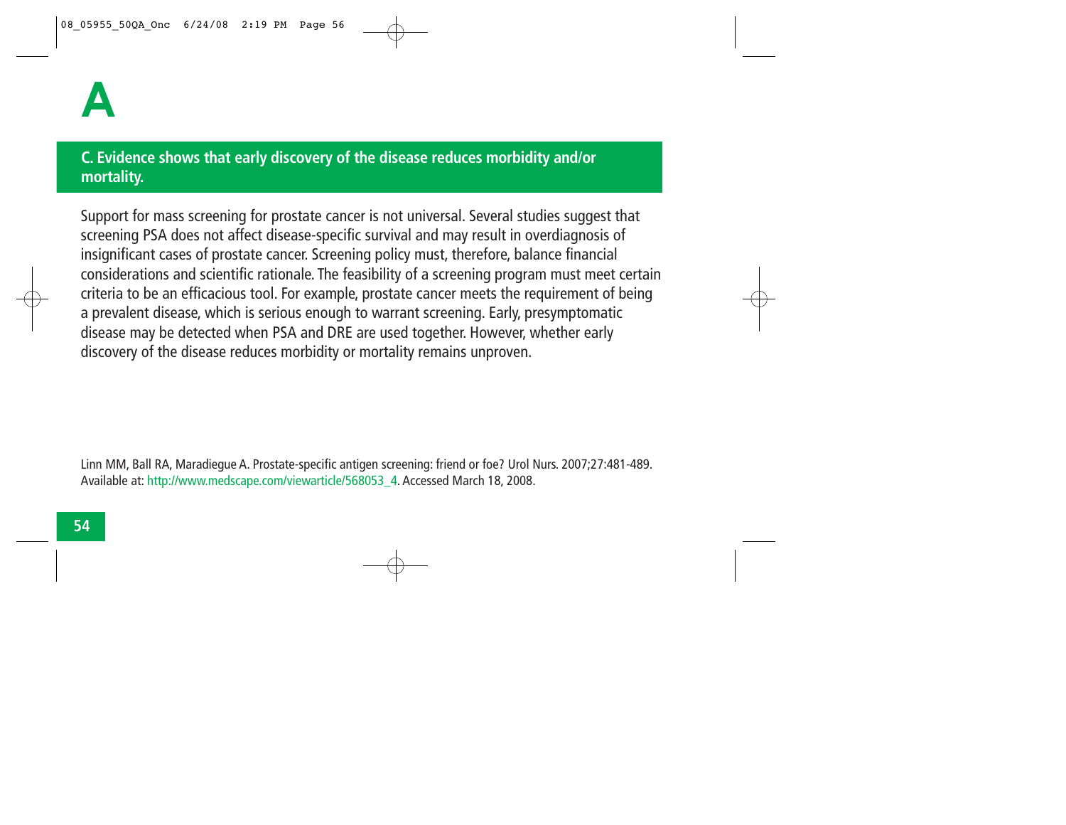# A

**C. Evidence shows that early discovery of the disease reduces morbidity and/or mortality.**

Support for mass screening for prostate cancer is not universal. Several studies suggest that screening PSA does not affect disease-specific survival and may result in overdiagnosis of insignificant cases of prostate cancer. Screening policy must, therefore, balance financial considerations and scientific rationale. The feasibility of a screening program must meet certain criteria to be an efficacious tool. For example, prostate cancer meets the requirement of being a prevalent disease, which is serious enough to warrant screening. Early, presymptomatic disease may be detected when PSA and DRE are used together. However, whether early discovery of the disease reduces morbidity or mortality remains unproven.

Linn MM, Ball RA, Maradiegue A. Prostate-specific antigen screening: friend or foe? Urol Nurs. 2007;27:481-489. Available at: http://www.medscape.com/viewarticle/568053_4. Accessed March 18, 2008.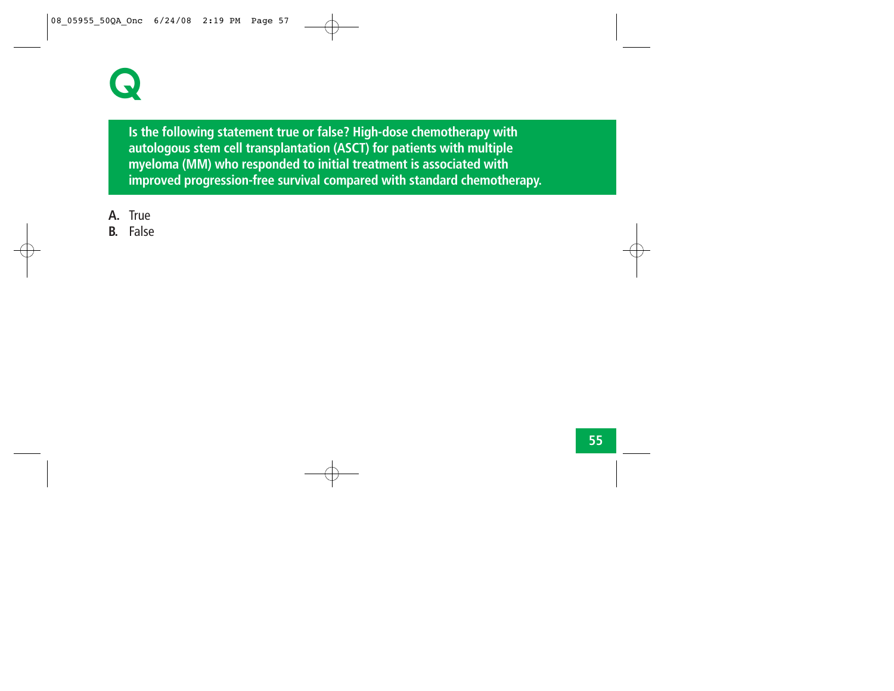# Q

**Is the following statement true or false? High-dose chemotherapy with autologous stem cell transplantation (ASCT) for patients with multiple myeloma (MM) who responded to initial treatment is associated with improved progression-free survival compared with standard chemotherapy.**

**A.** True
**B.** False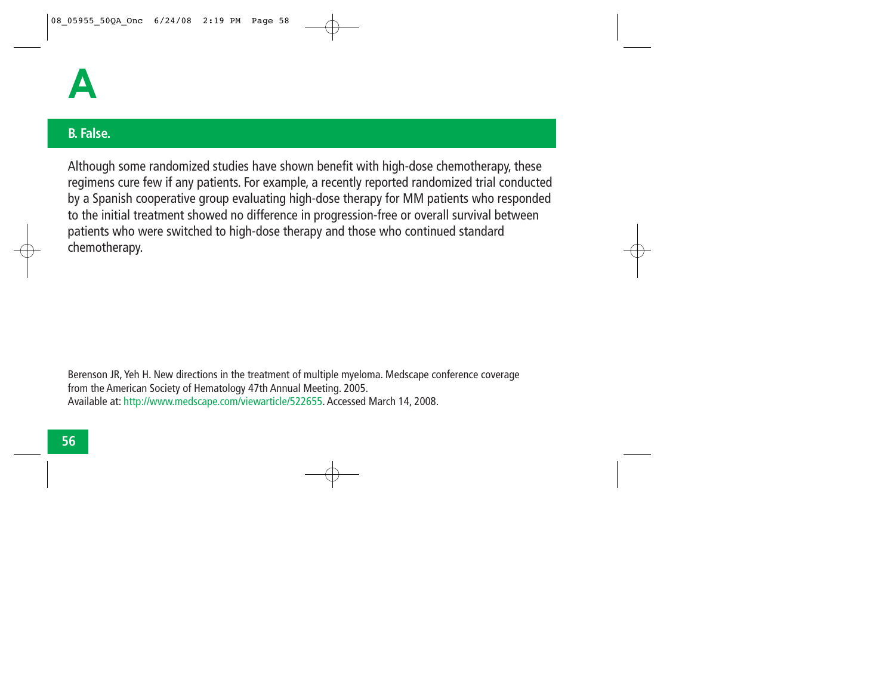# A

## B. False.

Although some randomized studies have shown benefit with high-dose chemotherapy, these regimens cure few if any patients. For example, a recently reported randomized trial conducted by a Spanish cooperative group evaluating high-dose therapy for MM patients who responded to the initial treatment showed no difference in progression-free or overall survival between patients who were switched to high-dose therapy and those who continued standard chemotherapy.

Berenson JR, Yeh H. New directions in the treatment of multiple myeloma. Medscape conference coverage from the American Society of Hematology 47th Annual Meeting. 2005.
Available at: http://www.medscape.com/viewarticle/522655. Accessed March 14, 2008.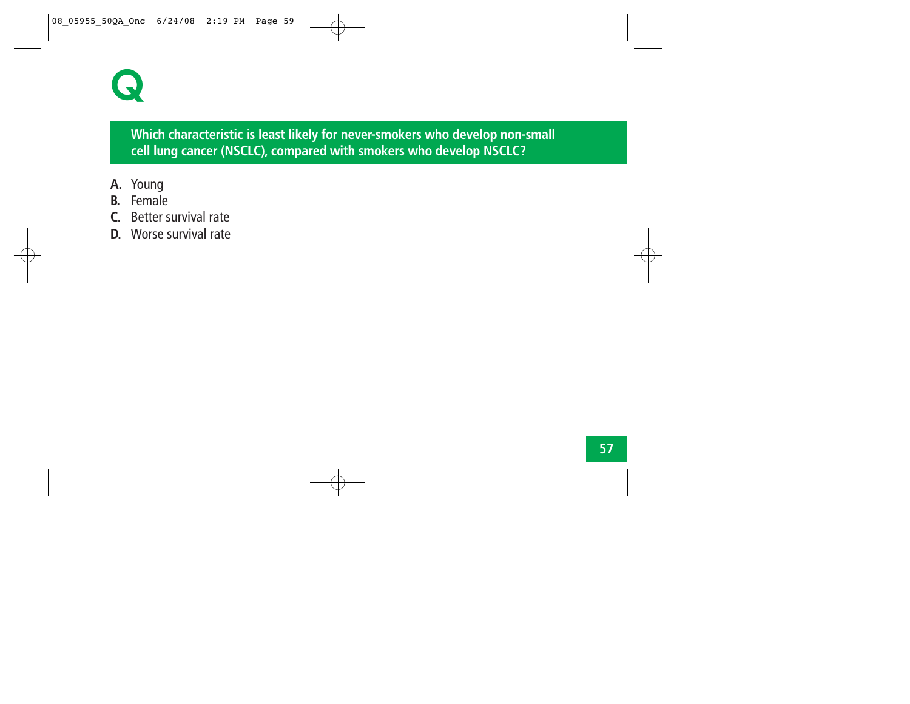# Q

**Which characteristic is least likely for never-smokers who develop non-small cell lung cancer (NSCLC), compared with smokers who develop NSCLC?**

**A.** Young
**B.** Female
**C.** Better survival rate
**D.** Worse survival rate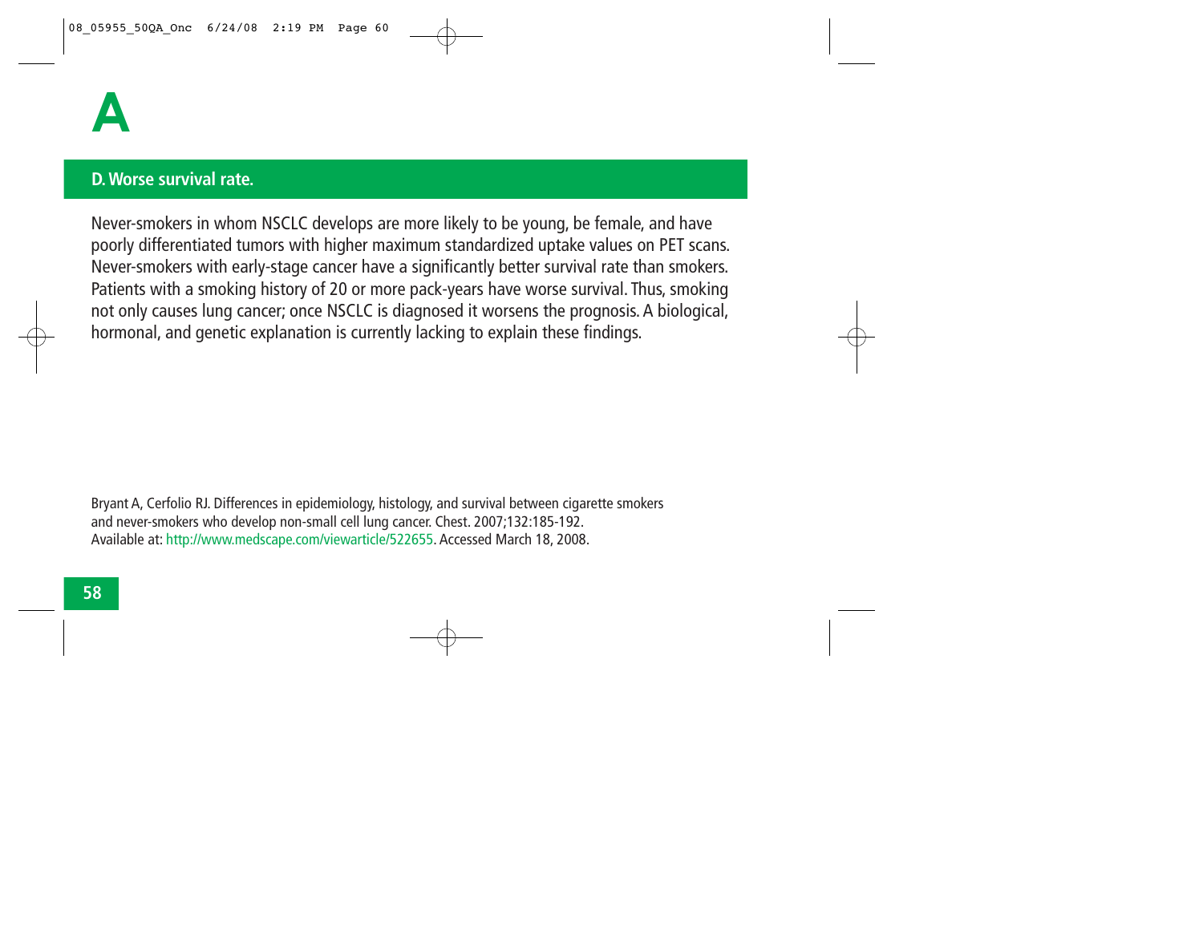# A

## D. Worse survival rate.

Never-smokers in whom NSCLC develops are more likely to be young, be female, and have poorly differentiated tumors with higher maximum standardized uptake values on PET scans. Never-smokers with early-stage cancer have a significantly better survival rate than smokers. Patients with a smoking history of 20 or more pack-years have worse survival. Thus, smoking not only causes lung cancer; once NSCLC is diagnosed it worsens the prognosis. A biological, hormonal, and genetic explanation is currently lacking to explain these findings.

Bryant A, Cerfolio RJ. Differences in epidemiology, histology, and survival between cigarette smokers and never-smokers who develop non-small cell lung cancer. Chest. 2007;132:185-192. Available at: http://www.medscape.com/viewarticle/522655. Accessed March 18, 2008.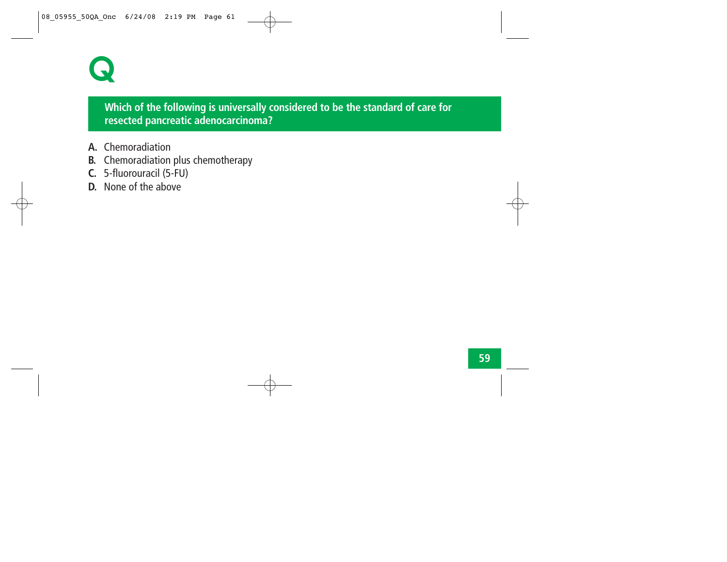# Q

**Which of the following is universally considered to be the standard of care for resected pancreatic adenocarcinoma?**

**A.** Chemoradiation
**B.** Chemoradiation plus chemotherapy
**C.** 5-fluorouracil (5-FU)
**D.** None of the above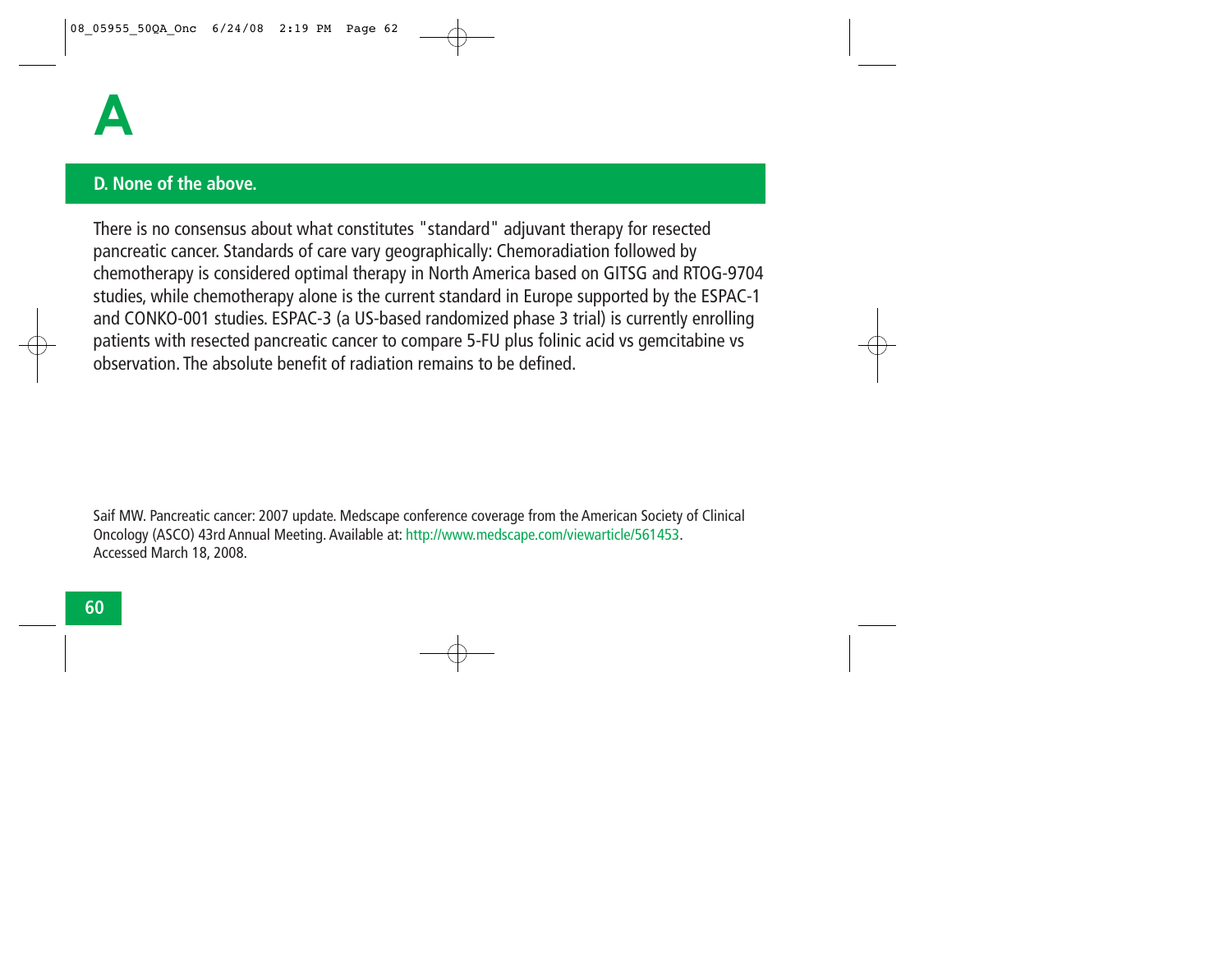# A

## D. None of the above.

There is no consensus about what constitutes "standard" adjuvant therapy for resected pancreatic cancer. Standards of care vary geographically: Chemoradiation followed by chemotherapy is considered optimal therapy in North America based on GITSG and RTOG-9704 studies, while chemotherapy alone is the current standard in Europe supported by the ESPAC-1 and CONKO-001 studies. ESPAC-3 (a US-based randomized phase 3 trial) is currently enrolling patients with resected pancreatic cancer to compare 5-FU plus folinic acid vs gemcitabine vs observation. The absolute benefit of radiation remains to be defined.

Saif MW. Pancreatic cancer: 2007 update. Medscape conference coverage from the American Society of Clinical Oncology (ASCO) 43rd Annual Meeting. Available at: http://www.medscape.com/viewarticle/561453. Accessed March 18, 2008.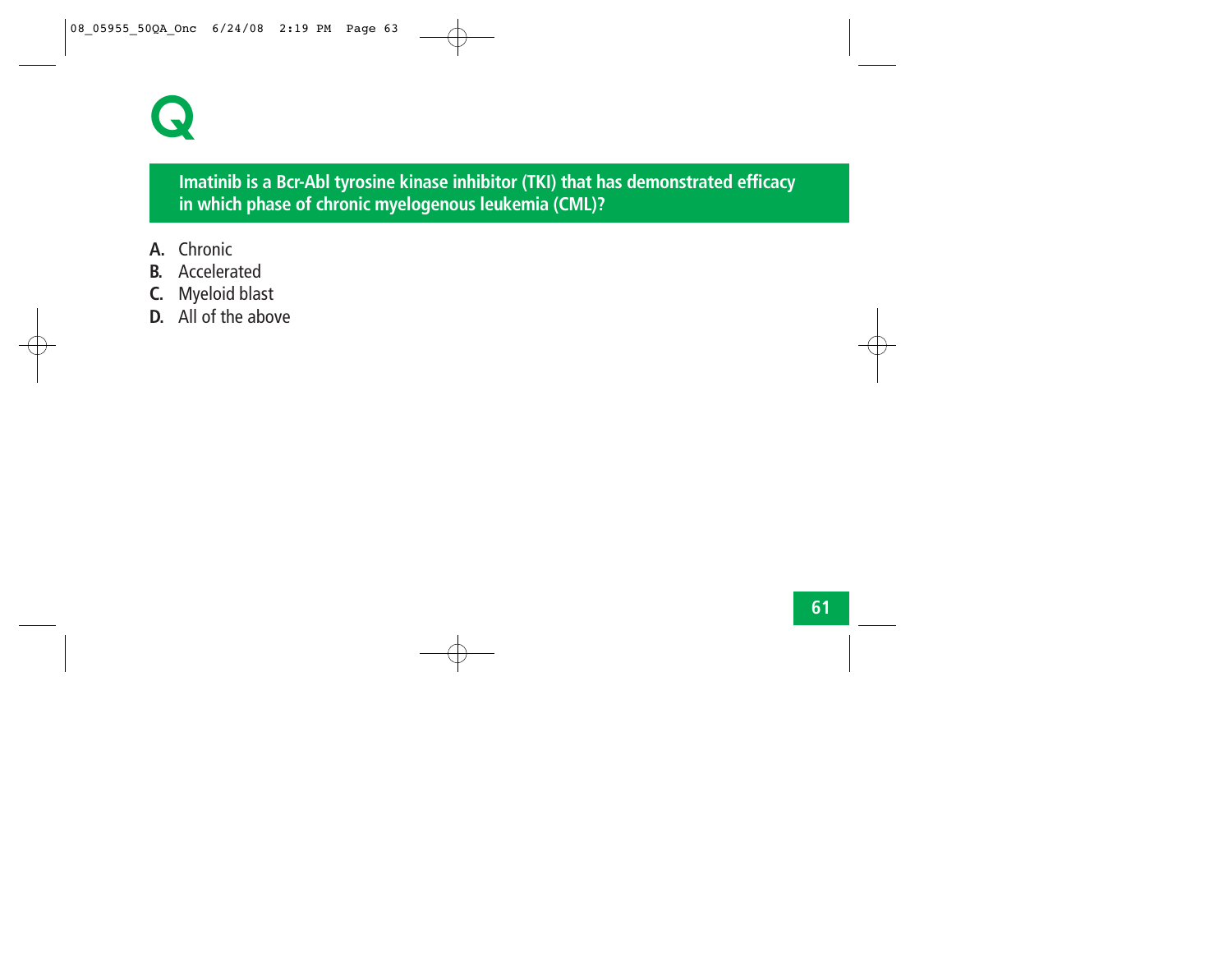# Q

**Imatinib is a Bcr-Abl tyrosine kinase inhibitor (TKI) that has demonstrated efficacy in which phase of chronic myelogenous leukemia (CML)?**

**A.** Chronic
**B.** Accelerated
**C.** Myeloid blast
**D.** All of the above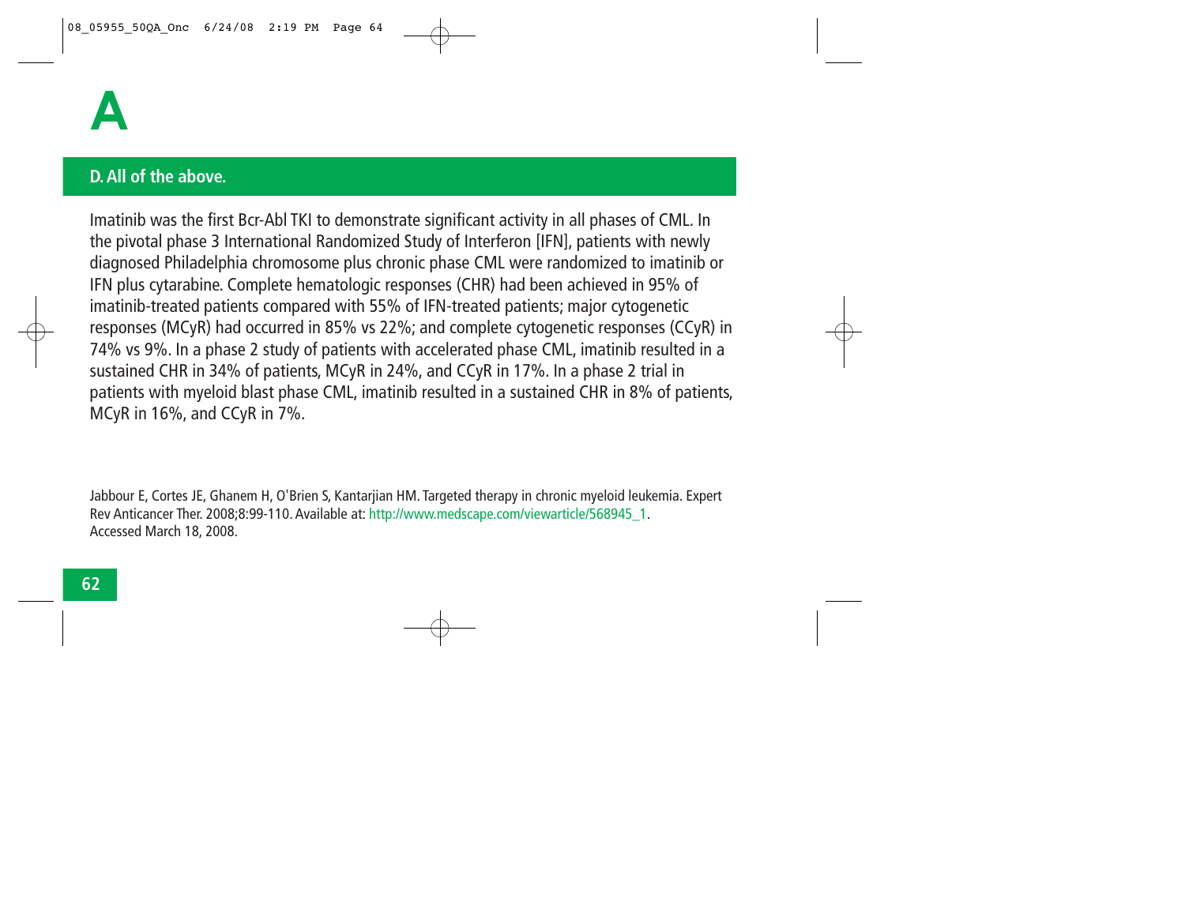# A

## D. All of the above.

Imatinib was the first Bcr-Abl TKI to demonstrate significant activity in all phases of CML. In the pivotal phase 3 International Randomized Study of Interferon [IFN], patients with newly diagnosed Philadelphia chromosome plus chronic phase CML were randomized to imatinib or IFN plus cytarabine. Complete hematologic responses (CHR) had been achieved in 95% of imatinib-treated patients compared with 55% of IFN-treated patients; major cytogenetic responses (MCyR) had occurred in 85% vs 22%; and complete cytogenetic responses (CCyR) in 74% vs 9%. In a phase 2 study of patients with accelerated phase CML, imatinib resulted in a sustained CHR in 34% of patients, MCyR in 24%, and CCyR in 17%. In a phase 2 trial in patients with myeloid blast phase CML, imatinib resulted in a sustained CHR in 8% of patients, MCyR in 16%, and CCyR in 7%.

Jabbour E, Cortes JE, Ghanem H, O'Brien S, Kantarjian HM. Targeted therapy in chronic myeloid leukemia. Expert Rev Anticancer Ther. 2008;8:99-110. Available at: http://www.medscape.com/viewarticle/568945_1. Accessed March 18, 2008.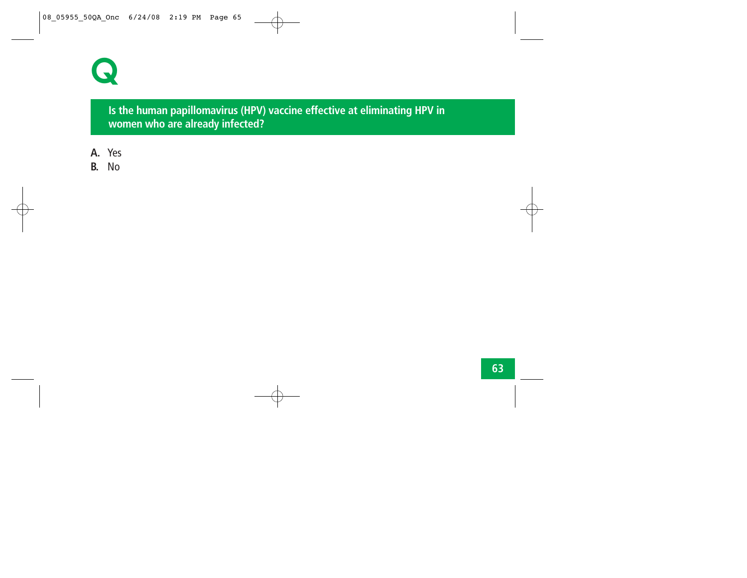# Q

## Is the human papillomavirus (HPV) vaccine effective at eliminating HPV in women who are already infected?

**A.** Yes
**B.** No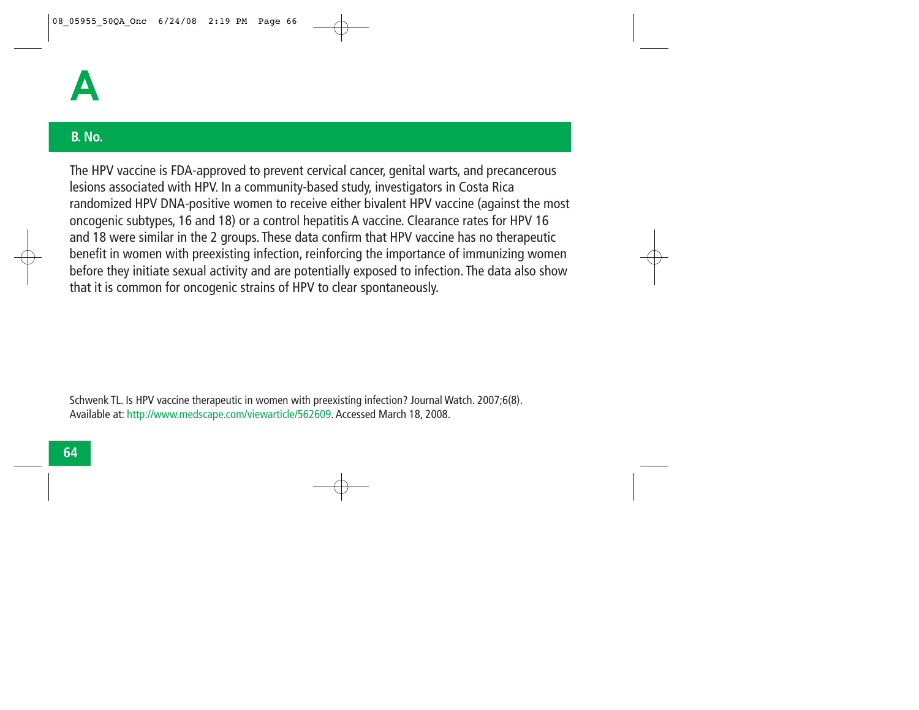# A

**B. No.**

The HPV vaccine is FDA-approved to prevent cervical cancer, genital warts, and precancerous lesions associated with HPV. In a community-based study, investigators in Costa Rica randomized HPV DNA-positive women to receive either bivalent HPV vaccine (against the most oncogenic subtypes, 16 and 18) or a control hepatitis A vaccine. Clearance rates for HPV 16 and 18 were similar in the 2 groups. These data confirm that HPV vaccine has no therapeutic benefit in women with preexisting infection, reinforcing the importance of immunizing women before they initiate sexual activity and are potentially exposed to infection. The data also show that it is common for oncogenic strains of HPV to clear spontaneously.

Schwenk TL. Is HPV vaccine therapeutic in women with preexisting infection? Journal Watch. 2007;6(8). Available at: http://www.medscape.com/viewarticle/562609. Accessed March 18, 2008.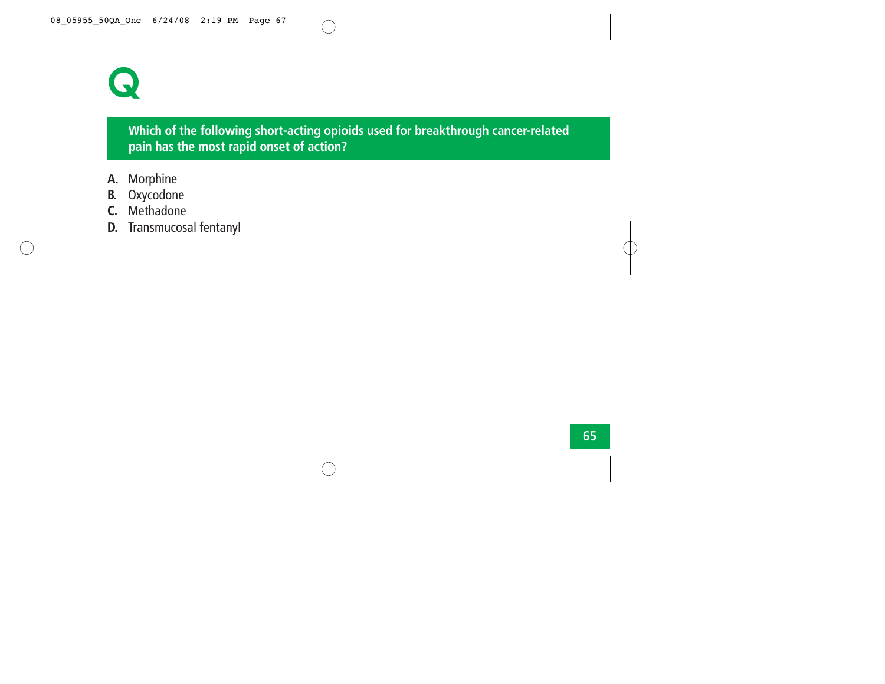# Q

**Which of the following short-acting opioids used for breakthrough cancer-related pain has the most rapid onset of action?**

**A.** Morphine
**B.** Oxycodone
**C.** Methadone
**D.** Transmucosal fentanyl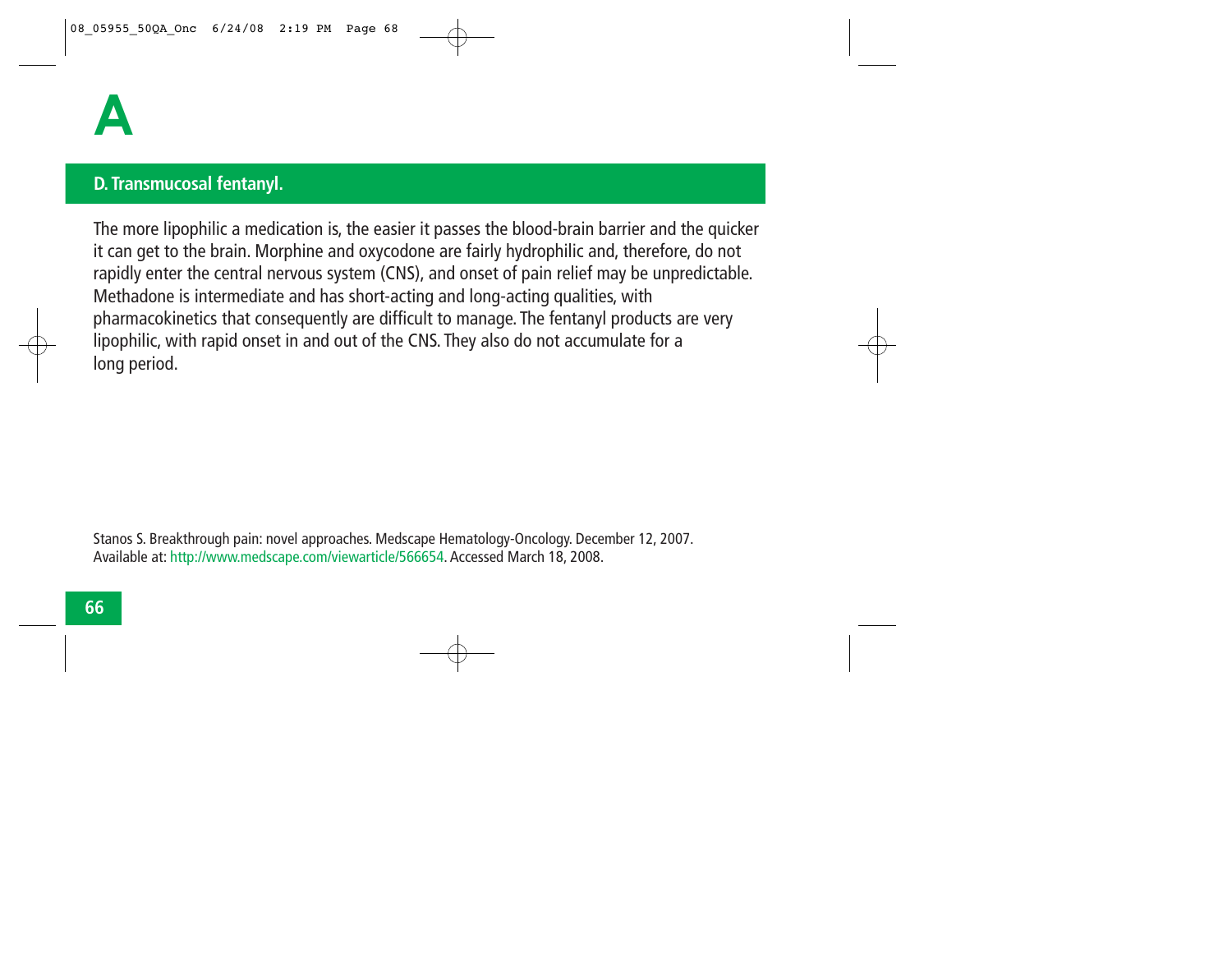# A

## D. Transmucosal fentanyl.

The more lipophilic a medication is, the easier it passes the blood-brain barrier and the quicker it can get to the brain. Morphine and oxycodone are fairly hydrophilic and, therefore, do not rapidly enter the central nervous system (CNS), and onset of pain relief may be unpredictable. Methadone is intermediate and has short-acting and long-acting qualities, with pharmacokinetics that consequently are difficult to manage. The fentanyl products are very lipophilic, with rapid onset in and out of the CNS. They also do not accumulate for a long period.

Stanos S. Breakthrough pain: novel approaches. Medscape Hematology-Oncology. December 12, 2007. Available at: http://www.medscape.com/viewarticle/566654. Accessed March 18, 2008.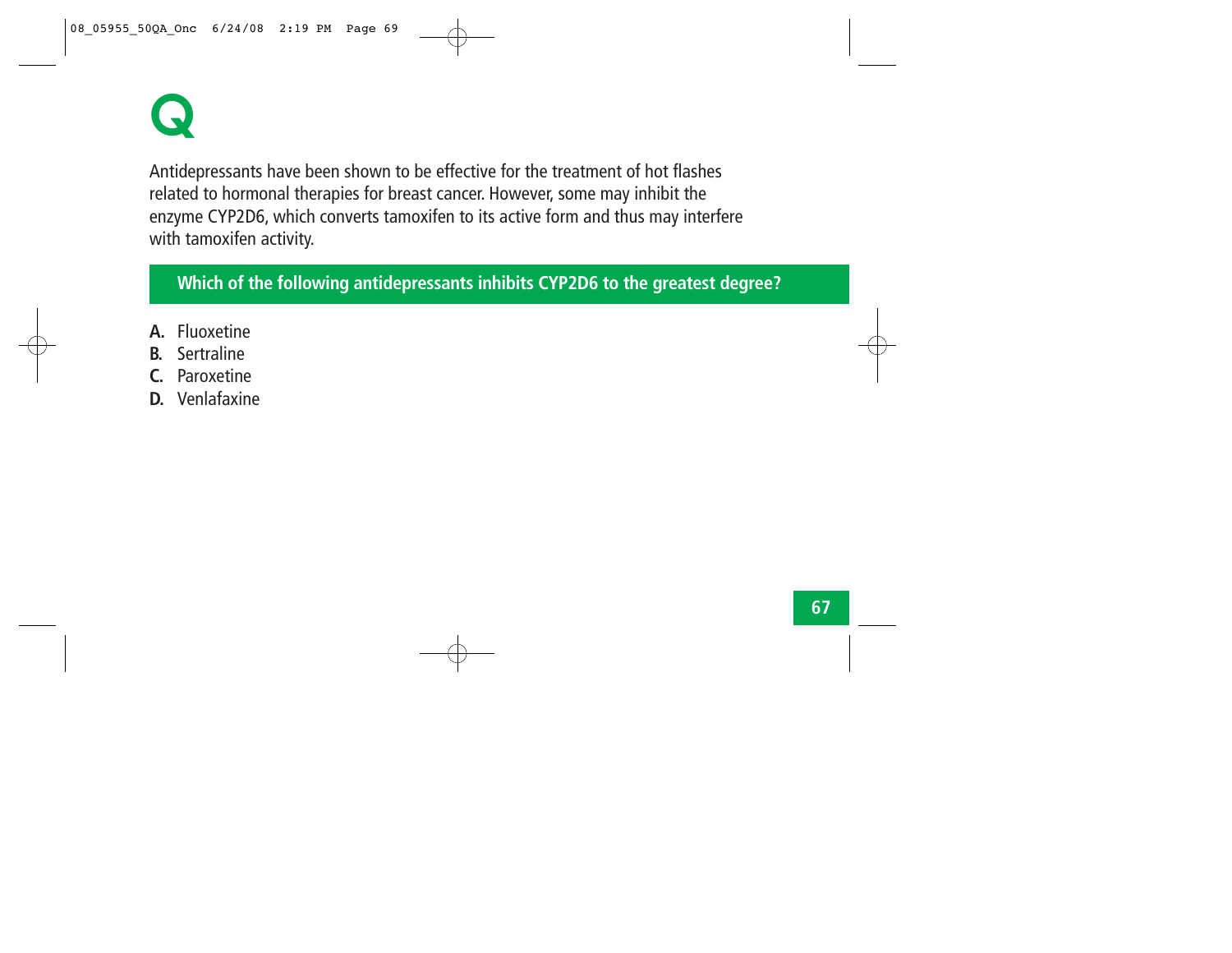# Q

Antidepressants have been shown to be effective for the treatment of hot flashes related to hormonal therapies for breast cancer. However, some may inhibit the enzyme CYP2D6, which converts tamoxifen to its active form and thus may interfere with tamoxifen activity.

**Which of the following antidepressants inhibits CYP2D6 to the greatest degree?**

**A.** Fluoxetine
**B.** Sertraline
**C.** Paroxetine
**D.** Venlafaxine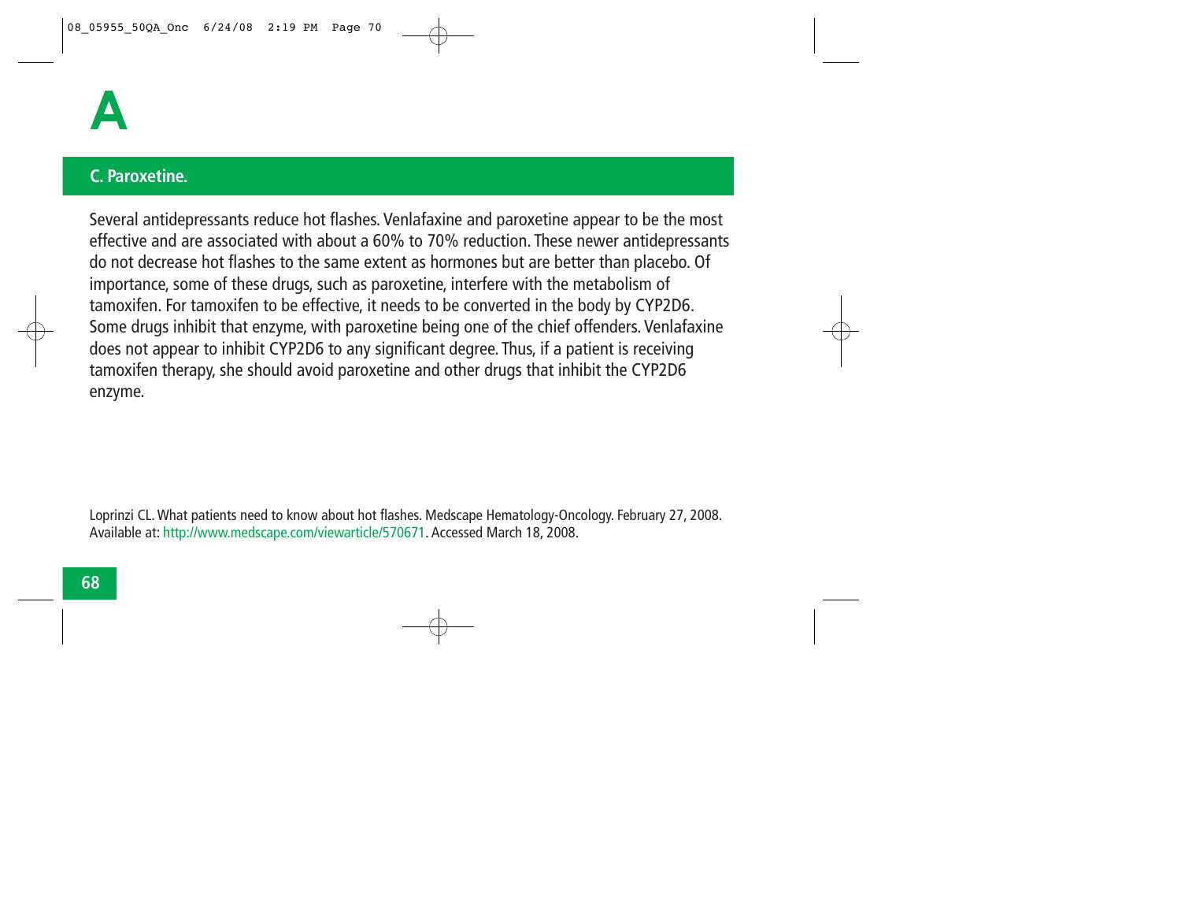# A

## C. Paroxetine.

Several antidepressants reduce hot flashes. Venlafaxine and paroxetine appear to be the most effective and are associated with about a 60% to 70% reduction. These newer antidepressants do not decrease hot flashes to the same extent as hormones but are better than placebo. Of importance, some of these drugs, such as paroxetine, interfere with the metabolism of tamoxifen. For tamoxifen to be effective, it needs to be converted in the body by CYP2D6. Some drugs inhibit that enzyme, with paroxetine being one of the chief offenders. Venlafaxine does not appear to inhibit CYP2D6 to any significant degree. Thus, if a patient is receiving tamoxifen therapy, she should avoid paroxetine and other drugs that inhibit the CYP2D6 enzyme.

Loprinzi CL. What patients need to know about hot flashes. Medscape Hematology-Oncology. February 27, 2008. Available at: http://www.medscape.com/viewarticle/570671. Accessed March 18, 2008.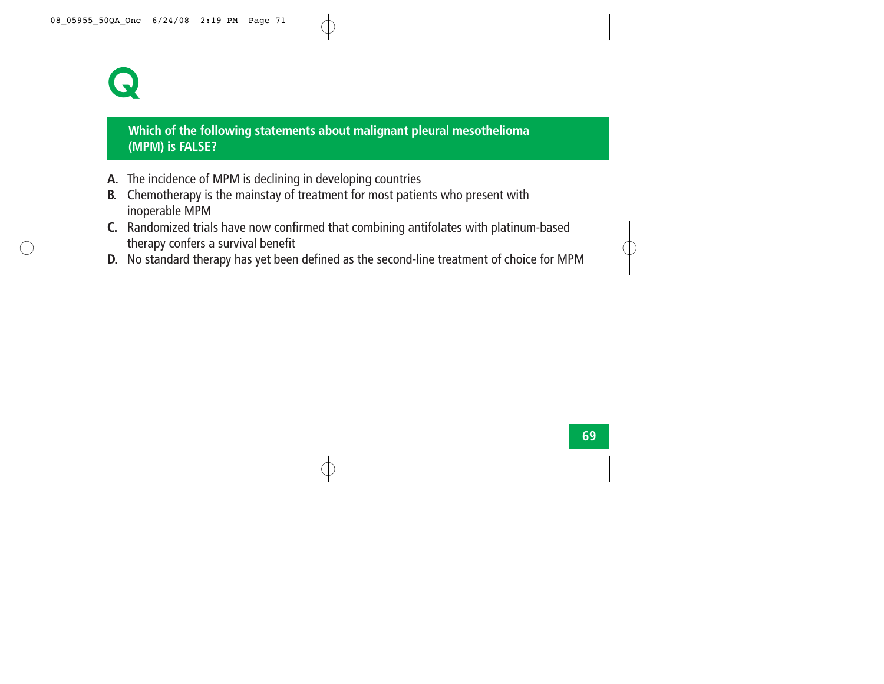# Q

**Which of the following statements about malignant pleural mesothelioma (MPM) is FALSE?**

**A.** The incidence of MPM is declining in developing countries

**B.** Chemotherapy is the mainstay of treatment for most patients who present with inoperable MPM

**C.** Randomized trials have now confirmed that combining antifolates with platinum-based therapy confers a survival benefit

**D.** No standard therapy has yet been defined as the second-line treatment of choice for MPM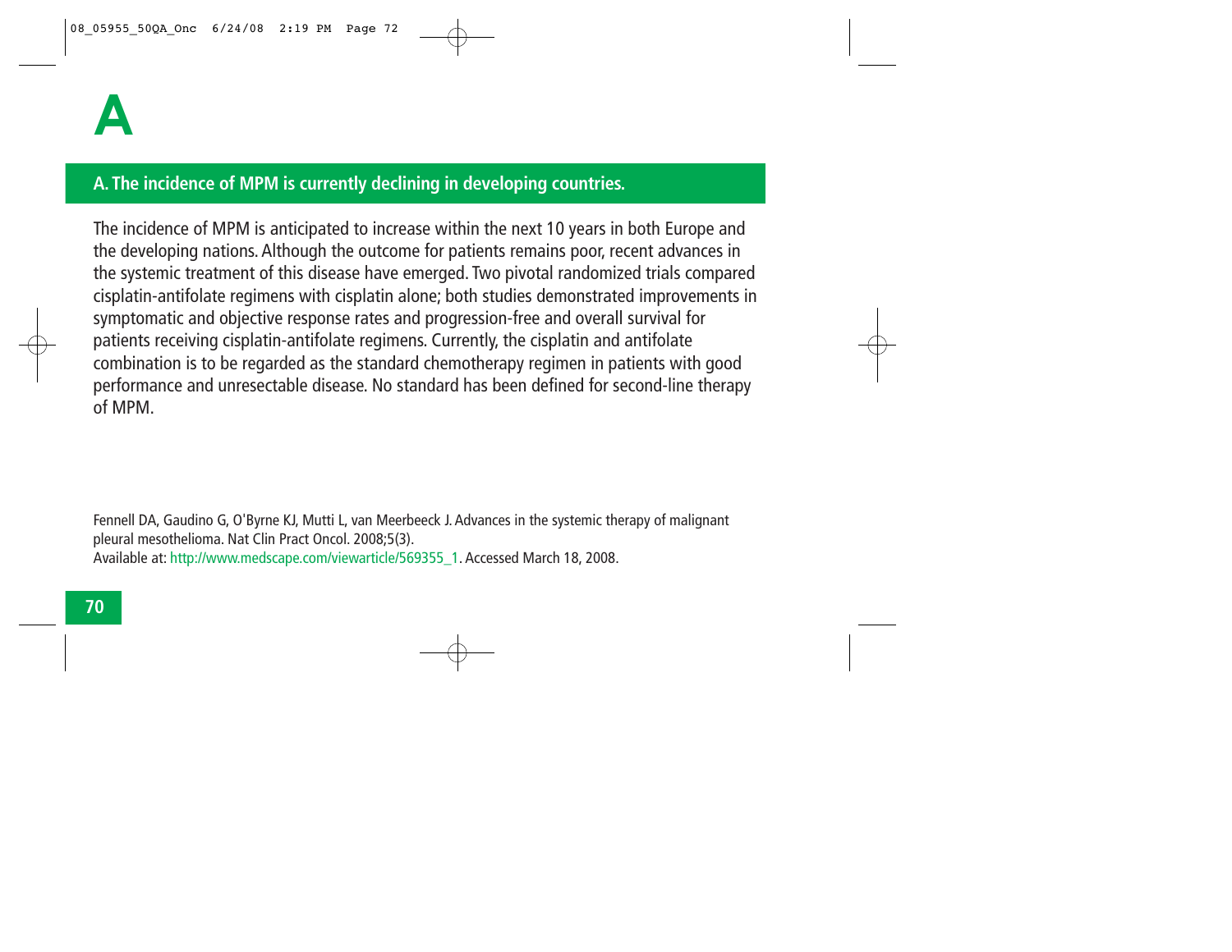# A

## A. The incidence of MPM is currently declining in developing countries.

The incidence of MPM is anticipated to increase within the next 10 years in both Europe and the developing nations. Although the outcome for patients remains poor, recent advances in the systemic treatment of this disease have emerged. Two pivotal randomized trials compared cisplatin-antifolate regimens with cisplatin alone; both studies demonstrated improvements in symptomatic and objective response rates and progression-free and overall survival for patients receiving cisplatin-antifolate regimens. Currently, the cisplatin and antifolate combination is to be regarded as the standard chemotherapy regimen in patients with good performance and unresectable disease. No standard has been defined for second-line therapy of MPM.

Fennell DA, Gaudino G, O'Byrne KJ, Mutti L, van Meerbeeck J. Advances in the systemic therapy of malignant pleural mesothelioma. Nat Clin Pract Oncol. 2008;5(3).
Available at: http://www.medscape.com/viewarticle/569355_1. Accessed March 18, 2008.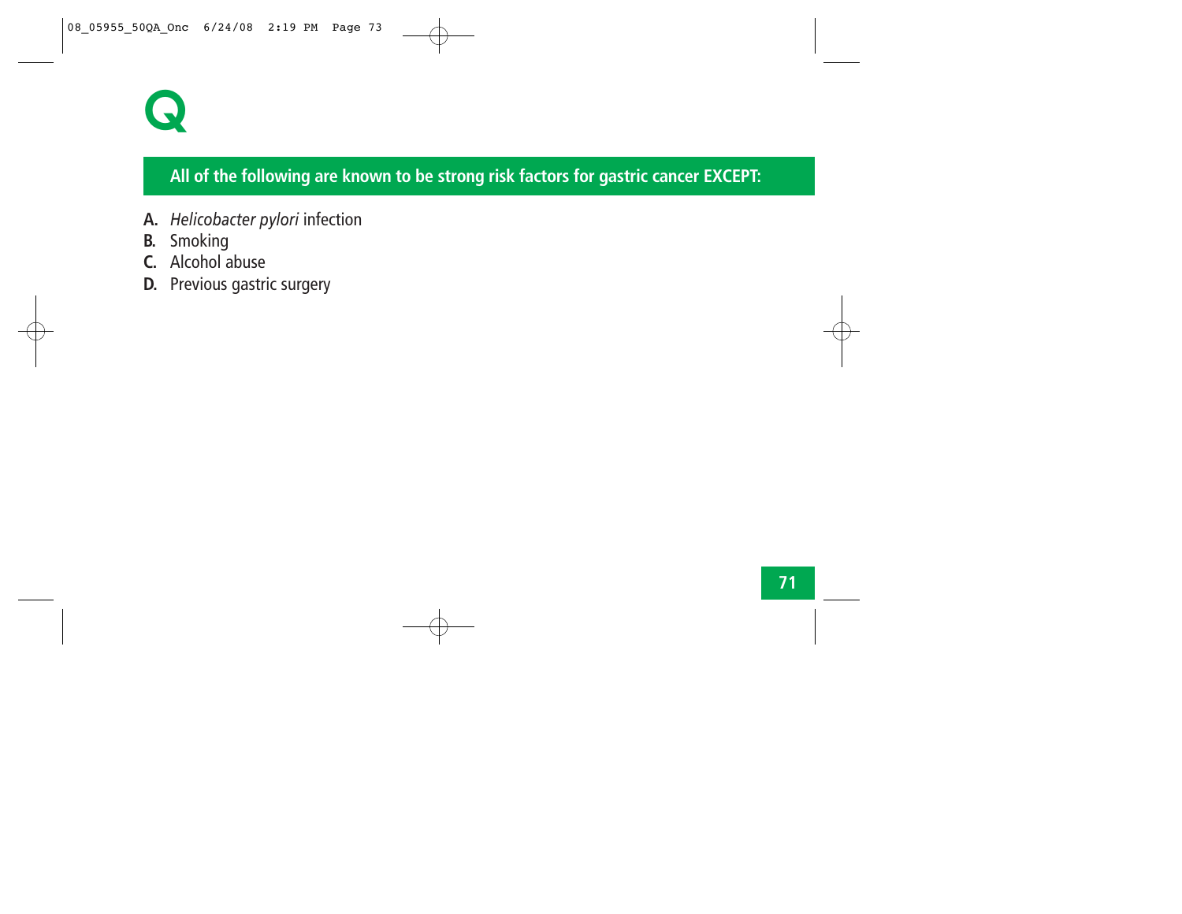# Q

## All of the following are known to be strong risk factors for gastric cancer EXCEPT:

**A.** *Helicobacter pylori* infection
**B.** Smoking
**C.** Alcohol abuse
**D.** Previous gastric surgery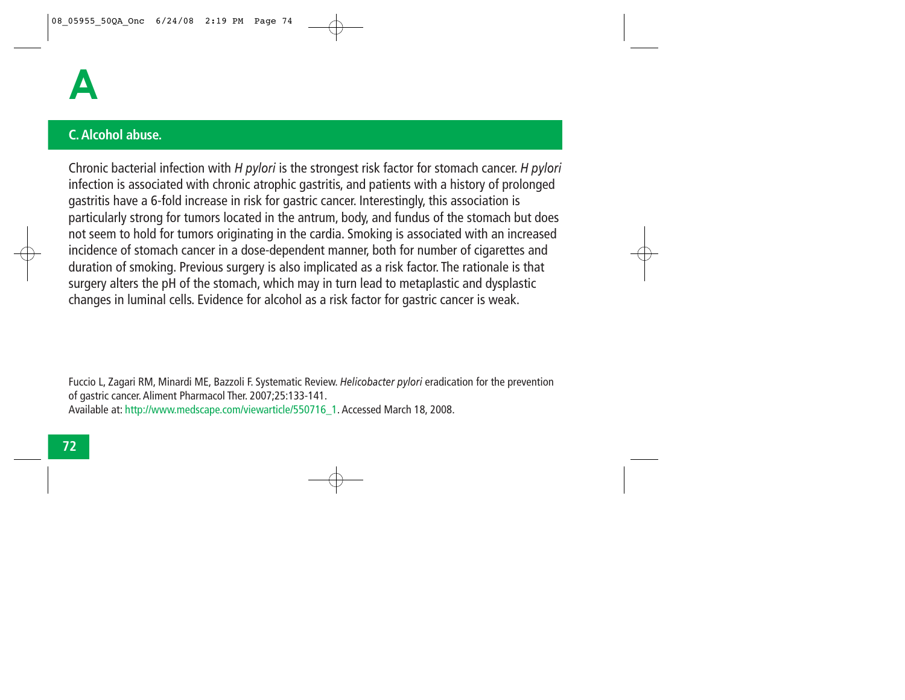# A

## C. Alcohol abuse.

Chronic bacterial infection with *H pylori* is the strongest risk factor for stomach cancer. *H pylori* infection is associated with chronic atrophic gastritis, and patients with a history of prolonged gastritis have a 6-fold increase in risk for gastric cancer. Interestingly, this association is particularly strong for tumors located in the antrum, body, and fundus of the stomach but does not seem to hold for tumors originating in the cardia. Smoking is associated with an increased incidence of stomach cancer in a dose-dependent manner, both for number of cigarettes and duration of smoking. Previous surgery is also implicated as a risk factor. The rationale is that surgery alters the pH of the stomach, which may in turn lead to metaplastic and dysplastic changes in luminal cells. Evidence for alcohol as a risk factor for gastric cancer is weak.

Fuccio L, Zagari RM, Minardi ME, Bazzoli F. Systematic Review. *Helicobacter pylori* eradication for the prevention of gastric cancer. Aliment Pharmacol Ther. 2007;25:133-141.
Available at: http://www.medscape.com/viewarticle/550716_1. Accessed March 18, 2008.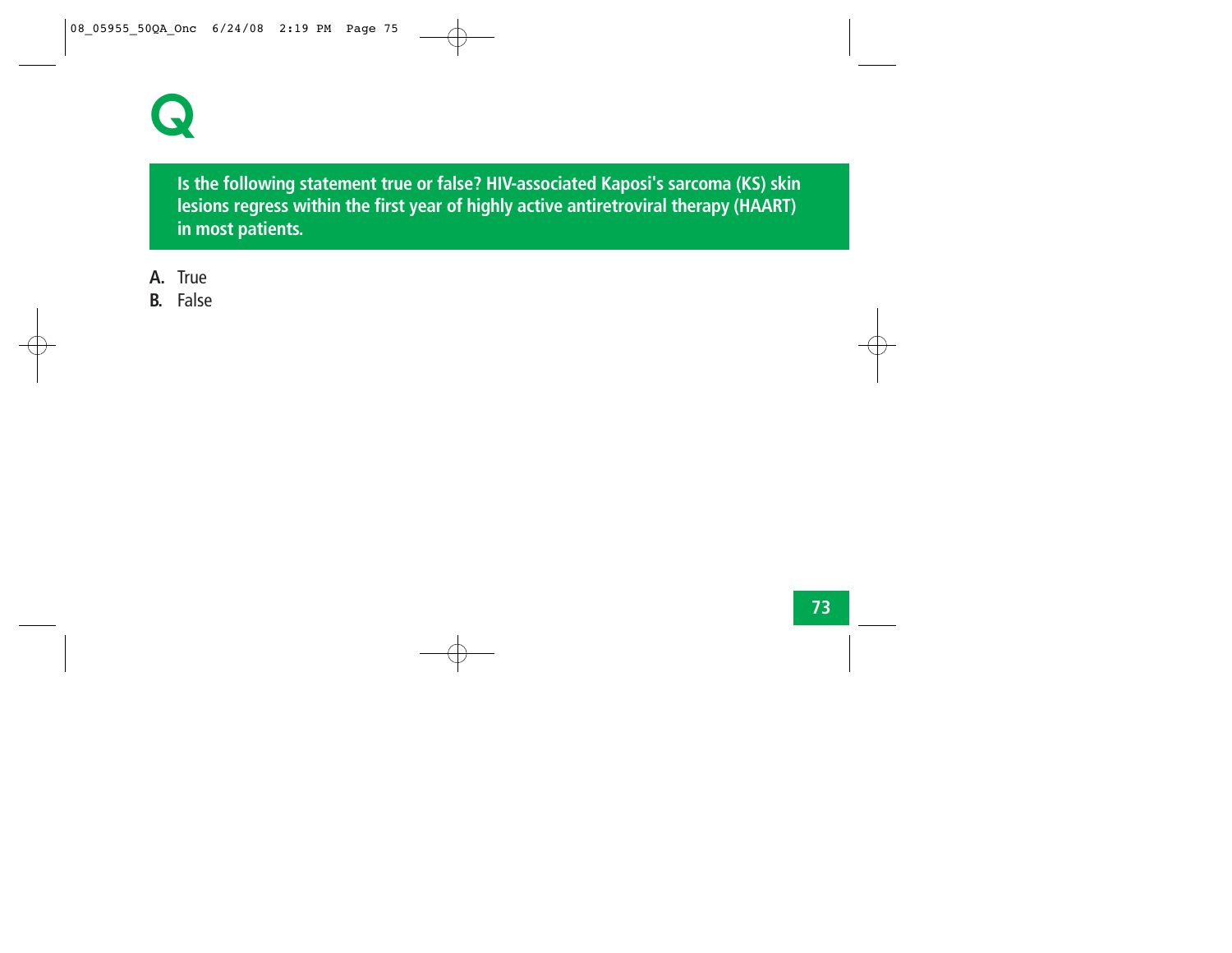# Q

**Is the following statement true or false? HIV-associated Kaposi's sarcoma (KS) skin lesions regress within the first year of highly active antiretroviral therapy (HAART) in most patients.**

**A.** True
**B.** False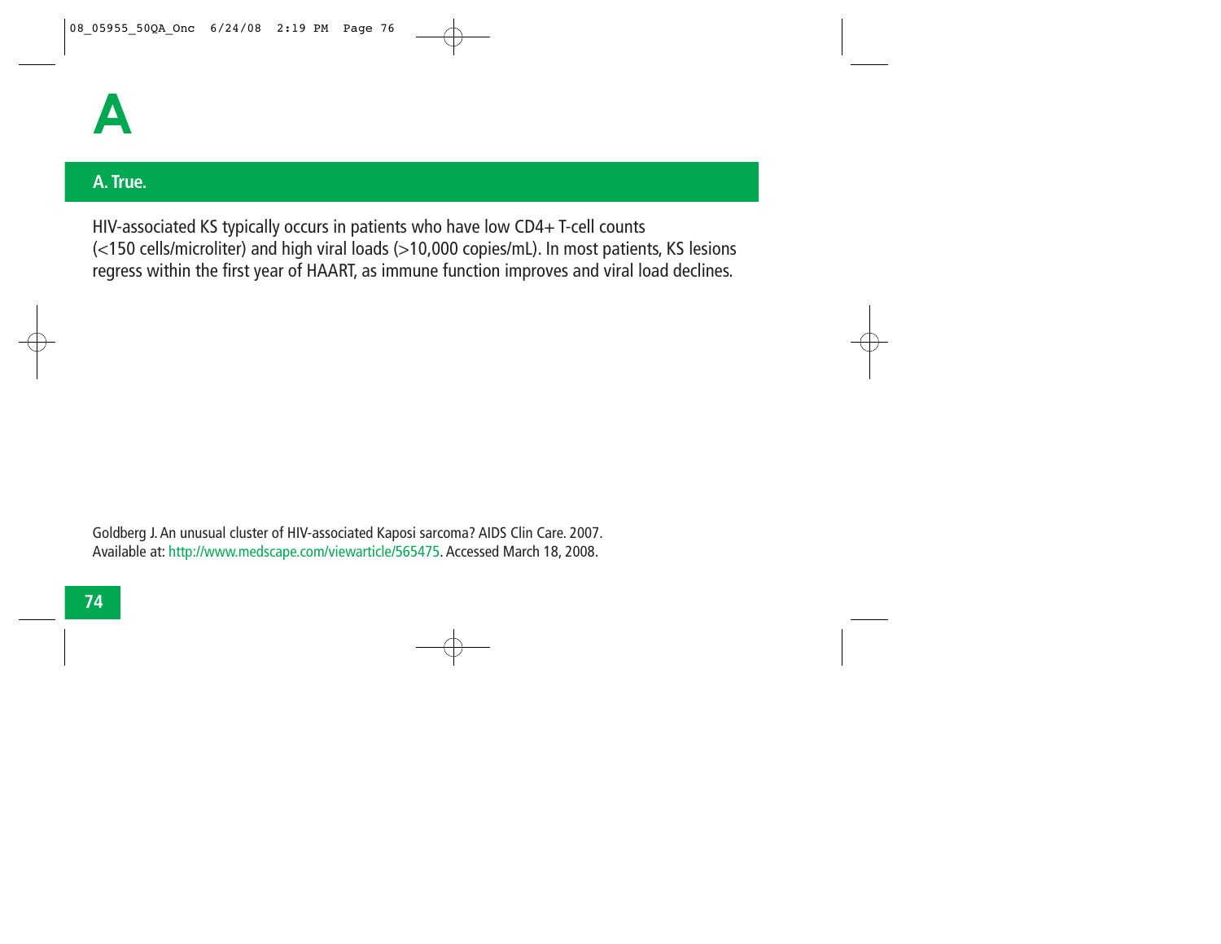# A

## A. True.

HIV-associated KS typically occurs in patients who have low CD4+ T-cell counts (<150 cells/microliter) and high viral loads (>10,000 copies/mL). In most patients, KS lesions regress within the first year of HAART, as immune function improves and viral load declines.

Goldberg J. An unusual cluster of HIV-associated Kaposi sarcoma? AIDS Clin Care. 2007. Available at: http://www.medscape.com/viewarticle/565475. Accessed March 18, 2008.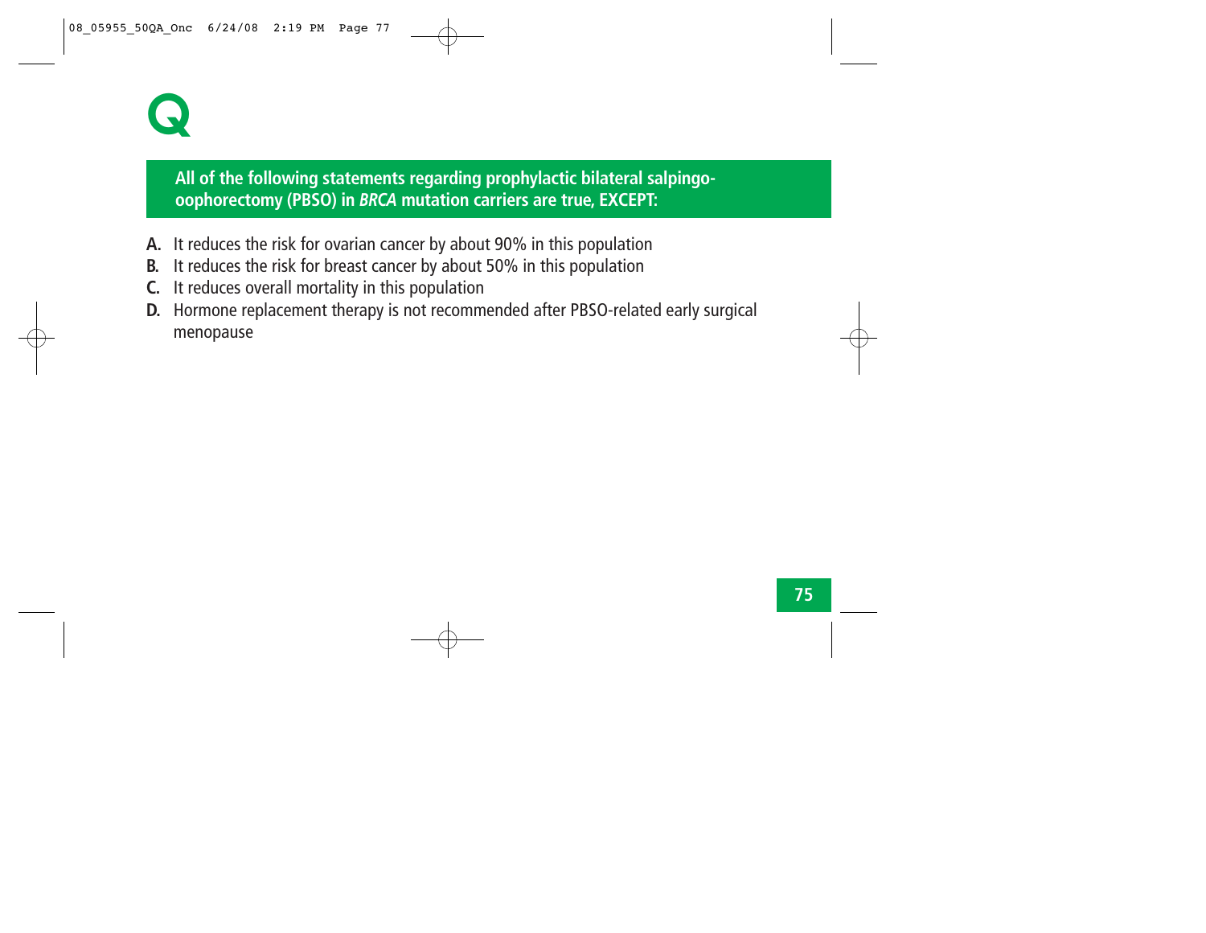# Q

**All of the following statements regarding prophylactic bilateral salpingo-oophorectomy (PBSO) in *BRCA* mutation carriers are true, EXCEPT:**

**A.** It reduces the risk for ovarian cancer by about 90% in this population

**B.** It reduces the risk for breast cancer by about 50% in this population

**C.** It reduces overall mortality in this population

**D.** Hormone replacement therapy is not recommended after PBSO-related early surgical menopause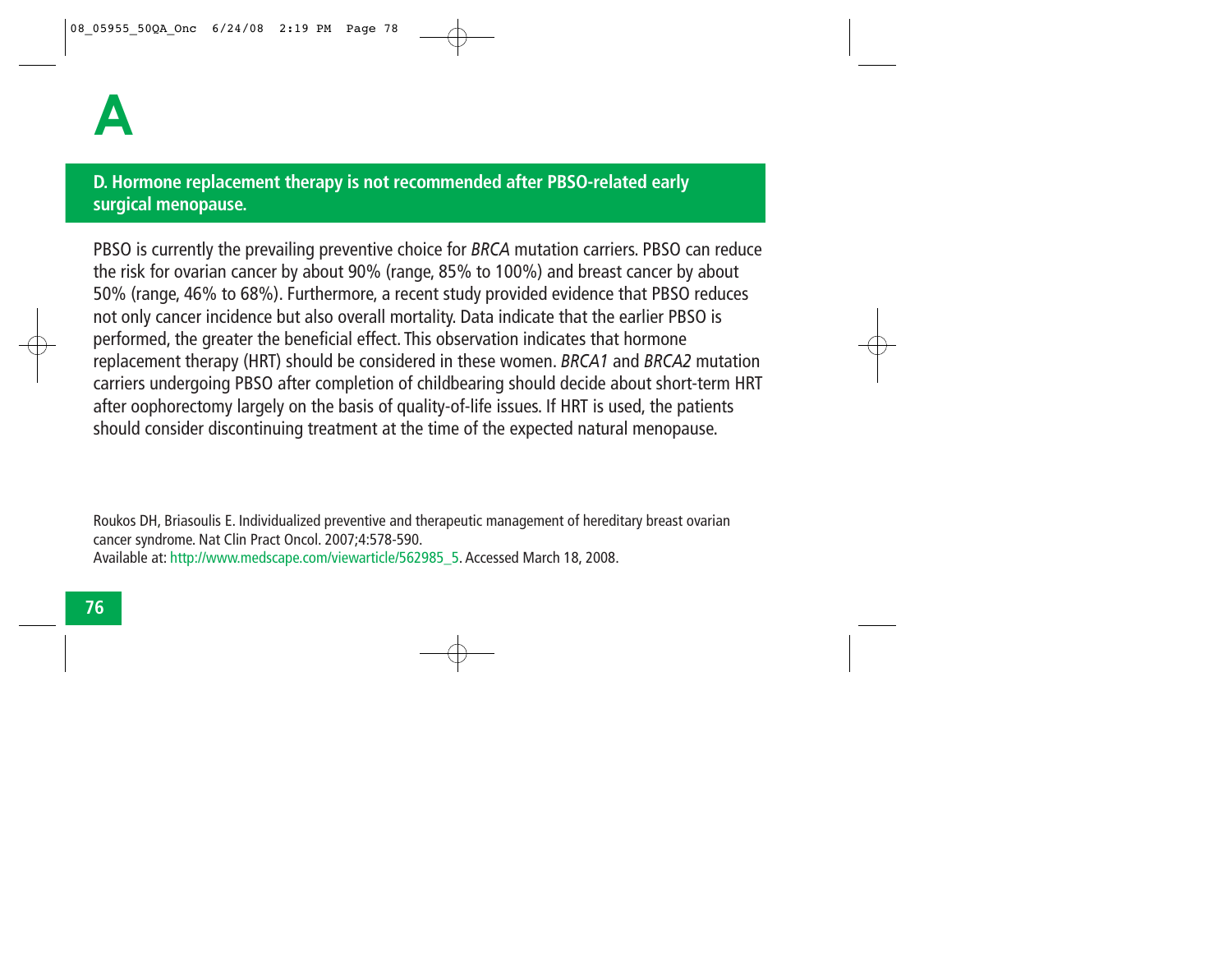# A

**D. Hormone replacement therapy is not recommended after PBSO-related early surgical menopause.**

PBSO is currently the prevailing preventive choice for *BRCA* mutation carriers. PBSO can reduce the risk for ovarian cancer by about 90% (range, 85% to 100%) and breast cancer by about 50% (range, 46% to 68%). Furthermore, a recent study provided evidence that PBSO reduces not only cancer incidence but also overall mortality. Data indicate that the earlier PBSO is performed, the greater the beneficial effect. This observation indicates that hormone replacement therapy (HRT) should be considered in these women. *BRCA1* and *BRCA2* mutation carriers undergoing PBSO after completion of childbearing should decide about short-term HRT after oophorectomy largely on the basis of quality-of-life issues. If HRT is used, the patients should consider discontinuing treatment at the time of the expected natural menopause.

Roukos DH, Briasoulis E. Individualized preventive and therapeutic management of hereditary breast ovarian cancer syndrome. Nat Clin Pract Oncol. 2007;4:578-590.
Available at: http://www.medscape.com/viewarticle/562985_5. Accessed March 18, 2008.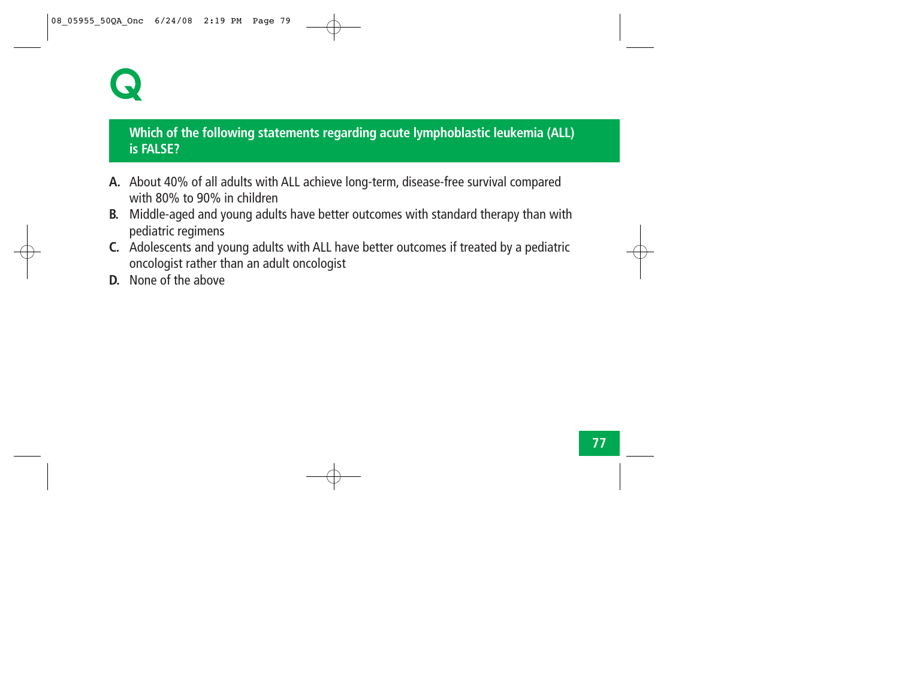# Q

**Which of the following statements regarding acute lymphoblastic leukemia (ALL) is FALSE?**

**A.** About 40% of all adults with ALL achieve long-term, disease-free survival compared with 80% to 90% in children

**B.** Middle-aged and young adults have better outcomes with standard therapy than with pediatric regimens

**C.** Adolescents and young adults with ALL have better outcomes if treated by a pediatric oncologist rather than an adult oncologist

**D.** None of the above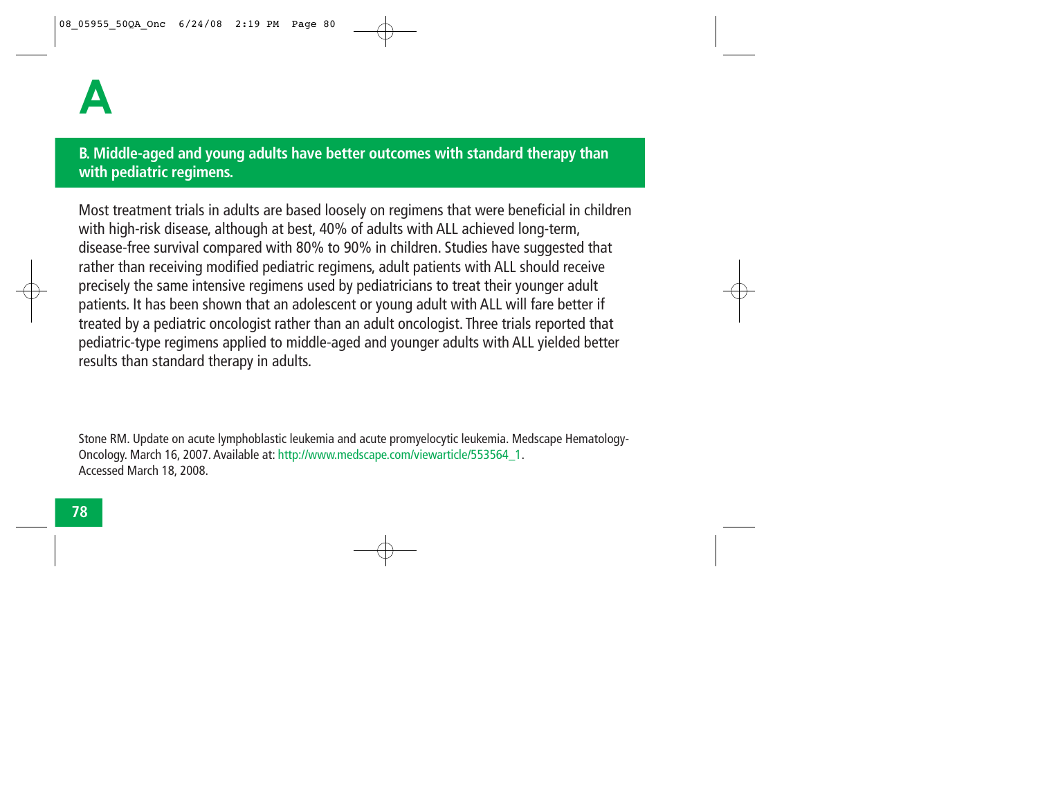# A

**B. Middle-aged and young adults have better outcomes with standard therapy than with pediatric regimens.**

Most treatment trials in adults are based loosely on regimens that were beneficial in children with high-risk disease, although at best, 40% of adults with ALL achieved long-term, disease-free survival compared with 80% to 90% in children. Studies have suggested that rather than receiving modified pediatric regimens, adult patients with ALL should receive precisely the same intensive regimens used by pediatricians to treat their younger adult patients. It has been shown that an adolescent or young adult with ALL will fare better if treated by a pediatric oncologist rather than an adult oncologist. Three trials reported that pediatric-type regimens applied to middle-aged and younger adults with ALL yielded better results than standard therapy in adults.

Stone RM. Update on acute lymphoblastic leukemia and acute promyelocytic leukemia. Medscape Hematology-Oncology. March 16, 2007. Available at: http://www.medscape.com/viewarticle/553564_1. Accessed March 18, 2008.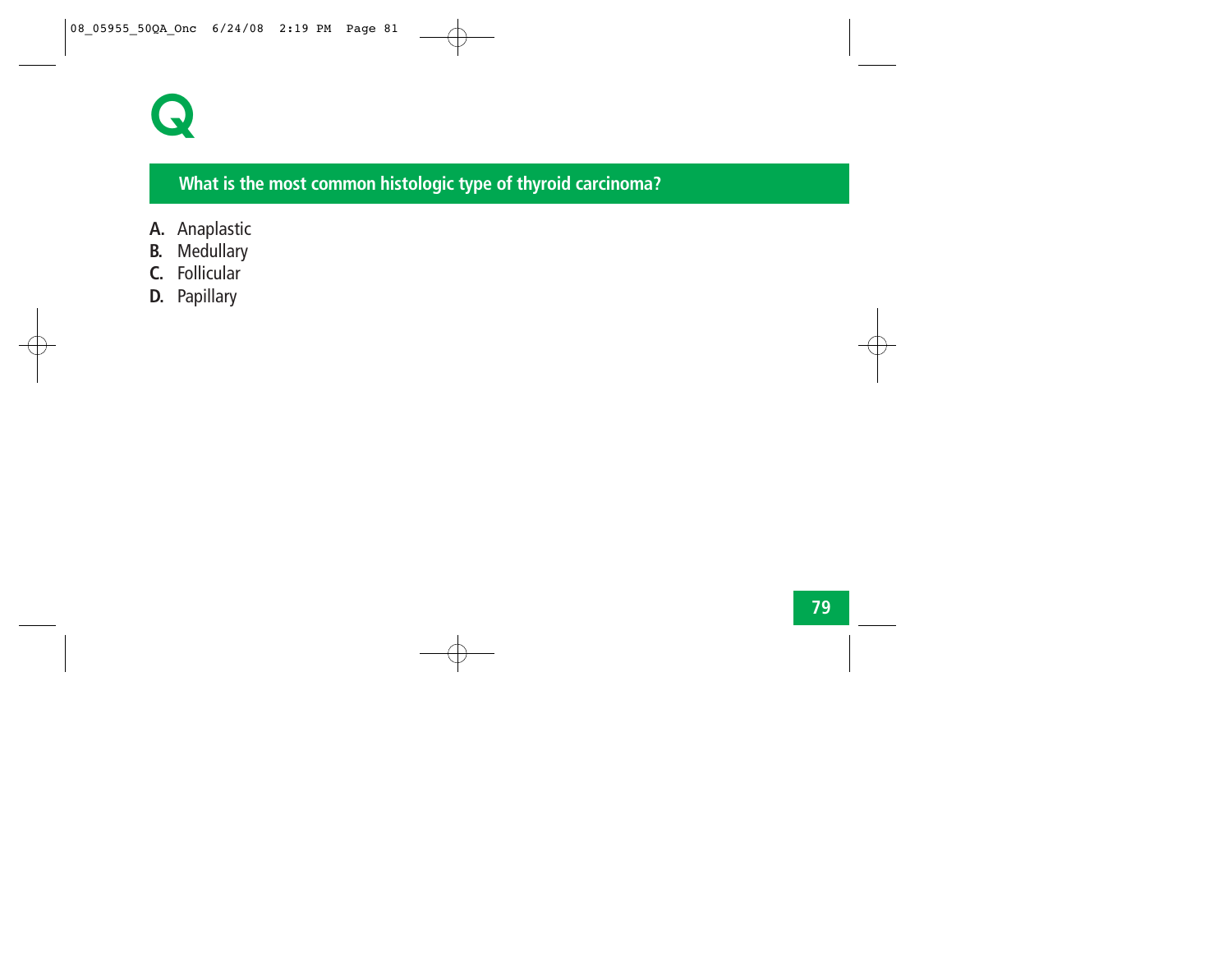# Q

## What is the most common histologic type of thyroid carcinoma?

**A.** Anaplastic
**B.** Medullary
**C.** Follicular
**D.** Papillary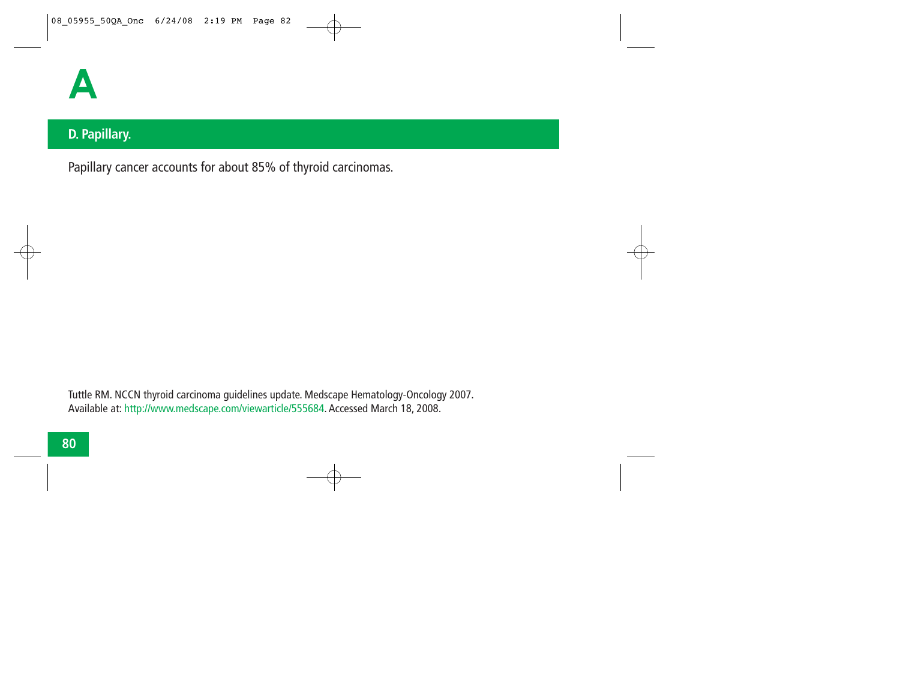# A

## D. Papillary.

Papillary cancer accounts for about 85% of thyroid carcinomas.

Tuttle RM. NCCN thyroid carcinoma guidelines update. Medscape Hematology-Oncology 2007. Available at: http://www.medscape.com/viewarticle/555684. Accessed March 18, 2008.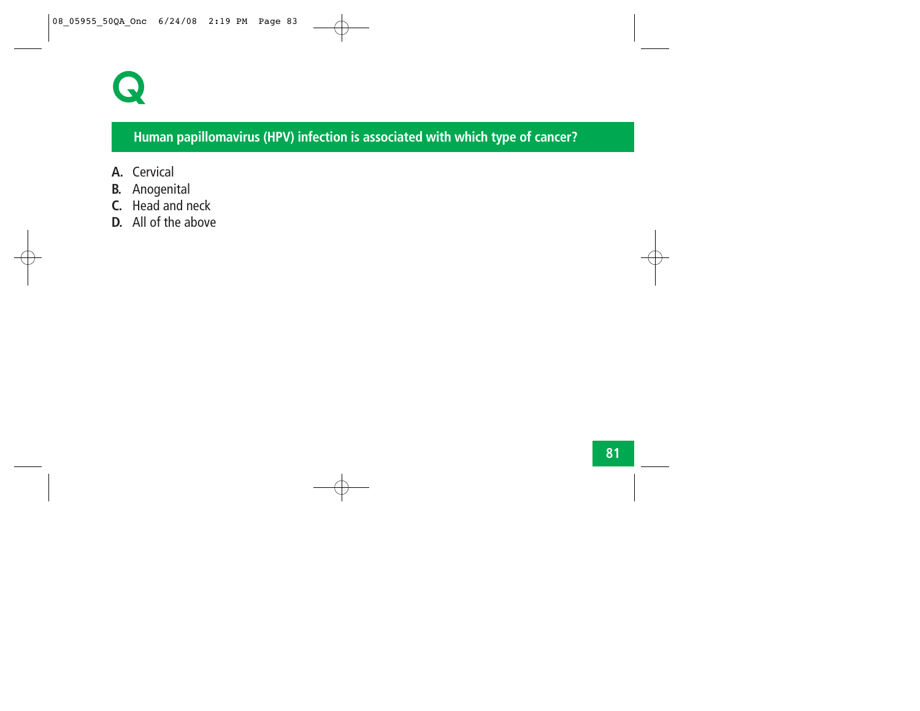# Q

## Human papillomavirus (HPV) infection is associated with which type of cancer?

**A.** Cervical
**B.** Anogenital
**C.** Head and neck
**D.** All of the above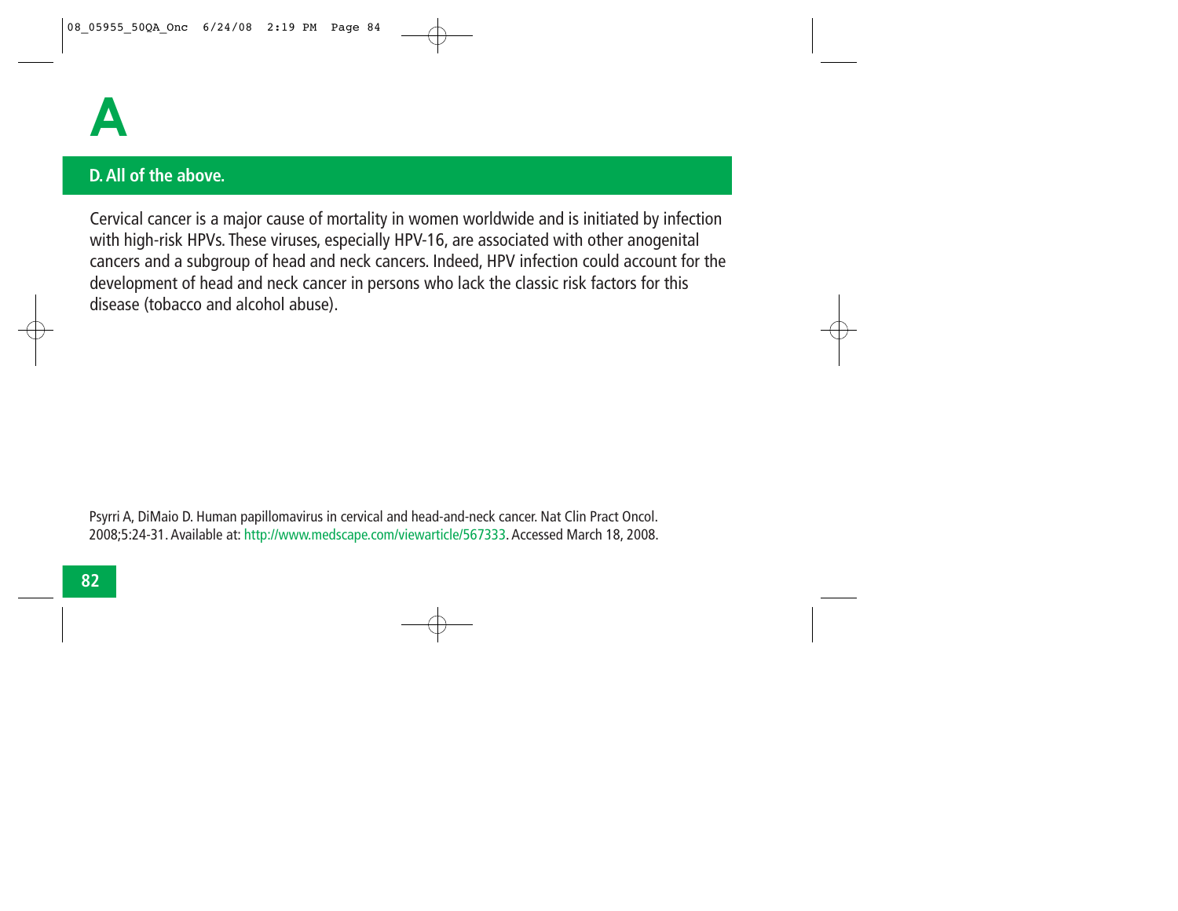# A

**D. All of the above.**

Cervical cancer is a major cause of mortality in women worldwide and is initiated by infection with high-risk HPVs. These viruses, especially HPV-16, are associated with other anogenital cancers and a subgroup of head and neck cancers. Indeed, HPV infection could account for the development of head and neck cancer in persons who lack the classic risk factors for this disease (tobacco and alcohol abuse).

Psyrri A, DiMaio D. Human papillomavirus in cervical and head-and-neck cancer. Nat Clin Pract Oncol. 2008;5:24-31. Available at: http://www.medscape.com/viewarticle/567333. Accessed March 18, 2008.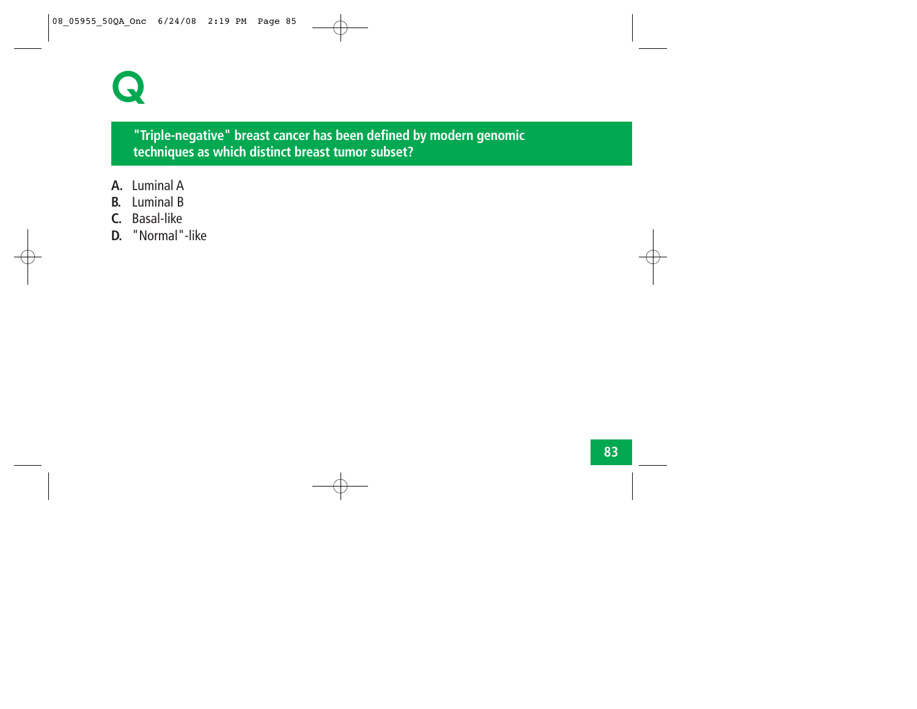# Q

**"Triple-negative" breast cancer has been defined by modern genomic techniques as which distinct breast tumor subset?**

**A.** Luminal A
**B.** Luminal B
**C.** Basal-like
**D.** "Normal"-like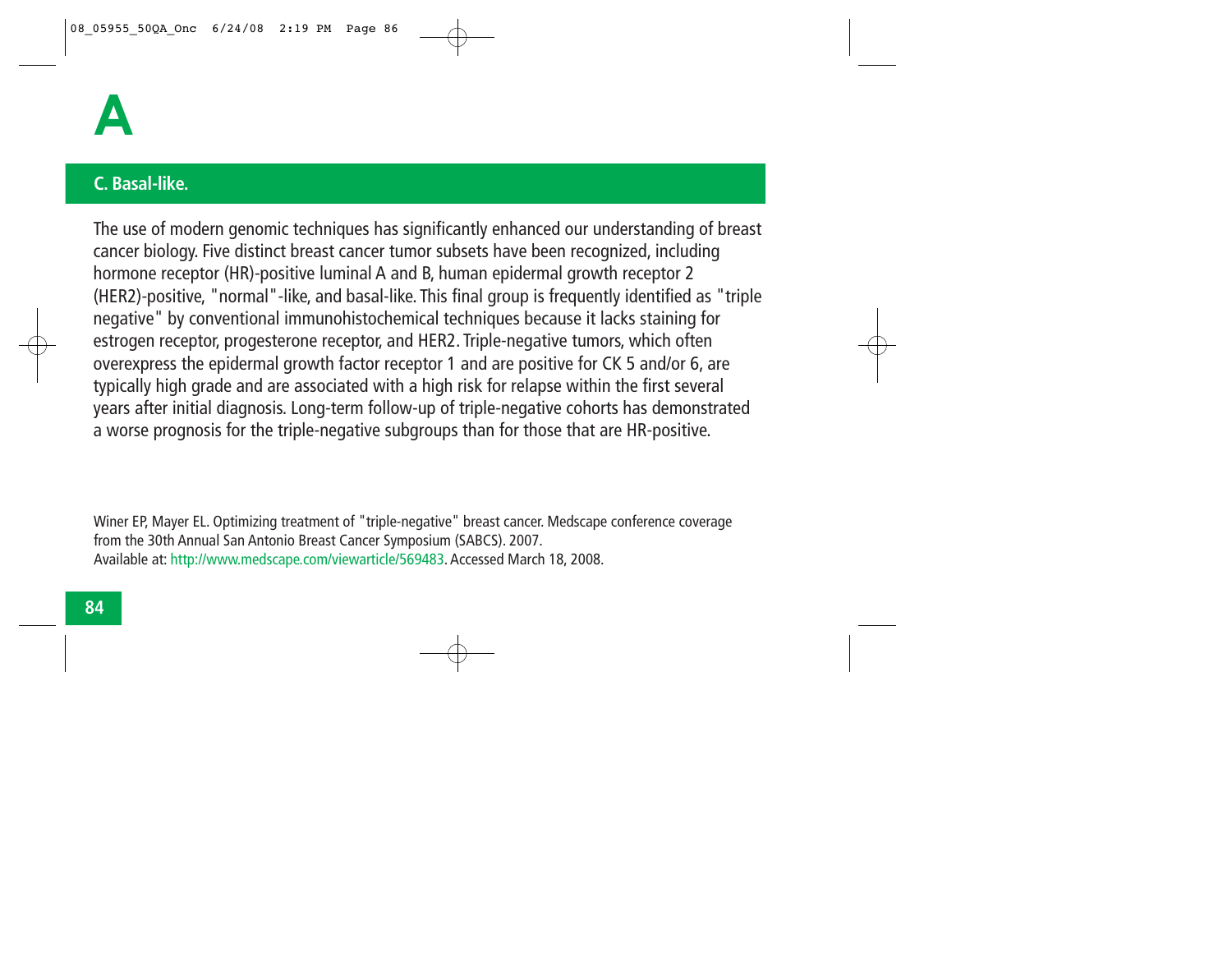# A

## C. Basal-like.

The use of modern genomic techniques has significantly enhanced our understanding of breast cancer biology. Five distinct breast cancer tumor subsets have been recognized, including hormone receptor (HR)-positive luminal A and B, human epidermal growth receptor 2 (HER2)-positive, "normal"-like, and basal-like. This final group is frequently identified as "triple negative" by conventional immunohistochemical techniques because it lacks staining for estrogen receptor, progesterone receptor, and HER2. Triple-negative tumors, which often overexpress the epidermal growth factor receptor 1 and are positive for CK 5 and/or 6, are typically high grade and are associated with a high risk for relapse within the first several years after initial diagnosis. Long-term follow-up of triple-negative cohorts has demonstrated a worse prognosis for the triple-negative subgroups than for those that are HR-positive.

Winer EP, Mayer EL. Optimizing treatment of "triple-negative" breast cancer. Medscape conference coverage from the 30th Annual San Antonio Breast Cancer Symposium (SABCS). 2007.
Available at: http://www.medscape.com/viewarticle/569483. Accessed March 18, 2008.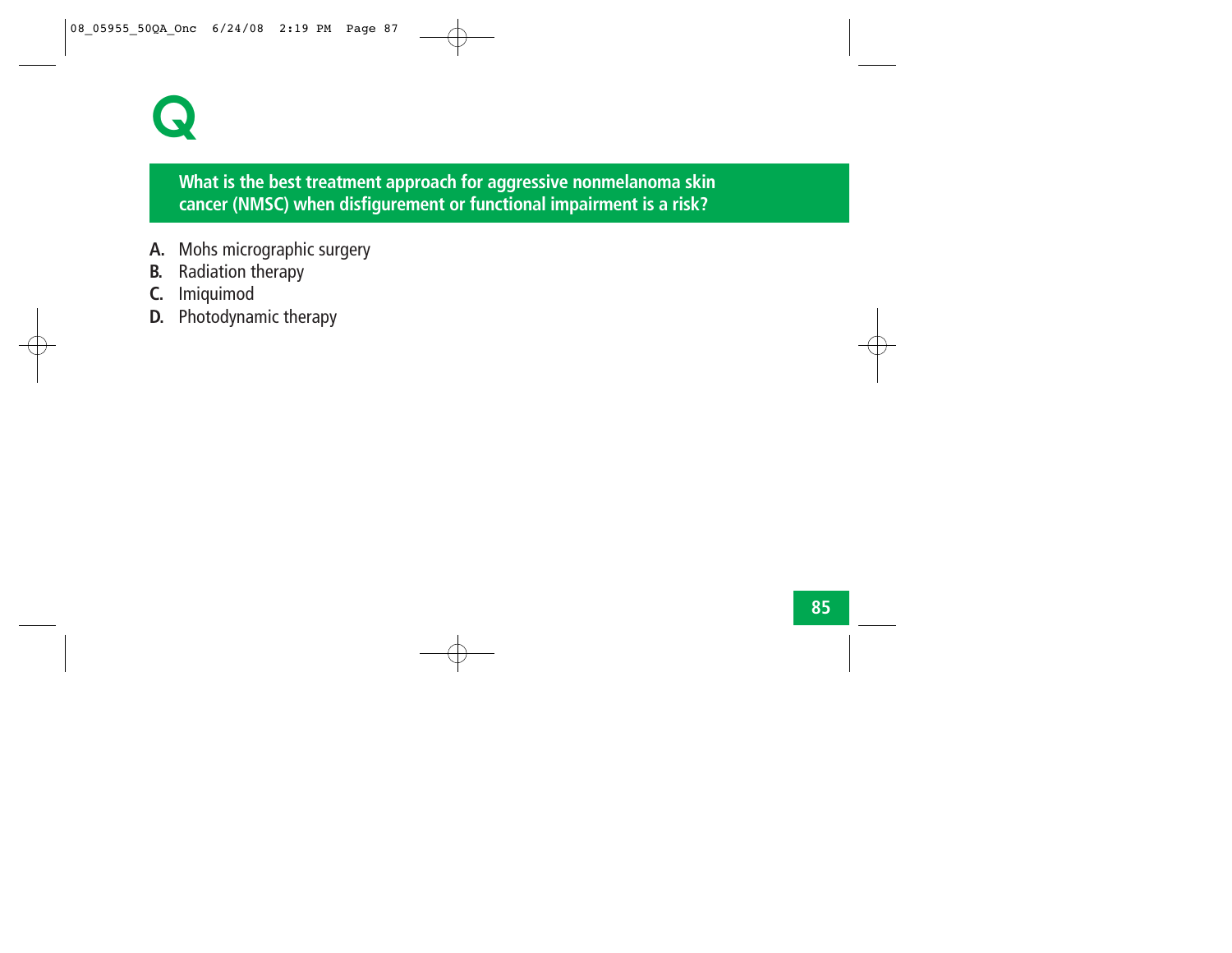# Q

**What is the best treatment approach for aggressive nonmelanoma skin cancer (NMSC) when disfigurement or functional impairment is a risk?**

**A.** Mohs micrographic surgery
**B.** Radiation therapy
**C.** Imiquimod
**D.** Photodynamic therapy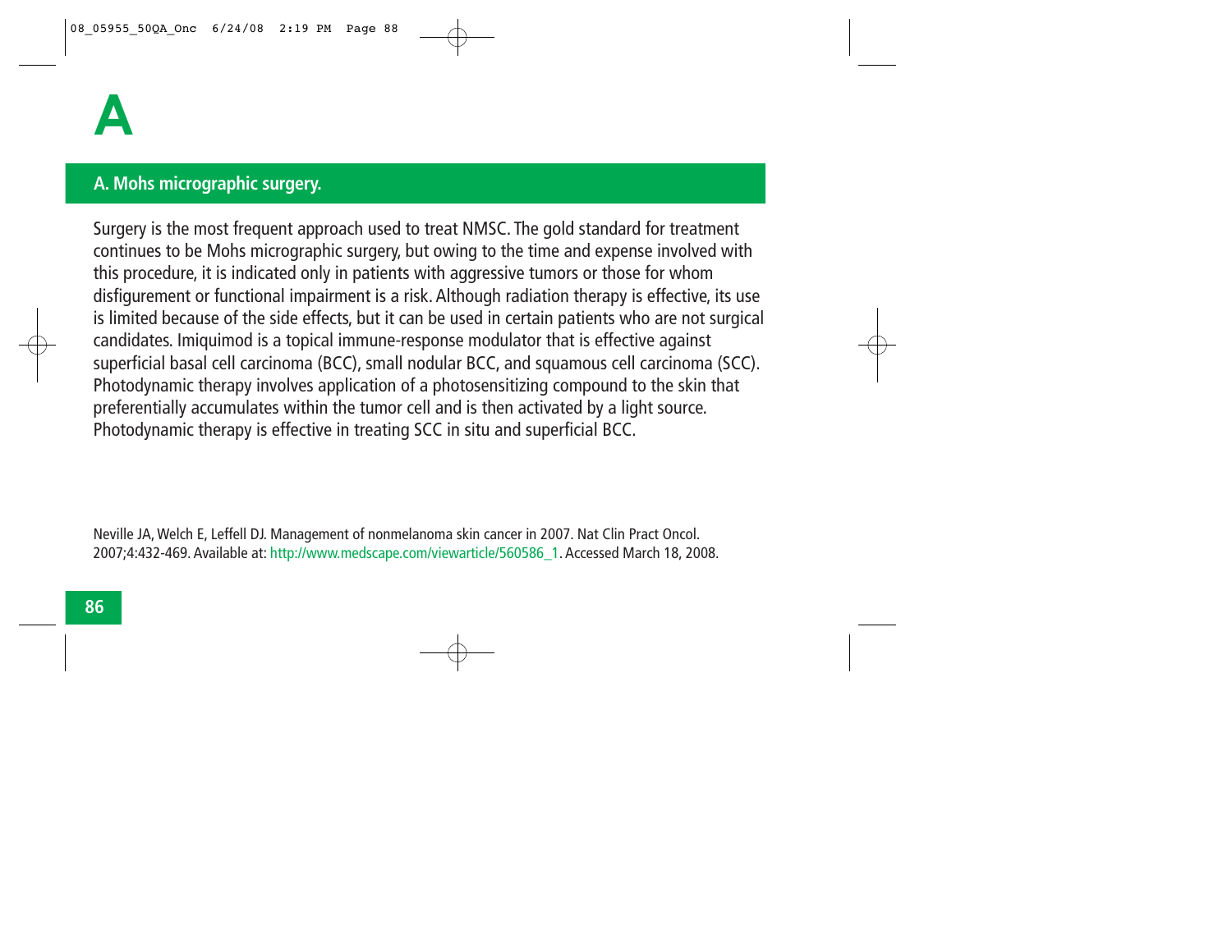# A

## A. Mohs micrographic surgery.

Surgery is the most frequent approach used to treat NMSC. The gold standard for treatment continues to be Mohs micrographic surgery, but owing to the time and expense involved with this procedure, it is indicated only in patients with aggressive tumors or those for whom disfigurement or functional impairment is a risk. Although radiation therapy is effective, its use is limited because of the side effects, but it can be used in certain patients who are not surgical candidates. Imiquimod is a topical immune-response modulator that is effective against superficial basal cell carcinoma (BCC), small nodular BCC, and squamous cell carcinoma (SCC). Photodynamic therapy involves application of a photosensitizing compound to the skin that preferentially accumulates within the tumor cell and is then activated by a light source. Photodynamic therapy is effective in treating SCC in situ and superficial BCC.

Neville JA, Welch E, Leffell DJ. Management of nonmelanoma skin cancer in 2007. Nat Clin Pract Oncol. 2007;4:432-469. Available at: http://www.medscape.com/viewarticle/560586_1. Accessed March 18, 2008.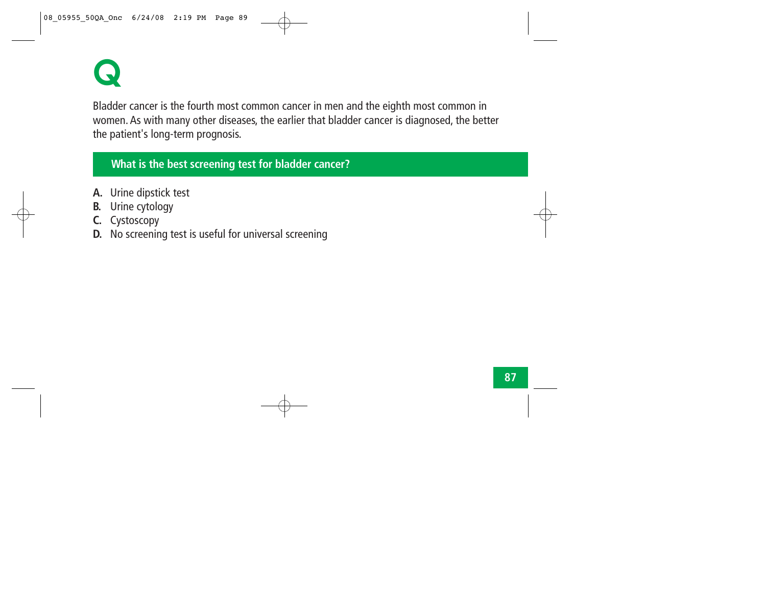# Q

Bladder cancer is the fourth most common cancer in men and the eighth most common in women. As with many other diseases, the earlier that bladder cancer is diagnosed, the better the patient's long-term prognosis.

## What is the best screening test for bladder cancer?

**A.** Urine dipstick test
**B.** Urine cytology
**C.** Cystoscopy
**D.** No screening test is useful for universal screening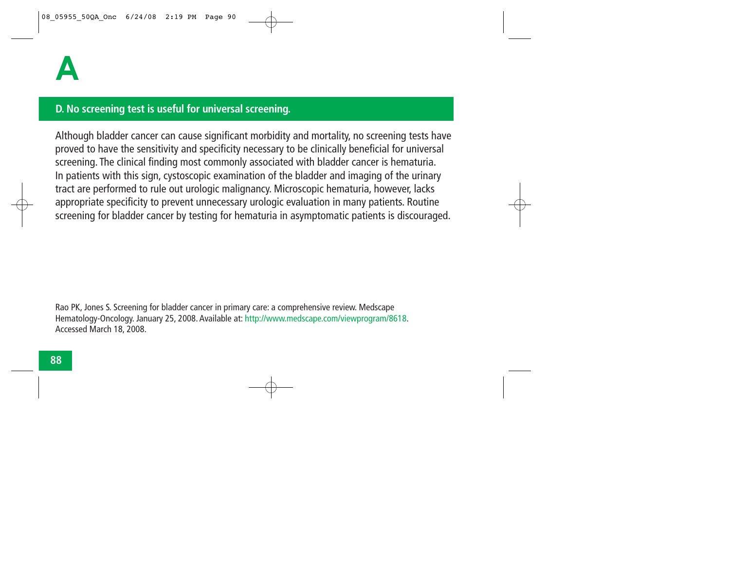# A

## D. No screening test is useful for universal screening.

Although bladder cancer can cause significant morbidity and mortality, no screening tests have proved to have the sensitivity and specificity necessary to be clinically beneficial for universal screening. The clinical finding most commonly associated with bladder cancer is hematuria. In patients with this sign, cystoscopic examination of the bladder and imaging of the urinary tract are performed to rule out urologic malignancy. Microscopic hematuria, however, lacks appropriate specificity to prevent unnecessary urologic evaluation in many patients. Routine screening for bladder cancer by testing for hematuria in asymptomatic patients is discouraged.

Rao PK, Jones S. Screening for bladder cancer in primary care: a comprehensive review. Medscape Hematology-Oncology. January 25, 2008. Available at: http://www.medscape.com/viewprogram/8618. Accessed March 18, 2008.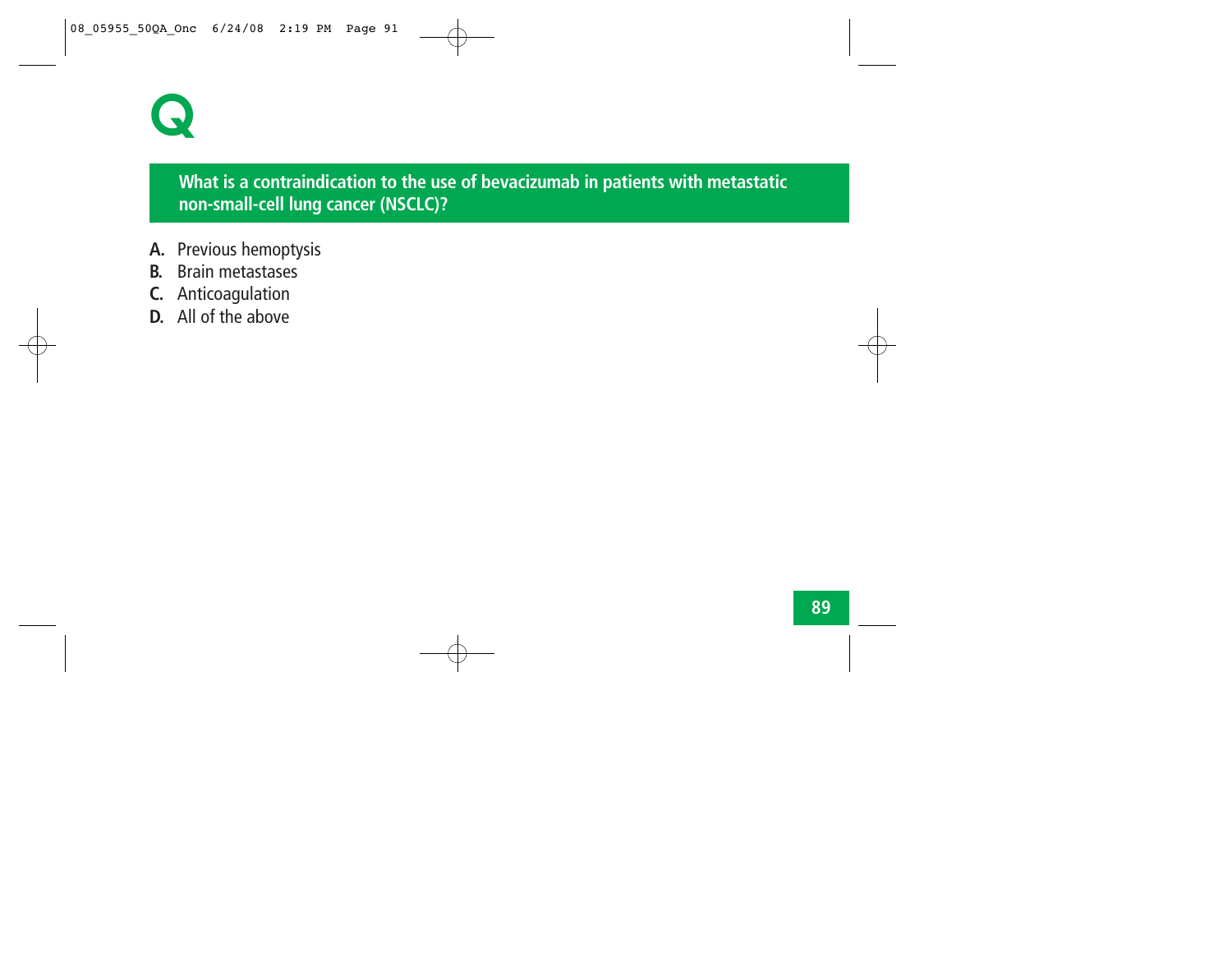# Q

**What is a contraindication to the use of bevacizumab in patients with metastatic non-small-cell lung cancer (NSCLC)?**

**A.** Previous hemoptysis
**B.** Brain metastases
**C.** Anticoagulation
**D.** All of the above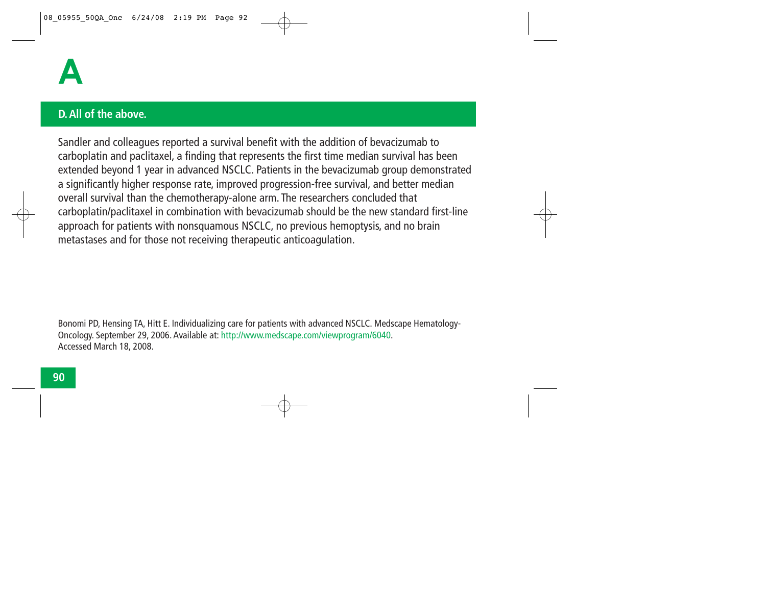# A

## D. All of the above.

Sandler and colleagues reported a survival benefit with the addition of bevacizumab to carboplatin and paclitaxel, a finding that represents the first time median survival has been extended beyond 1 year in advanced NSCLC. Patients in the bevacizumab group demonstrated a significantly higher response rate, improved progression-free survival, and better median overall survival than the chemotherapy-alone arm. The researchers concluded that carboplatin/paclitaxel in combination with bevacizumab should be the new standard first-line approach for patients with nonsquamous NSCLC, no previous hemoptysis, and no brain metastases and for those not receiving therapeutic anticoagulation.

Bonomi PD, Hensing TA, Hitt E. Individualizing care for patients with advanced NSCLC. Medscape Hematology-Oncology. September 29, 2006. Available at: http://www.medscape.com/viewprogram/6040. Accessed March 18, 2008.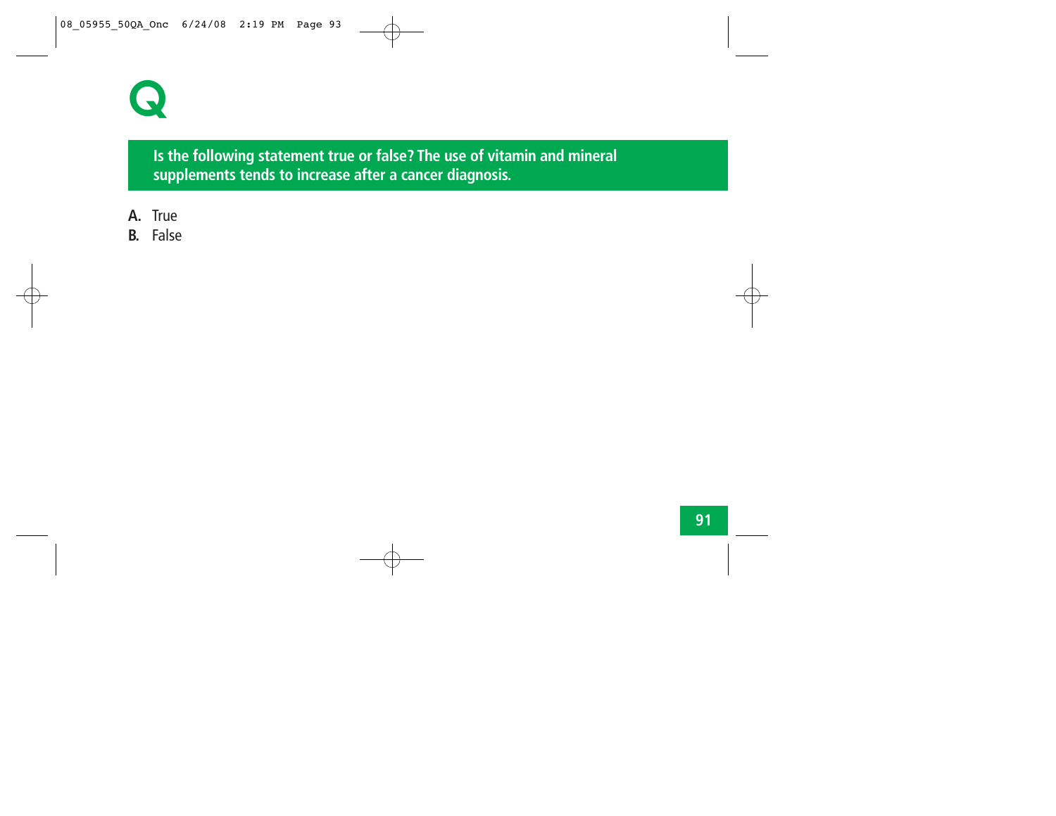# Q

**Is the following statement true or false? The use of vitamin and mineral supplements tends to increase after a cancer diagnosis.**

**A.** True
**B.** False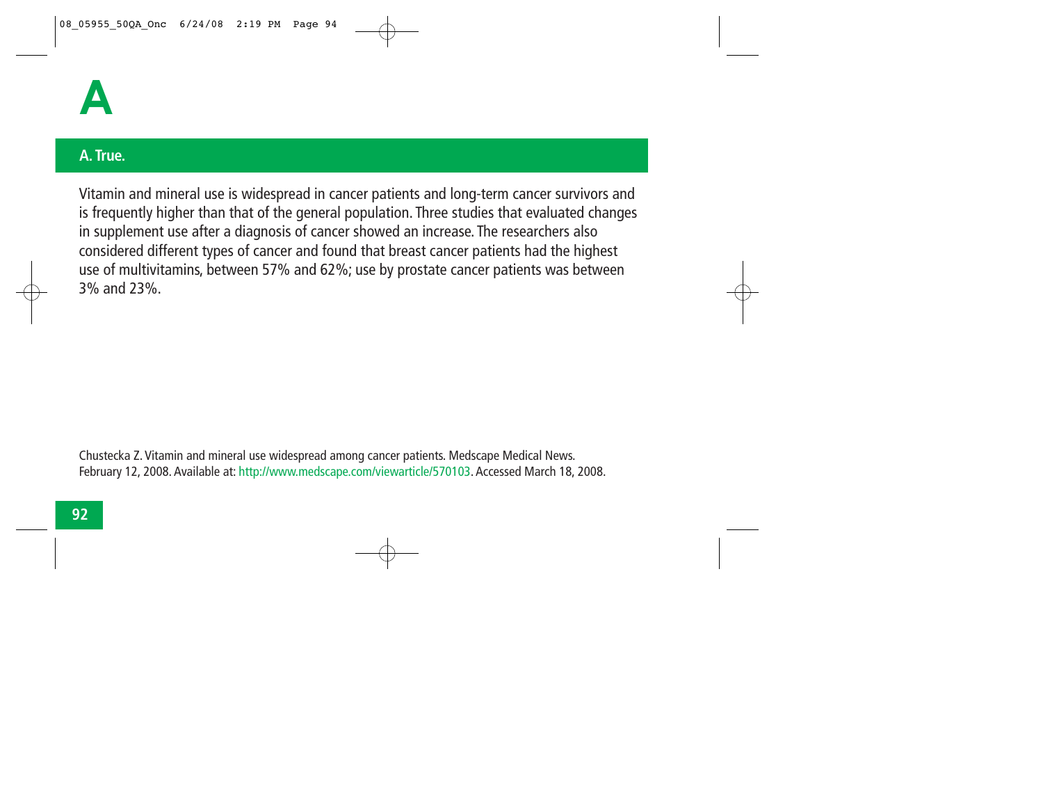# A

## A. True.

Vitamin and mineral use is widespread in cancer patients and long-term cancer survivors and is frequently higher than that of the general population. Three studies that evaluated changes in supplement use after a diagnosis of cancer showed an increase. The researchers also considered different types of cancer and found that breast cancer patients had the highest use of multivitamins, between 57% and 62%; use by prostate cancer patients was between 3% and 23%.

Chustecka Z. Vitamin and mineral use widespread among cancer patients. Medscape Medical News. February 12, 2008. Available at: http://www.medscape.com/viewarticle/570103. Accessed March 18, 2008.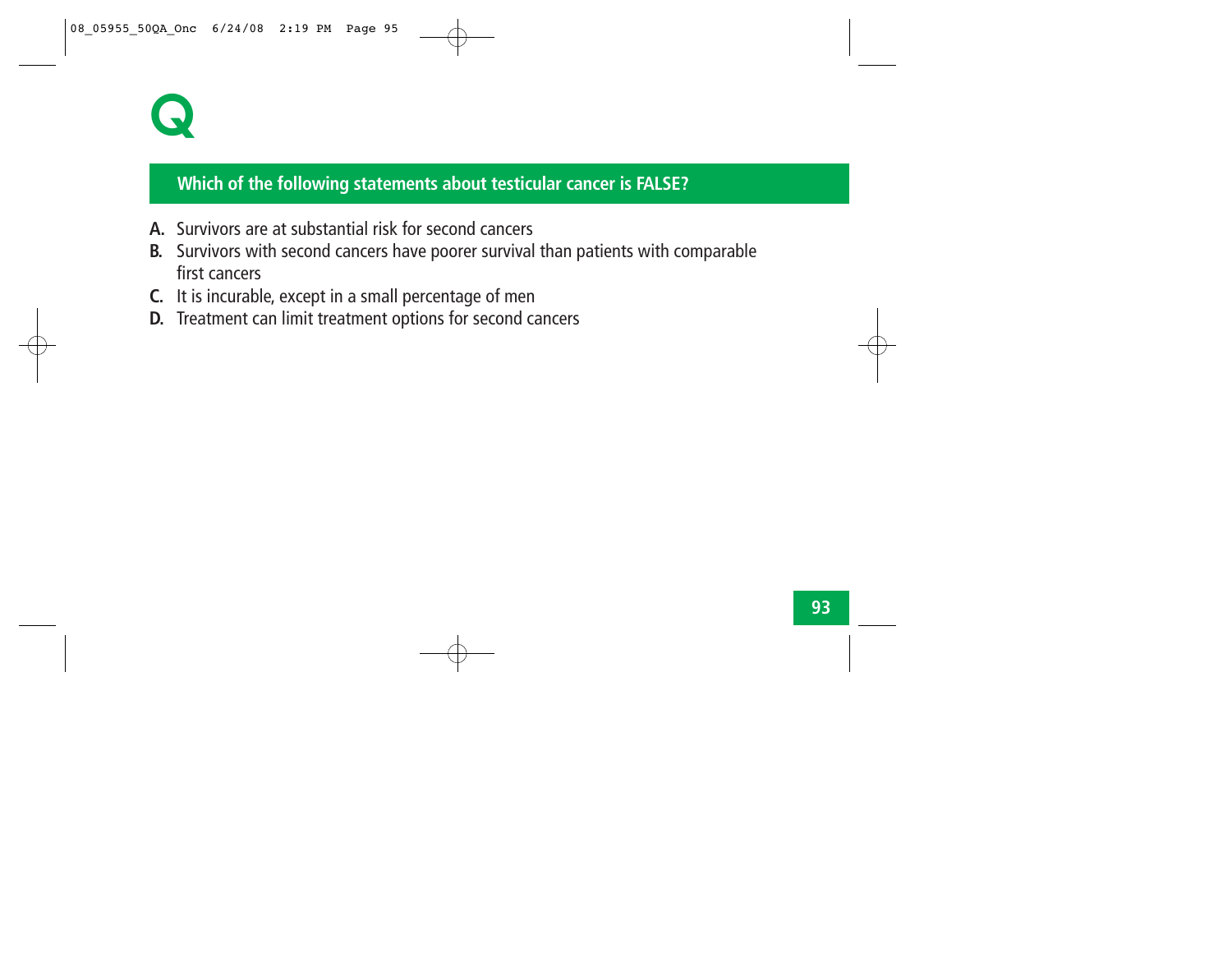# Q

## Which of the following statements about testicular cancer is FALSE?

**A.** Survivors are at substantial risk for second cancers

**B.** Survivors with second cancers have poorer survival than patients with comparable first cancers

**C.** It is incurable, except in a small percentage of men

**D.** Treatment can limit treatment options for second cancers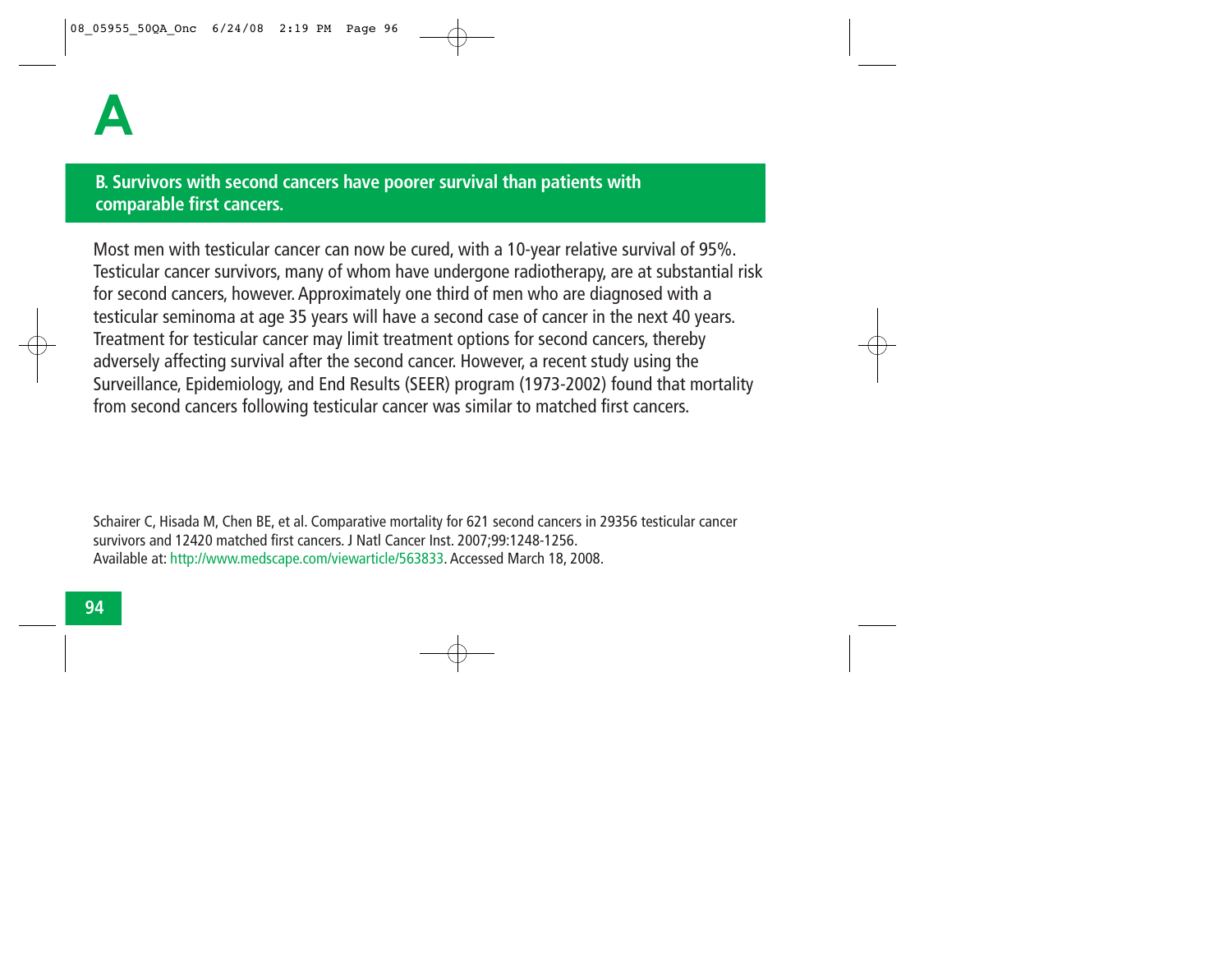# A

**B. Survivors with second cancers have poorer survival than patients with comparable first cancers.**

Most men with testicular cancer can now be cured, with a 10-year relative survival of 95%. Testicular cancer survivors, many of whom have undergone radiotherapy, are at substantial risk for second cancers, however. Approximately one third of men who are diagnosed with a testicular seminoma at age 35 years will have a second case of cancer in the next 40 years. Treatment for testicular cancer may limit treatment options for second cancers, thereby adversely affecting survival after the second cancer. However, a recent study using the Surveillance, Epidemiology, and End Results (SEER) program (1973-2002) found that mortality from second cancers following testicular cancer was similar to matched first cancers.

Schairer C, Hisada M, Chen BE, et al. Comparative mortality for 621 second cancers in 29356 testicular cancer survivors and 12420 matched first cancers. J Natl Cancer Inst. 2007;99:1248-1256. Available at: http://www.medscape.com/viewarticle/563833. Accessed March 18, 2008.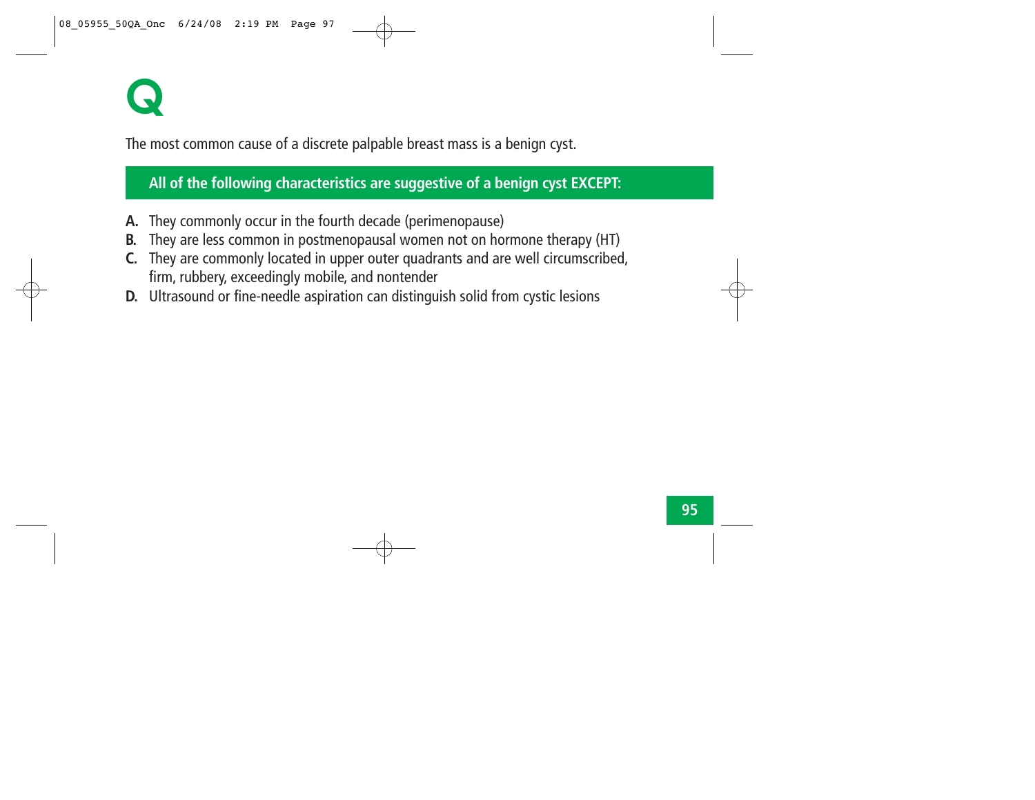# Q

The most common cause of a discrete palpable breast mass is a benign cyst.

**All of the following characteristics are suggestive of a benign cyst EXCEPT:**

**A.** They commonly occur in the fourth decade (perimenopause)

**B.** They are less common in postmenopausal women not on hormone therapy (HT)

**C.** They are commonly located in upper outer quadrants and are well circumscribed, firm, rubbery, exceedingly mobile, and nontender

**D.** Ultrasound or fine-needle aspiration can distinguish solid from cystic lesions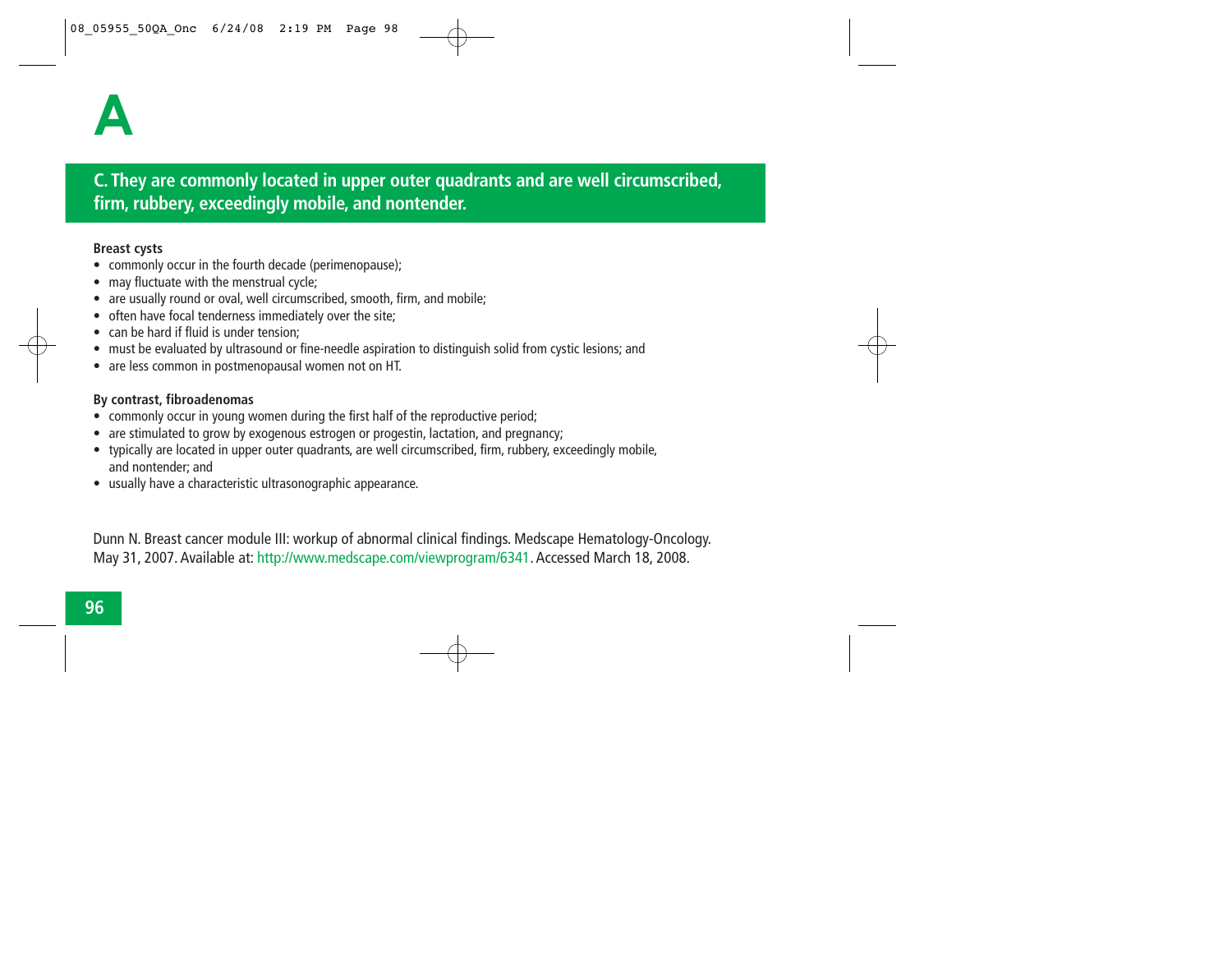# A

## C. They are commonly located in upper outer quadrants and are well circumscribed, firm, rubbery, exceedingly mobile, and nontender.

**Breast cysts**

- commonly occur in the fourth decade (perimenopause);
- may fluctuate with the menstrual cycle;
- are usually round or oval, well circumscribed, smooth, firm, and mobile;
- often have focal tenderness immediately over the site;
- can be hard if fluid is under tension;
- must be evaluated by ultrasound or fine-needle aspiration to distinguish solid from cystic lesions; and
- are less common in postmenopausal women not on HT.

**By contrast, fibroadenomas**

- commonly occur in young women during the first half of the reproductive period;
- are stimulated to grow by exogenous estrogen or progestin, lactation, and pregnancy;
- typically are located in upper outer quadrants, are well circumscribed, firm, rubbery, exceedingly mobile, and nontender; and
- usually have a characteristic ultrasonographic appearance.

Dunn N. Breast cancer module III: workup of abnormal clinical findings. Medscape Hematology-Oncology. May 31, 2007. Available at: http://www.medscape.com/viewprogram/6341. Accessed March 18, 2008.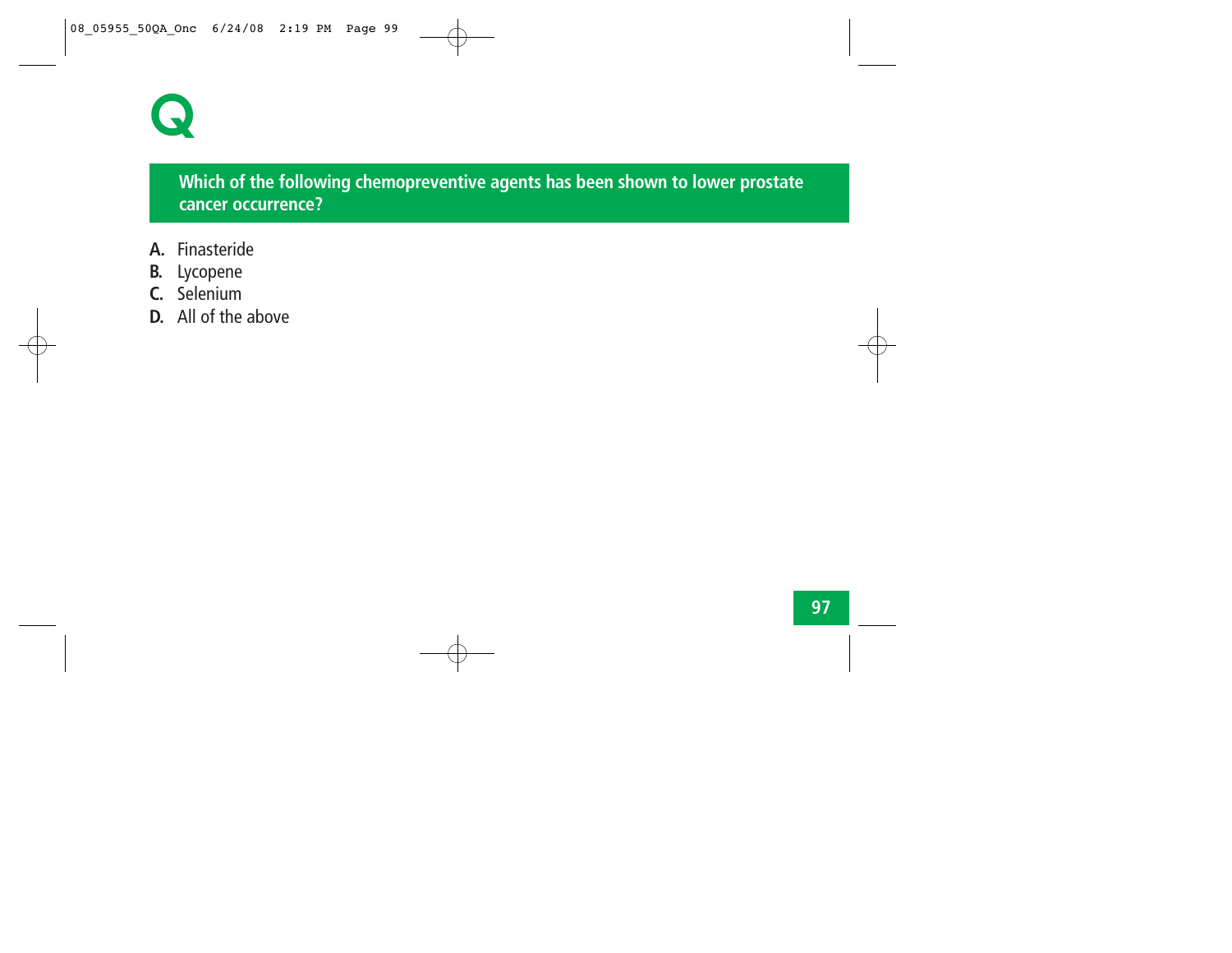# Q

**Which of the following chemopreventive agents has been shown to lower prostate cancer occurrence?**

**A.** Finasteride
**B.** Lycopene
**C.** Selenium
**D.** All of the above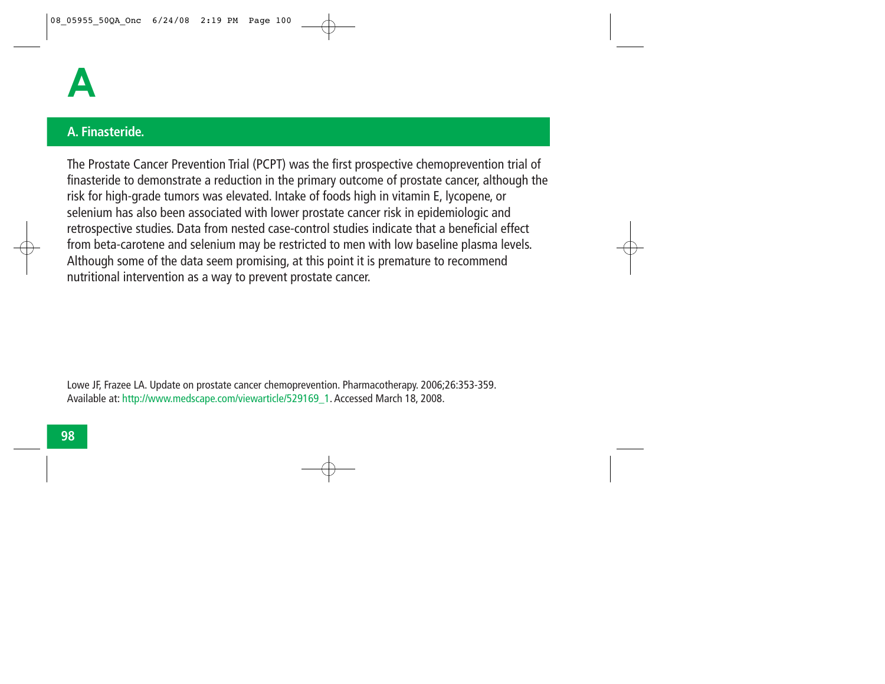# A

## A. Finasteride.

The Prostate Cancer Prevention Trial (PCPT) was the first prospective chemoprevention trial of finasteride to demonstrate a reduction in the primary outcome of prostate cancer, although the risk for high-grade tumors was elevated. Intake of foods high in vitamin E, lycopene, or selenium has also been associated with lower prostate cancer risk in epidemiologic and retrospective studies. Data from nested case-control studies indicate that a beneficial effect from beta-carotene and selenium may be restricted to men with low baseline plasma levels. Although some of the data seem promising, at this point it is premature to recommend nutritional intervention as a way to prevent prostate cancer.

Lowe JF, Frazee LA. Update on prostate cancer chemoprevention. Pharmacotherapy. 2006;26:353-359. Available at: http://www.medscape.com/viewarticle/529169_1. Accessed March 18, 2008.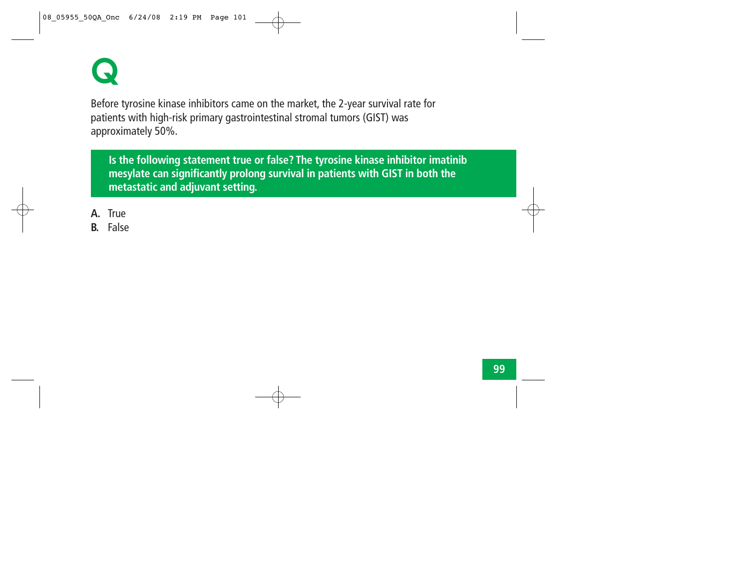# Q

Before tyrosine kinase inhibitors came on the market, the 2-year survival rate for patients with high-risk primary gastrointestinal stromal tumors (GIST) was approximately 50%.

**Is the following statement true or false? The tyrosine kinase inhibitor imatinib mesylate can significantly prolong survival in patients with GIST in both the metastatic and adjuvant setting.**

**A.** True
**B.** False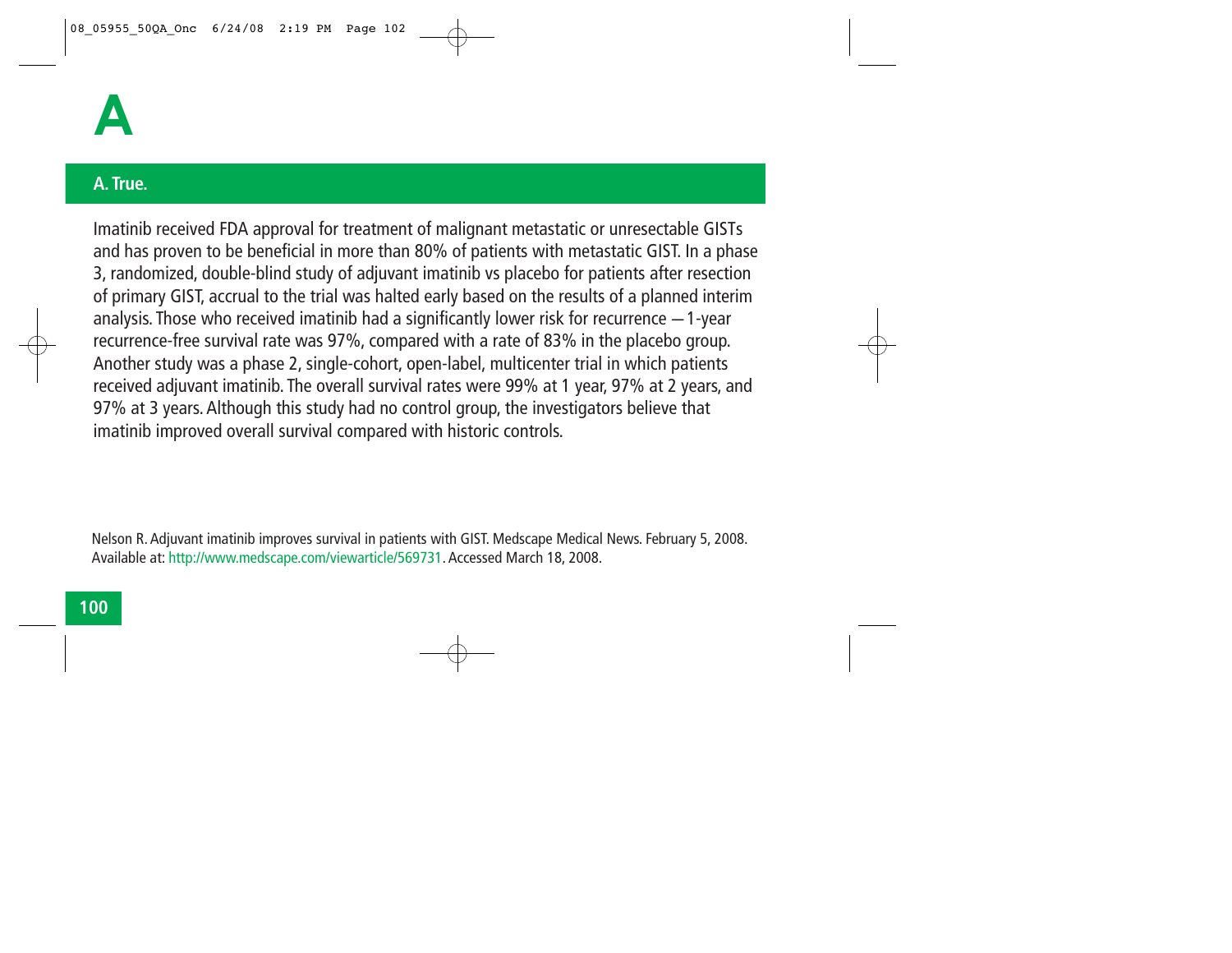# A

## A. True.

Imatinib received FDA approval for treatment of malignant metastatic or unresectable GISTs and has proven to be beneficial in more than 80% of patients with metastatic GIST. In a phase 3, randomized, double-blind study of adjuvant imatinib vs placebo for patients after resection of primary GIST, accrual to the trial was halted early based on the results of a planned interim analysis. Those who received imatinib had a significantly lower risk for recurrence — 1-year recurrence-free survival rate was 97%, compared with a rate of 83% in the placebo group. Another study was a phase 2, single-cohort, open-label, multicenter trial in which patients received adjuvant imatinib. The overall survival rates were 99% at 1 year, 97% at 2 years, and 97% at 3 years. Although this study had no control group, the investigators believe that imatinib improved overall survival compared with historic controls.

Nelson R. Adjuvant imatinib improves survival in patients with GIST. Medscape Medical News. February 5, 2008. Available at: http://www.medscape.com/viewarticle/569731. Accessed March 18, 2008.